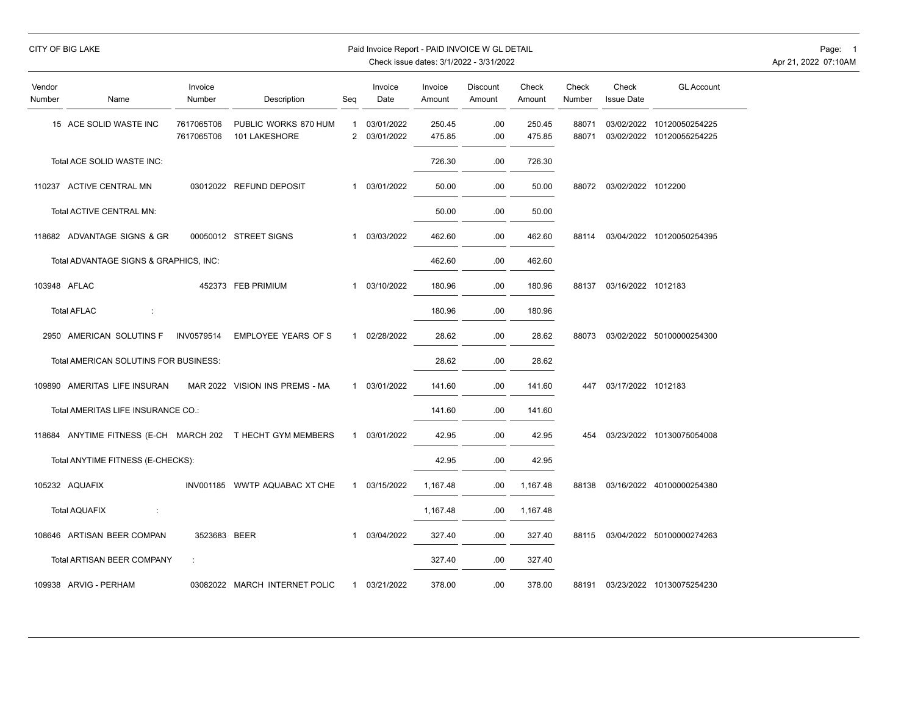CITY OF BIG LAKE

Paid Invoice Report - PAID INVOICE W GL DETAIL
Check issue dates: 3/1/2022 - 3/31/2022

Apr 21, 2022 07:10AM

| Vendor Number | Name | Invoice Number | Description | Seq | Invoice Date | Invoice Amount | Discount Amount | Check Amount | Check Number | Check Issue Date | GL Account |
|---|---|---|---|---|---|---|---|---|---|---|---|
| 15 | ACE SOLID WASTE INC | 7617065T06 | PUBLIC WORKS 870 HUM | 1 | 03/01/2022 | 250.45 | .00 | 250.45 | 88071 | 03/02/2022 | 10120050254225 |
| | | 7617065T06 | 101 LAKESHORE | 2 | 03/01/2022 | 475.85 | .00 | 475.85 | 88071 | 03/02/2022 | 10120055254225 |
| | Total ACE SOLID WASTE INC: | | | | | 726.30 | .00 | 726.30 | | | |
| 110237 | ACTIVE CENTRAL MN | 03012022 | REFUND DEPOSIT | 1 | 03/01/2022 | 50.00 | .00 | 50.00 | 88072 | 03/02/2022 | 1012200 |
| | Total ACTIVE CENTRAL MN: | | | | | 50.00 | .00 | 50.00 | | | |
| 118682 | ADVANTAGE SIGNS & GR | 00050012 | STREET SIGNS | 1 | 03/03/2022 | 462.60 | .00 | 462.60 | 88114 | 03/04/2022 | 10120050254395 |
| | Total ADVANTAGE SIGNS & GRAPHICS, INC: | | | | | 462.60 | .00 | 462.60 | | | |
| 103948 | AFLAC | 452373 | FEB PRIMIUM | 1 | 03/10/2022 | 180.96 | .00 | 180.96 | 88137 | 03/16/2022 | 1012183 |
| | Total AFLAC : | | | | | 180.96 | .00 | 180.96 | | | |
| 2950 | AMERICAN SOLUTINS F | INV0579514 | EMPLOYEE YEARS OF S | 1 | 02/28/2022 | 28.62 | .00 | 28.62 | 88073 | 03/02/2022 | 50100000254300 |
| | Total AMERICAN SOLUTINS FOR BUSINESS: | | | | | 28.62 | .00 | 28.62 | | | |
| 109890 | AMERITAS LIFE INSURAN | MAR 2022 | VISION INS PREMS - MA | 1 | 03/01/2022 | 141.60 | .00 | 141.60 | 447 | 03/17/2022 | 1012183 |
| | Total AMERITAS LIFE INSURANCE CO.: | | | | | 141.60 | .00 | 141.60 | | | |
| 118684 | ANYTIME FITNESS (E-CH | MARCH 202 | T HECHT GYM MEMBERS | 1 | 03/01/2022 | 42.95 | .00 | 42.95 | 454 | 03/23/2022 | 10130075054008 |
| | Total ANYTIME FITNESS (E-CHECKS): | | | | | 42.95 | .00 | 42.95 | | | |
| 105232 | AQUAFIX | INV001185 | WWTP AQUABAC XT CHE | 1 | 03/15/2022 | 1,167.48 | .00 | 1,167.48 | 88138 | 03/16/2022 | 40100000254380 |
| | Total AQUAFIX : | | | | | 1,167.48 | .00 | 1,167.48 | | | |
| 108646 | ARTISAN BEER COMPAN | 3523683 | BEER | 1 | 03/04/2022 | 327.40 | .00 | 327.40 | 88115 | 03/04/2022 | 50100000274263 |
| | Total ARTISAN BEER COMPANY : | | | | | 327.40 | .00 | 327.40 | | | |
| 109938 | ARVIG - PERHAM | 03082022 | MARCH INTERNET POLIC | 1 | 03/21/2022 | 378.00 | .00 | 378.00 | 88191 | 03/23/2022 | 10130075254230 |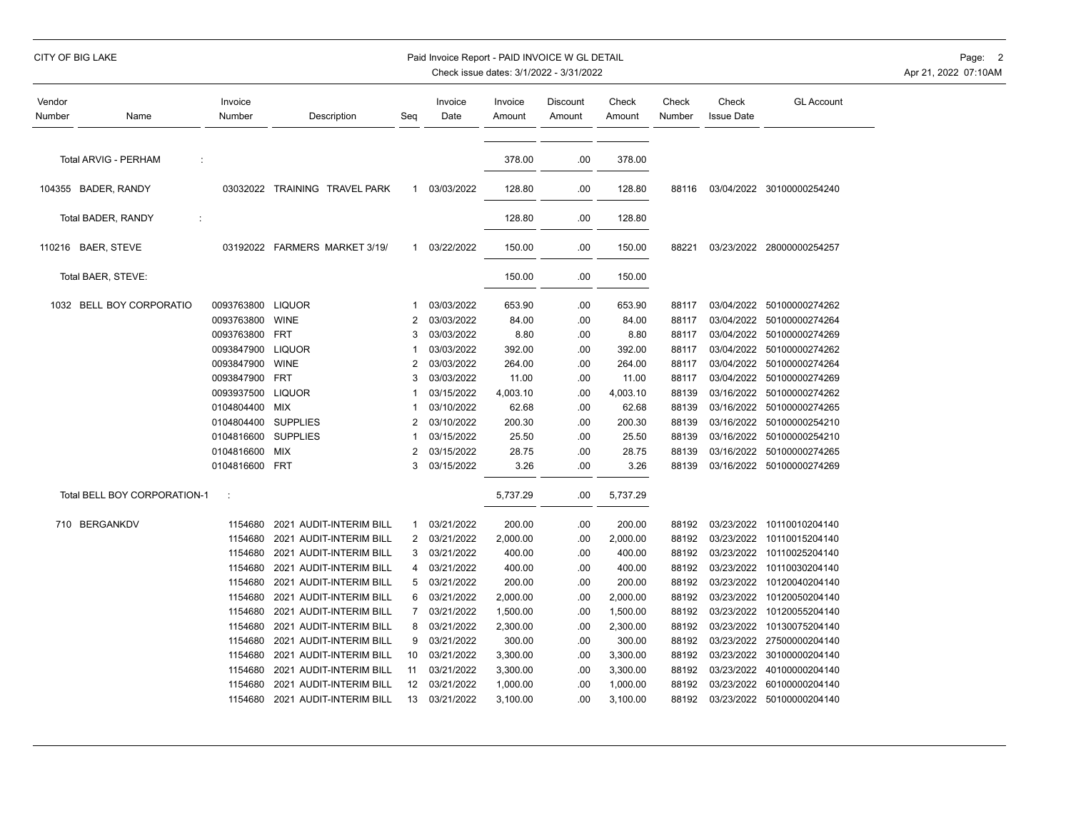CITY OF BIG LAKE

Paid Invoice Report - PAID INVOICE W GL DETAIL
Check issue dates: 3/1/2022 - 3/31/2022

| Vendor Number | Name | Invoice Number | Description | Seq | Invoice Date | Invoice Amount | Discount Amount | Check Amount | Check Number | Check Issue Date | GL Account |
|---|---|---|---|---|---|---|---|---|---|---|---|
| | Total ARVIG - PERHAM : | | | | | 378.00 | .00 | 378.00 | | | |
| 104355 | BADER, RANDY | 03032022 | TRAINING TRAVEL PARK | 1 | 03/03/2022 | 128.80 | .00 | 128.80 | 88116 | 03/04/2022 | 30100000254240 |
| | Total BADER, RANDY : | | | | | 128.80 | .00 | 128.80 | | | |
| 110216 | BAER, STEVE | 03192022 | FARMERS MARKET 3/19/ | 1 | 03/22/2022 | 150.00 | .00 | 150.00 | 88221 | 03/23/2022 | 28000000254257 |
| | Total BAER, STEVE: | | | | | 150.00 | .00 | 150.00 | | | |
| 1032 | BELL BOY CORPORATIO | 0093763800 | LIQUOR | 1 | 03/03/2022 | 653.90 | .00 | 653.90 | 88117 | 03/04/2022 | 50100000274262 |
| | | 0093763800 | WINE | 2 | 03/03/2022 | 84.00 | .00 | 84.00 | 88117 | 03/04/2022 | 50100000274264 |
| | | 0093763800 | FRT | 3 | 03/03/2022 | 8.80 | .00 | 8.80 | 88117 | 03/04/2022 | 50100000274269 |
| | | 0093847900 | LIQUOR | 1 | 03/03/2022 | 392.00 | .00 | 392.00 | 88117 | 03/04/2022 | 50100000274262 |
| | | 0093847900 | WINE | 2 | 03/03/2022 | 264.00 | .00 | 264.00 | 88117 | 03/04/2022 | 50100000274264 |
| | | 0093847900 | FRT | 3 | 03/03/2022 | 11.00 | .00 | 11.00 | 88117 | 03/04/2022 | 50100000274269 |
| | | 0093937500 | LIQUOR | 1 | 03/15/2022 | 4,003.10 | .00 | 4,003.10 | 88139 | 03/16/2022 | 50100000274262 |
| | | 0104804400 | MIX | 1 | 03/10/2022 | 62.68 | .00 | 62.68 | 88139 | 03/16/2022 | 50100000274265 |
| | | 0104804400 | SUPPLIES | 2 | 03/10/2022 | 200.30 | .00 | 200.30 | 88139 | 03/16/2022 | 50100000254210 |
| | | 0104816600 | SUPPLIES | 1 | 03/15/2022 | 25.50 | .00 | 25.50 | 88139 | 03/16/2022 | 50100000254210 |
| | | 0104816600 | MIX | 2 | 03/15/2022 | 28.75 | .00 | 28.75 | 88139 | 03/16/2022 | 50100000274265 |
| | | 0104816600 | FRT | 3 | 03/15/2022 | 3.26 | .00 | 3.26 | 88139 | 03/16/2022 | 50100000274269 |
| | Total BELL BOY CORPORATION-1 : | | | | | 5,737.29 | .00 | 5,737.29 | | | |
| 710 | BERGANKDV | 1154680 | 2021 AUDIT-INTERIM BILL | 1 | 03/21/2022 | 200.00 | .00 | 200.00 | 88192 | 03/23/2022 | 10110010204140 |
| | | 1154680 | 2021 AUDIT-INTERIM BILL | 2 | 03/21/2022 | 2,000.00 | .00 | 2,000.00 | 88192 | 03/23/2022 | 10110015204140 |
| | | 1154680 | 2021 AUDIT-INTERIM BILL | 3 | 03/21/2022 | 400.00 | .00 | 400.00 | 88192 | 03/23/2022 | 10110025204140 |
| | | 1154680 | 2021 AUDIT-INTERIM BILL | 4 | 03/21/2022 | 400.00 | .00 | 400.00 | 88192 | 03/23/2022 | 10110030204140 |
| | | 1154680 | 2021 AUDIT-INTERIM BILL | 5 | 03/21/2022 | 200.00 | .00 | 200.00 | 88192 | 03/23/2022 | 10120040204140 |
| | | 1154680 | 2021 AUDIT-INTERIM BILL | 6 | 03/21/2022 | 2,000.00 | .00 | 2,000.00 | 88192 | 03/23/2022 | 10120050204140 |
| | | 1154680 | 2021 AUDIT-INTERIM BILL | 7 | 03/21/2022 | 1,500.00 | .00 | 1,500.00 | 88192 | 03/23/2022 | 10120055204140 |
| | | 1154680 | 2021 AUDIT-INTERIM BILL | 8 | 03/21/2022 | 2,300.00 | .00 | 2,300.00 | 88192 | 03/23/2022 | 10130075204140 |
| | | 1154680 | 2021 AUDIT-INTERIM BILL | 9 | 03/21/2022 | 300.00 | .00 | 300.00 | 88192 | 03/23/2022 | 27500000204140 |
| | | 1154680 | 2021 AUDIT-INTERIM BILL | 10 | 03/21/2022 | 3,300.00 | .00 | 3,300.00 | 88192 | 03/23/2022 | 30100000204140 |
| | | 1154680 | 2021 AUDIT-INTERIM BILL | 11 | 03/21/2022 | 3,300.00 | .00 | 3,300.00 | 88192 | 03/23/2022 | 40100000204140 |
| | | 1154680 | 2021 AUDIT-INTERIM BILL | 12 | 03/21/2022 | 1,000.00 | .00 | 1,000.00 | 88192 | 03/23/2022 | 60100000204140 |
| | | 1154680 | 2021 AUDIT-INTERIM BILL | 13 | 03/21/2022 | 3,100.00 | .00 | 3,100.00 | 88192 | 03/23/2022 | 50100000204140 |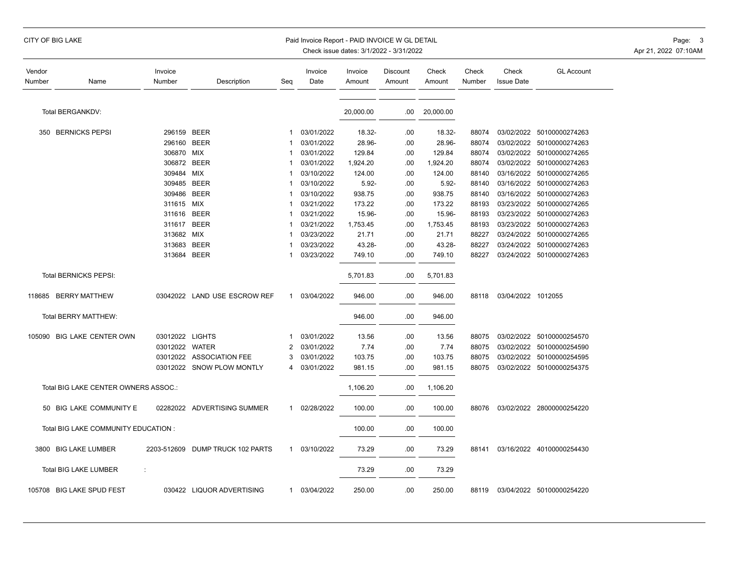CITY OF BIG LAKE

Paid Invoice Report - PAID INVOICE W GL DETAIL
Check issue dates: 3/1/2022 - 3/31/2022

| Vendor Number | Name | Invoice Number | Description | Seq | Invoice Date | Invoice Amount | Discount Amount | Check Amount | Check Number | Check Issue Date | GL Account |
|---|---|---|---|---|---|---|---|---|---|---|---|
| | Total BERGANKDV: | | | | | 20,000.00 | .00 | 20,000.00 | | | |
| 350 | BERNICKS PEPSI | 296159 | BEER | 1 | 03/01/2022 | 18.32- | .00 | 18.32- | 88074 | 03/02/2022 | 50100000274263 |
| | | 296160 | BEER | 1 | 03/01/2022 | 28.96- | .00 | 28.96- | 88074 | 03/02/2022 | 50100000274263 |
| | | 306870 | MIX | 1 | 03/01/2022 | 129.84 | .00 | 129.84 | 88074 | 03/02/2022 | 50100000274265 |
| | | 306872 | BEER | 1 | 03/01/2022 | 1,924.20 | .00 | 1,924.20 | 88074 | 03/02/2022 | 50100000274263 |
| | | 309484 | MIX | 1 | 03/10/2022 | 124.00 | .00 | 124.00 | 88140 | 03/16/2022 | 50100000274265 |
| | | 309485 | BEER | 1 | 03/10/2022 | 5.92- | .00 | 5.92- | 88140 | 03/16/2022 | 50100000274263 |
| | | 309486 | BEER | 1 | 03/10/2022 | 938.75 | .00 | 938.75 | 88140 | 03/16/2022 | 50100000274263 |
| | | 311615 | MIX | 1 | 03/21/2022 | 173.22 | .00 | 173.22 | 88193 | 03/23/2022 | 50100000274265 |
| | | 311616 | BEER | 1 | 03/21/2022 | 15.96- | .00 | 15.96- | 88193 | 03/23/2022 | 50100000274263 |
| | | 311617 | BEER | 1 | 03/21/2022 | 1,753.45 | .00 | 1,753.45 | 88193 | 03/23/2022 | 50100000274263 |
| | | 313682 | MIX | 1 | 03/23/2022 | 21.71 | .00 | 21.71 | 88227 | 03/24/2022 | 50100000274265 |
| | | 313683 | BEER | 1 | 03/23/2022 | 43.28- | .00 | 43.28- | 88227 | 03/24/2022 | 50100000274263 |
| | | 313684 | BEER | 1 | 03/23/2022 | 749.10 | .00 | 749.10 | 88227 | 03/24/2022 | 50100000274263 |
| | Total BERNICKS PEPSI: | | | | | 5,701.83 | .00 | 5,701.83 | | | |
| 118685 | BERRY MATTHEW | 03042022 | LAND USE ESCROW REF | 1 | 03/04/2022 | 946.00 | .00 | 946.00 | 88118 | 03/04/2022 | 1012055 |
| | Total BERRY MATTHEW: | | | | | 946.00 | .00 | 946.00 | | | |
| 105090 | BIG LAKE CENTER OWN | 03012022 | LIGHTS | 1 | 03/01/2022 | 13.56 | .00 | 13.56 | 88075 | 03/02/2022 | 50100000254570 |
| | | 03012022 | WATER | 2 | 03/01/2022 | 7.74 | .00 | 7.74 | 88075 | 03/02/2022 | 50100000254590 |
| | | 03012022 | ASSOCIATION FEE | 3 | 03/01/2022 | 103.75 | .00 | 103.75 | 88075 | 03/02/2022 | 50100000254595 |
| | | 03012022 | SNOW PLOW MONTLY | 4 | 03/01/2022 | 981.15 | .00 | 981.15 | 88075 | 03/02/2022 | 50100000254375 |
| | Total BIG LAKE CENTER OWNERS ASSOC.: | | | | | 1,106.20 | .00 | 1,106.20 | | | |
| 50 | BIG LAKE COMMUNITY E | 02282022 | ADVERTISING SUMMER | 1 | 02/28/2022 | 100.00 | .00 | 100.00 | 88076 | 03/02/2022 | 28000000254220 |
| | Total BIG LAKE COMMUNITY EDUCATION : | | | | | 100.00 | .00 | 100.00 | | | |
| 3800 | BIG LAKE LUMBER | 2203-512609 | DUMP TRUCK 102 PARTS | 1 | 03/10/2022 | 73.29 | .00 | 73.29 | 88141 | 03/16/2022 | 40100000254430 |
| | Total BIG LAKE LUMBER : | | | | | 73.29 | .00 | 73.29 | | | |
| 105708 | BIG LAKE SPUD FEST | 030422 | LIQUOR ADVERTISING | 1 | 03/04/2022 | 250.00 | .00 | 250.00 | 88119 | 03/04/2022 | 50100000254220 |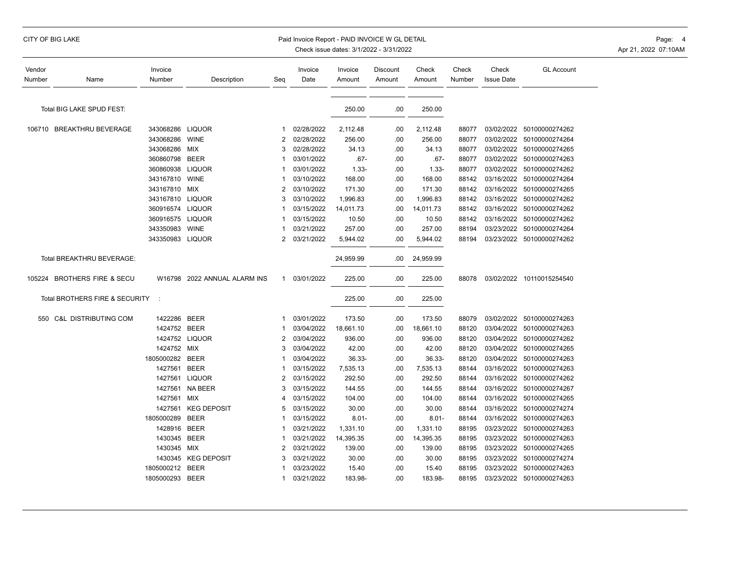| Vendor Number | Name | Invoice Number | Description | Seq | Invoice Date | Invoice Amount | Discount Amount | Check Amount | Check Number | Check Issue Date | GL Account |
|---|---|---|---|---|---|---|---|---|---|---|---|
| | Total BIG LAKE SPUD FEST: | | | | | 250.00 | .00 | 250.00 | | | |
| 106710 | BREAKTHRU BEVERAGE | 343068286 | LIQUOR | 1 | 02/28/2022 | 2,112.48 | .00 | 2,112.48 | 88077 | 03/02/2022 | 50100000274262 |
| | | 343068286 | WINE | 2 | 02/28/2022 | 256.00 | .00 | 256.00 | 88077 | 03/02/2022 | 50100000274264 |
| | | 343068286 | MIX | 3 | 02/28/2022 | 34.13 | .00 | 34.13 | 88077 | 03/02/2022 | 50100000274265 |
| | | 360860798 | BEER | 1 | 03/01/2022 | .67- | .00 | .67- | 88077 | 03/02/2022 | 50100000274263 |
| | | 360860938 | LIQUOR | 1 | 03/01/2022 | 1.33- | .00 | 1.33- | 88077 | 03/02/2022 | 50100000274262 |
| | | 343167810 | WINE | 1 | 03/10/2022 | 168.00 | .00 | 168.00 | 88142 | 03/16/2022 | 50100000274264 |
| | | 343167810 | MIX | 2 | 03/10/2022 | 171.30 | .00 | 171.30 | 88142 | 03/16/2022 | 50100000274265 |
| | | 343167810 | LIQUOR | 3 | 03/10/2022 | 1,996.83 | .00 | 1,996.83 | 88142 | 03/16/2022 | 50100000274262 |
| | | 360916574 | LIQUOR | 1 | 03/15/2022 | 14,011.73 | .00 | 14,011.73 | 88142 | 03/16/2022 | 50100000274262 |
| | | 360916575 | LIQUOR | 1 | 03/15/2022 | 10.50 | .00 | 10.50 | 88142 | 03/16/2022 | 50100000274262 |
| | | 343350983 | WINE | 1 | 03/21/2022 | 257.00 | .00 | 257.00 | 88194 | 03/23/2022 | 50100000274264 |
| | | 343350983 | LIQUOR | 2 | 03/21/2022 | 5,944.02 | .00 | 5,944.02 | 88194 | 03/23/2022 | 50100000274262 |
| | Total BREAKTHRU BEVERAGE: | | | | | 24,959.99 | .00 | 24,959.99 | | | |
| 105224 | BROTHERS FIRE & SECU | W16798 | 2022 ANNUAL ALARM INS | 1 | 03/01/2022 | 225.00 | .00 | 225.00 | 88078 | 03/02/2022 | 10110015254540 |
| | Total BROTHERS FIRE & SECURITY : | | | | | 225.00 | .00 | 225.00 | | | |
| 550 | C&L DISTRIBUTING COM | 1422286 | BEER | 1 | 03/01/2022 | 173.50 | .00 | 173.50 | 88079 | 03/02/2022 | 50100000274263 |
| | | 1424752 | BEER | 1 | 03/04/2022 | 18,661.10 | .00 | 18,661.10 | 88120 | 03/04/2022 | 50100000274263 |
| | | 1424752 | LIQUOR | 2 | 03/04/2022 | 936.00 | .00 | 936.00 | 88120 | 03/04/2022 | 50100000274262 |
| | | 1424752 | MIX | 3 | 03/04/2022 | 42.00 | .00 | 42.00 | 88120 | 03/04/2022 | 50100000274265 |
| | | 1805000282 | BEER | 1 | 03/04/2022 | 36.33- | .00 | 36.33- | 88120 | 03/04/2022 | 50100000274263 |
| | | 1427561 | BEER | 1 | 03/15/2022 | 7,535.13 | .00 | 7,535.13 | 88144 | 03/16/2022 | 50100000274263 |
| | | 1427561 | LIQUOR | 2 | 03/15/2022 | 292.50 | .00 | 292.50 | 88144 | 03/16/2022 | 50100000274262 |
| | | 1427561 | NA BEER | 3 | 03/15/2022 | 144.55 | .00 | 144.55 | 88144 | 03/16/2022 | 50100000274267 |
| | | 1427561 | MIX | 4 | 03/15/2022 | 104.00 | .00 | 104.00 | 88144 | 03/16/2022 | 50100000274265 |
| | | 1427561 | KEG DEPOSIT | 5 | 03/15/2022 | 30.00 | .00 | 30.00 | 88144 | 03/16/2022 | 50100000274274 |
| | | 1805000289 | BEER | 1 | 03/15/2022 | 8.01- | .00 | 8.01- | 88144 | 03/16/2022 | 50100000274263 |
| | | 1428916 | BEER | 1 | 03/21/2022 | 1,331.10 | .00 | 1,331.10 | 88195 | 03/23/2022 | 50100000274263 |
| | | 1430345 | BEER | 1 | 03/21/2022 | 14,395.35 | .00 | 14,395.35 | 88195 | 03/23/2022 | 50100000274263 |
| | | 1430345 | MIX | 2 | 03/21/2022 | 139.00 | .00 | 139.00 | 88195 | 03/23/2022 | 50100000274265 |
| | | 1430345 | KEG DEPOSIT | 3 | 03/21/2022 | 30.00 | .00 | 30.00 | 88195 | 03/23/2022 | 50100000274274 |
| | | 1805000212 | BEER | 1 | 03/23/2022 | 15.40 | .00 | 15.40 | 88195 | 03/23/2022 | 50100000274263 |
| | | 1805000293 | BEER | 1 | 03/21/2022 | 183.98- | .00 | 183.98- | 88195 | 03/23/2022 | 50100000274263 |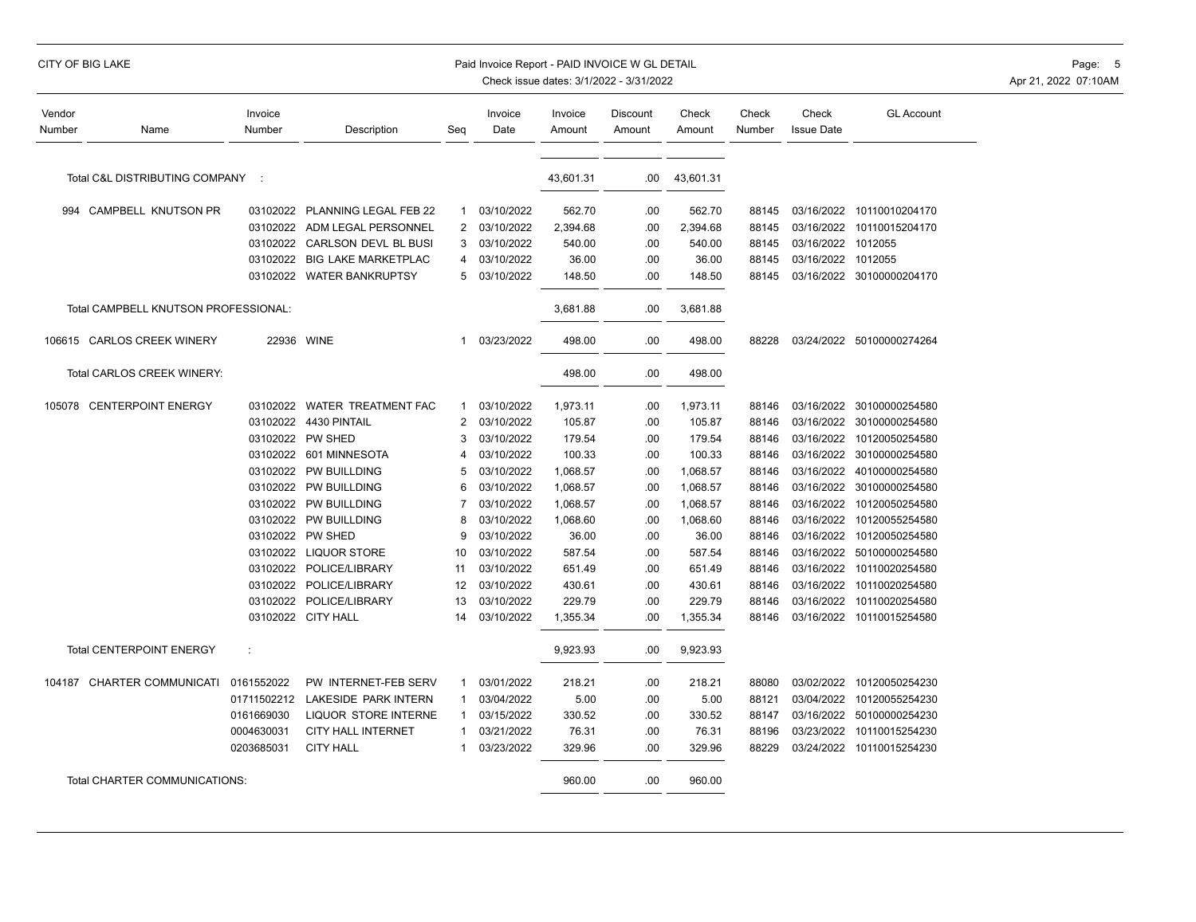| Vendor Number | Name | Invoice Number | Description | Seq | Invoice Date | Invoice Amount | Discount Amount | Check Amount | Check Number | Check Issue Date | GL Account |
|---|---|---|---|---|---|---|---|---|---|---|---|
| | Total C&L DISTRIBUTING COMPANY : | | | | | 43,601.31 | .00 | 43,601.31 | | | |
| 994 | CAMPBELL KNUTSON PR | 03102022 | PLANNING LEGAL FEB 22 | 1 | 03/10/2022 | 562.70 | .00 | 562.70 | 88145 | 03/16/2022 | 10110010204170 |
| | | 03102022 | ADM LEGAL PERSONNEL | 2 | 03/10/2022 | 2,394.68 | .00 | 2,394.68 | 88145 | 03/16/2022 | 10110015204170 |
| | | 03102022 | CARLSON DEVL BL BUSI | 3 | 03/10/2022 | 540.00 | .00 | 540.00 | 88145 | 03/16/2022 | 1012055 |
| | | 03102022 | BIG LAKE MARKETPLAC | 4 | 03/10/2022 | 36.00 | .00 | 36.00 | 88145 | 03/16/2022 | 1012055 |
| | | 03102022 | WATER BANKRUPTSY | 5 | 03/10/2022 | 148.50 | .00 | 148.50 | 88145 | 03/16/2022 | 30100000204170 |
| | Total CAMPBELL KNUTSON PROFESSIONAL: | | | | | 3,681.88 | .00 | 3,681.88 | | | |
| 106615 | CARLOS CREEK WINERY | 22936 | WINE | 1 | 03/23/2022 | 498.00 | .00 | 498.00 | 88228 | 03/24/2022 | 50100000274264 |
| | Total CARLOS CREEK WINERY: | | | | | 498.00 | .00 | 498.00 | | | |
| 105078 | CENTERPOINT ENERGY | 03102022 | WATER TREATMENT FAC | 1 | 03/10/2022 | 1,973.11 | .00 | 1,973.11 | 88146 | 03/16/2022 | 30100000254580 |
| | | 03102022 | 4430 PINTAIL | 2 | 03/10/2022 | 105.87 | .00 | 105.87 | 88146 | 03/16/2022 | 30100000254580 |
| | | 03102022 | PW SHED | 3 | 03/10/2022 | 179.54 | .00 | 179.54 | 88146 | 03/16/2022 | 10120050254580 |
| | | 03102022 | 601 MINNESOTA | 4 | 03/10/2022 | 100.33 | .00 | 100.33 | 88146 | 03/16/2022 | 30100000254580 |
| | | 03102022 | PW BUILLDING | 5 | 03/10/2022 | 1,068.57 | .00 | 1,068.57 | 88146 | 03/16/2022 | 40100000254580 |
| | | 03102022 | PW BUILLDING | 6 | 03/10/2022 | 1,068.57 | .00 | 1,068.57 | 88146 | 03/16/2022 | 30100000254580 |
| | | 03102022 | PW BUILLDING | 7 | 03/10/2022 | 1,068.57 | .00 | 1,068.57 | 88146 | 03/16/2022 | 10120050254580 |
| | | 03102022 | PW BUILLDING | 8 | 03/10/2022 | 1,068.60 | .00 | 1,068.60 | 88146 | 03/16/2022 | 10120055254580 |
| | | 03102022 | PW SHED | 9 | 03/10/2022 | 36.00 | .00 | 36.00 | 88146 | 03/16/2022 | 10120050254580 |
| | | 03102022 | LIQUOR STORE | 10 | 03/10/2022 | 587.54 | .00 | 587.54 | 88146 | 03/16/2022 | 50100000254580 |
| | | 03102022 | POLICE/LIBRARY | 11 | 03/10/2022 | 651.49 | .00 | 651.49 | 88146 | 03/16/2022 | 10110020254580 |
| | | 03102022 | POLICE/LIBRARY | 12 | 03/10/2022 | 430.61 | .00 | 430.61 | 88146 | 03/16/2022 | 10110020254580 |
| | | 03102022 | POLICE/LIBRARY | 13 | 03/10/2022 | 229.79 | .00 | 229.79 | 88146 | 03/16/2022 | 10110020254580 |
| | | 03102022 | CITY HALL | 14 | 03/10/2022 | 1,355.34 | .00 | 1,355.34 | 88146 | 03/16/2022 | 10110015254580 |
| | Total CENTERPOINT ENERGY : | | | | | 9,923.93 | .00 | 9,923.93 | | | |
| 104187 | CHARTER COMMUNICATI | 0161552022 | PW INTERNET-FEB SERV | 1 | 03/01/2022 | 218.21 | .00 | 218.21 | 88080 | 03/02/2022 | 10120050254230 |
| | | 01711502212 | LAKESIDE PARK INTERN | 1 | 03/04/2022 | 5.00 | .00 | 5.00 | 88121 | 03/04/2022 | 10120055254230 |
| | | 0161669030 | LIQUOR STORE INTERNE | 1 | 03/15/2022 | 330.52 | .00 | 330.52 | 88147 | 03/16/2022 | 50100000254230 |
| | | 0004630031 | CITY HALL INTERNET | 1 | 03/21/2022 | 76.31 | .00 | 76.31 | 88196 | 03/23/2022 | 10110015254230 |
| | | 0203685031 | CITY HALL | 1 | 03/23/2022 | 329.96 | .00 | 329.96 | 88229 | 03/24/2022 | 10110015254230 |
| | Total CHARTER COMMUNICATIONS: | | | | | 960.00 | .00 | 960.00 | | | |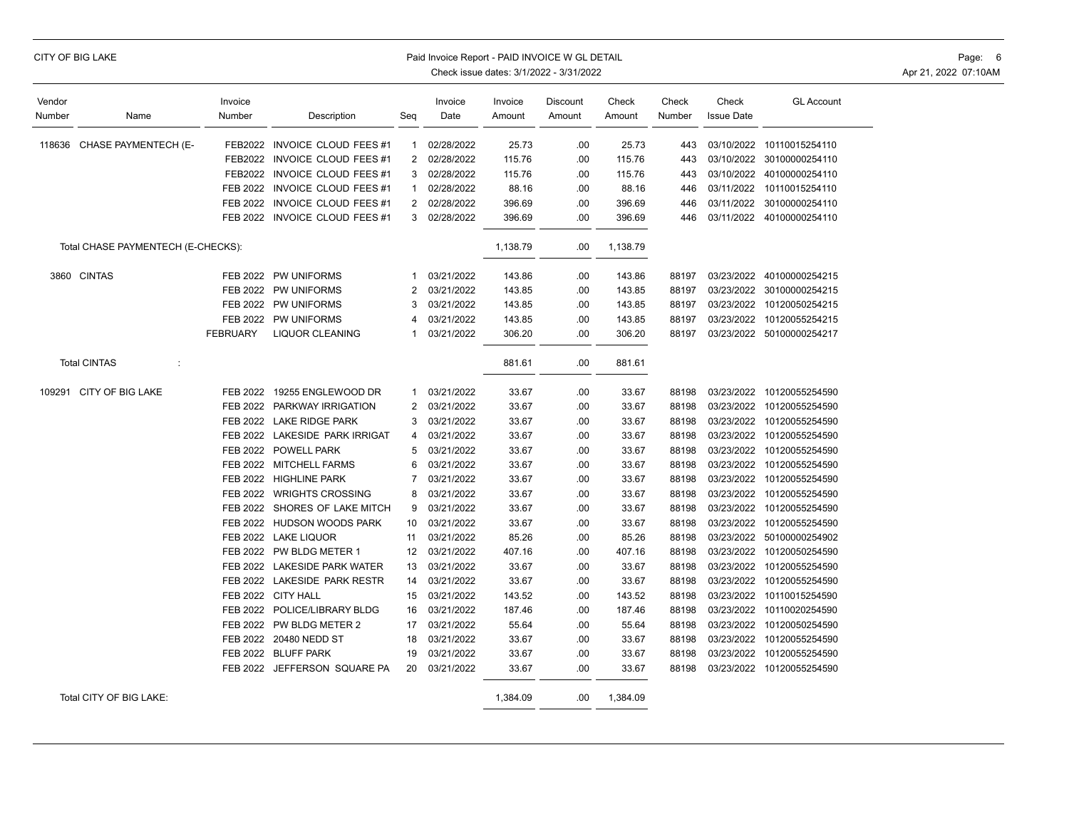| Vendor Number | Name | Invoice Number | Description | Seq | Invoice Date | Invoice Amount | Discount Amount | Check Amount | Check Number | Check Issue Date | GL Account |
|---|---|---|---|---|---|---|---|---|---|---|---|
| 118636 | CHASE PAYMENTECH (E- | FEB2022 | INVOICE CLOUD FEES #1 | 1 | 02/28/2022 | 25.73 | .00 | 25.73 | 443 | 03/10/2022 | 10110015254110 |
| | | FEB2022 | INVOICE CLOUD FEES #1 | 2 | 02/28/2022 | 115.76 | .00 | 115.76 | 443 | 03/10/2022 | 30100000254110 |
| | | FEB2022 | INVOICE CLOUD FEES #1 | 3 | 02/28/2022 | 115.76 | .00 | 115.76 | 443 | 03/10/2022 | 40100000254110 |
| | | FEB 2022 | INVOICE CLOUD FEES #1 | 1 | 02/28/2022 | 88.16 | .00 | 88.16 | 446 | 03/11/2022 | 10110015254110 |
| | | FEB 2022 | INVOICE CLOUD FEES #1 | 2 | 02/28/2022 | 396.69 | .00 | 396.69 | 446 | 03/11/2022 | 30100000254110 |
| | | FEB 2022 | INVOICE CLOUD FEES #1 | 3 | 02/28/2022 | 396.69 | .00 | 396.69 | 446 | 03/11/2022 | 40100000254110 |
| | Total CHASE PAYMENTECH (E-CHECKS): | | | | | 1,138.79 | .00 | 1,138.79 | | | |
| 3860 | CINTAS | FEB 2022 | PW UNIFORMS | 1 | 03/21/2022 | 143.86 | .00 | 143.86 | 88197 | 03/23/2022 | 40100000254215 |
| | | FEB 2022 | PW UNIFORMS | 2 | 03/21/2022 | 143.85 | .00 | 143.85 | 88197 | 03/23/2022 | 30100000254215 |
| | | FEB 2022 | PW UNIFORMS | 3 | 03/21/2022 | 143.85 | .00 | 143.85 | 88197 | 03/23/2022 | 10120050254215 |
| | | FEB 2022 | PW UNIFORMS | 4 | 03/21/2022 | 143.85 | .00 | 143.85 | 88197 | 03/23/2022 | 10120055254215 |
| | | FEBRUARY | LIQUOR CLEANING | 1 | 03/21/2022 | 306.20 | .00 | 306.20 | 88197 | 03/23/2022 | 50100000254217 |
| | Total CINTAS : | | | | | 881.61 | .00 | 881.61 | | | |
| 109291 | CITY OF BIG LAKE | FEB 2022 | 19255 ENGLEWOOD DR | 1 | 03/21/2022 | 33.67 | .00 | 33.67 | 88198 | 03/23/2022 | 10120055254590 |
| | | FEB 2022 | PARKWAY IRRIGATION | 2 | 03/21/2022 | 33.67 | .00 | 33.67 | 88198 | 03/23/2022 | 10120055254590 |
| | | FEB 2022 | LAKE RIDGE PARK | 3 | 03/21/2022 | 33.67 | .00 | 33.67 | 88198 | 03/23/2022 | 10120055254590 |
| | | FEB 2022 | LAKESIDE PARK IRRIGAT | 4 | 03/21/2022 | 33.67 | .00 | 33.67 | 88198 | 03/23/2022 | 10120055254590 |
| | | FEB 2022 | POWELL PARK | 5 | 03/21/2022 | 33.67 | .00 | 33.67 | 88198 | 03/23/2022 | 10120055254590 |
| | | FEB 2022 | MITCHELL FARMS | 6 | 03/21/2022 | 33.67 | .00 | 33.67 | 88198 | 03/23/2022 | 10120055254590 |
| | | FEB 2022 | HIGHLINE PARK | 7 | 03/21/2022 | 33.67 | .00 | 33.67 | 88198 | 03/23/2022 | 10120055254590 |
| | | FEB 2022 | WRIGHTS CROSSING | 8 | 03/21/2022 | 33.67 | .00 | 33.67 | 88198 | 03/23/2022 | 10120055254590 |
| | | FEB 2022 | SHORES OF LAKE MITCH | 9 | 03/21/2022 | 33.67 | .00 | 33.67 | 88198 | 03/23/2022 | 10120055254590 |
| | | FEB 2022 | HUDSON WOODS PARK | 10 | 03/21/2022 | 33.67 | .00 | 33.67 | 88198 | 03/23/2022 | 10120055254590 |
| | | FEB 2022 | LAKE LIQUOR | 11 | 03/21/2022 | 85.26 | .00 | 85.26 | 88198 | 03/23/2022 | 50100000254902 |
| | | FEB 2022 | PW BLDG METER 1 | 12 | 03/21/2022 | 407.16 | .00 | 407.16 | 88198 | 03/23/2022 | 10120050254590 |
| | | FEB 2022 | LAKESIDE PARK WATER | 13 | 03/21/2022 | 33.67 | .00 | 33.67 | 88198 | 03/23/2022 | 10120055254590 |
| | | FEB 2022 | LAKESIDE PARK RESTR | 14 | 03/21/2022 | 33.67 | .00 | 33.67 | 88198 | 03/23/2022 | 10120055254590 |
| | | FEB 2022 | CITY HALL | 15 | 03/21/2022 | 143.52 | .00 | 143.52 | 88198 | 03/23/2022 | 10110015254590 |
| | | FEB 2022 | POLICE/LIBRARY BLDG | 16 | 03/21/2022 | 187.46 | .00 | 187.46 | 88198 | 03/23/2022 | 10110020254590 |
| | | FEB 2022 | PW BLDG METER 2 | 17 | 03/21/2022 | 55.64 | .00 | 55.64 | 88198 | 03/23/2022 | 10120050254590 |
| | | FEB 2022 | 20480 NEDD ST | 18 | 03/21/2022 | 33.67 | .00 | 33.67 | 88198 | 03/23/2022 | 10120055254590 |
| | | FEB 2022 | BLUFF PARK | 19 | 03/21/2022 | 33.67 | .00 | 33.67 | 88198 | 03/23/2022 | 10120055254590 |
| | | FEB 2022 | JEFFERSON SQUARE PA | 20 | 03/21/2022 | 33.67 | .00 | 33.67 | 88198 | 03/23/2022 | 10120055254590 |
| | Total CITY OF BIG LAKE: | | | | | 1,384.09 | .00 | 1,384.09 | | | |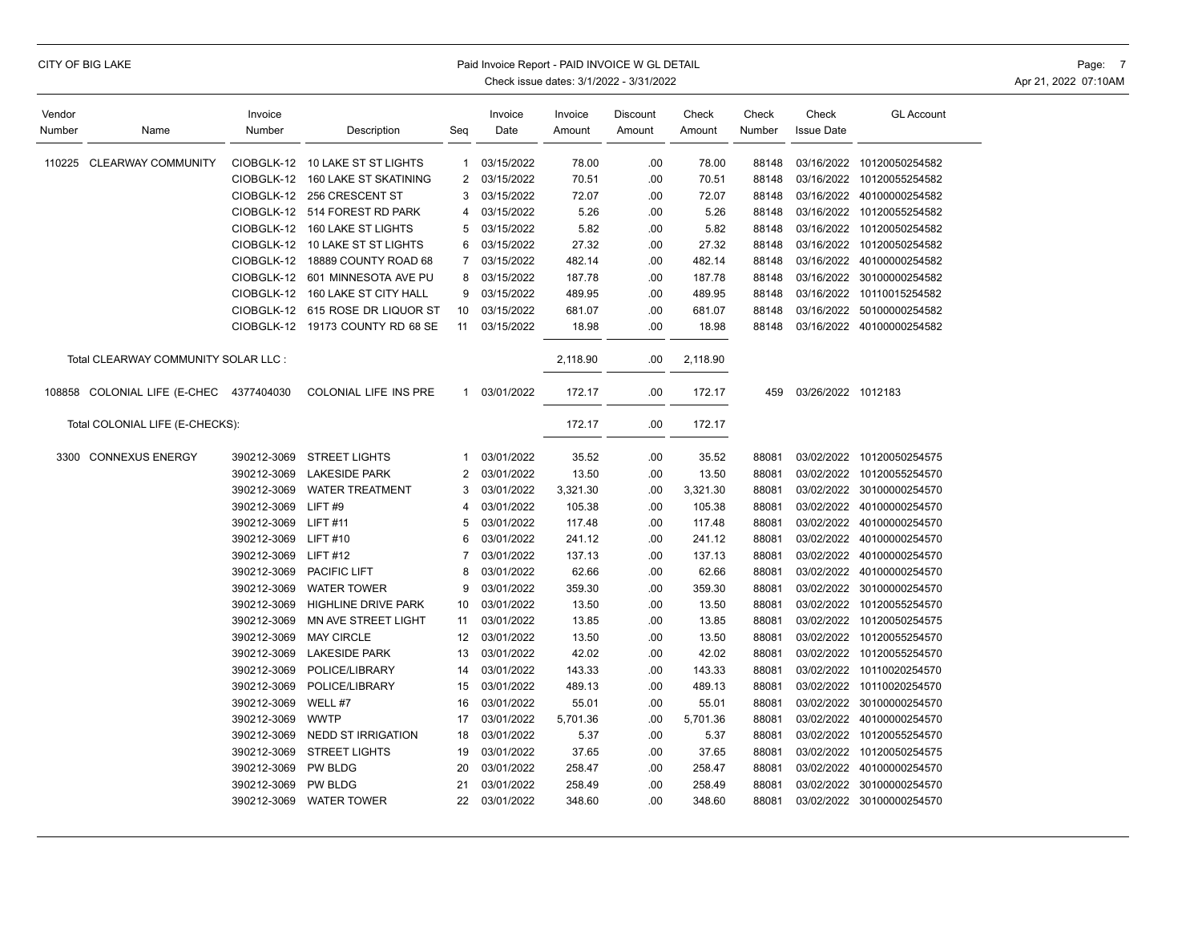| Vendor Number | Name | Invoice Number | Description | Seq | Invoice Date | Invoice Amount | Discount Amount | Check Amount | Check Number | Check Issue Date | GL Account |
|---|---|---|---|---|---|---|---|---|---|---|---|
| 110225 | CLEARWAY COMMUNITY | CIOBGLK-12 | 10 LAKE ST ST LIGHTS | 1 | 03/15/2022 | 78.00 | .00 | 78.00 | 88148 | 03/16/2022 | 10120050254582 |
| | | CIOBGLK-12 | 160 LAKE ST SKATINING | 2 | 03/15/2022 | 70.51 | .00 | 70.51 | 88148 | 03/16/2022 | 10120055254582 |
| | | CIOBGLK-12 | 256 CRESCENT ST | 3 | 03/15/2022 | 72.07 | .00 | 72.07 | 88148 | 03/16/2022 | 40100000254582 |
| | | CIOBGLK-12 | 514 FOREST RD PARK | 4 | 03/15/2022 | 5.26 | .00 | 5.26 | 88148 | 03/16/2022 | 10120055254582 |
| | | CIOBGLK-12 | 160 LAKE ST LIGHTS | 5 | 03/15/2022 | 5.82 | .00 | 5.82 | 88148 | 03/16/2022 | 10120050254582 |
| | | CIOBGLK-12 | 10 LAKE ST ST LIGHTS | 6 | 03/15/2022 | 27.32 | .00 | 27.32 | 88148 | 03/16/2022 | 10120050254582 |
| | | CIOBGLK-12 | 18889 COUNTY ROAD 68 | 7 | 03/15/2022 | 482.14 | .00 | 482.14 | 88148 | 03/16/2022 | 40100000254582 |
| | | CIOBGLK-12 | 601 MINNESOTA AVE PU | 8 | 03/15/2022 | 187.78 | .00 | 187.78 | 88148 | 03/16/2022 | 30100000254582 |
| | | CIOBGLK-12 | 160 LAKE ST CITY HALL | 9 | 03/15/2022 | 489.95 | .00 | 489.95 | 88148 | 03/16/2022 | 10110015254582 |
| | | CIOBGLK-12 | 615 ROSE DR LIQUOR ST | 10 | 03/15/2022 | 681.07 | .00 | 681.07 | 88148 | 03/16/2022 | 50100000254582 |
| | | CIOBGLK-12 | 19173 COUNTY RD 68 SE | 11 | 03/15/2022 | 18.98 | .00 | 18.98 | 88148 | 03/16/2022 | 40100000254582 |
| | Total CLEARWAY COMMUNITY SOLAR LLC : | | | | | 2,118.90 | .00 | 2,118.90 | | | |
| 108858 | COLONIAL LIFE (E-CHEC | 4377404030 | COLONIAL LIFE INS PRE | 1 | 03/01/2022 | 172.17 | .00 | 172.17 | 459 | 03/26/2022 | 1012183 |
| | Total COLONIAL LIFE (E-CHECKS): | | | | | 172.17 | .00 | 172.17 | | | |
| 3300 | CONNEXUS ENERGY | 390212-3069 | STREET LIGHTS | 1 | 03/01/2022 | 35.52 | .00 | 35.52 | 88081 | 03/02/2022 | 10120050254575 |
| | | 390212-3069 | LAKESIDE PARK | 2 | 03/01/2022 | 13.50 | .00 | 13.50 | 88081 | 03/02/2022 | 10120055254570 |
| | | 390212-3069 | WATER TREATMENT | 3 | 03/01/2022 | 3,321.30 | .00 | 3,321.30 | 88081 | 03/02/2022 | 30100000254570 |
| | | 390212-3069 | LIFT #9 | 4 | 03/01/2022 | 105.38 | .00 | 105.38 | 88081 | 03/02/2022 | 40100000254570 |
| | | 390212-3069 | LIFT #11 | 5 | 03/01/2022 | 117.48 | .00 | 117.48 | 88081 | 03/02/2022 | 40100000254570 |
| | | 390212-3069 | LIFT #10 | 6 | 03/01/2022 | 241.12 | .00 | 241.12 | 88081 | 03/02/2022 | 40100000254570 |
| | | 390212-3069 | LIFT #12 | 7 | 03/01/2022 | 137.13 | .00 | 137.13 | 88081 | 03/02/2022 | 40100000254570 |
| | | 390212-3069 | PACIFIC LIFT | 8 | 03/01/2022 | 62.66 | .00 | 62.66 | 88081 | 03/02/2022 | 40100000254570 |
| | | 390212-3069 | WATER TOWER | 9 | 03/01/2022 | 359.30 | .00 | 359.30 | 88081 | 03/02/2022 | 30100000254570 |
| | | 390212-3069 | HIGHLINE DRIVE PARK | 10 | 03/01/2022 | 13.50 | .00 | 13.50 | 88081 | 03/02/2022 | 10120055254570 |
| | | 390212-3069 | MN AVE STREET LIGHT | 11 | 03/01/2022 | 13.85 | .00 | 13.85 | 88081 | 03/02/2022 | 10120050254575 |
| | | 390212-3069 | MAY CIRCLE | 12 | 03/01/2022 | 13.50 | .00 | 13.50 | 88081 | 03/02/2022 | 10120055254570 |
| | | 390212-3069 | LAKESIDE PARK | 13 | 03/01/2022 | 42.02 | .00 | 42.02 | 88081 | 03/02/2022 | 10120055254570 |
| | | 390212-3069 | POLICE/LIBRARY | 14 | 03/01/2022 | 143.33 | .00 | 143.33 | 88081 | 03/02/2022 | 10110020254570 |
| | | 390212-3069 | POLICE/LIBRARY | 15 | 03/01/2022 | 489.13 | .00 | 489.13 | 88081 | 03/02/2022 | 10110020254570 |
| | | 390212-3069 | WELL #7 | 16 | 03/01/2022 | 55.01 | .00 | 55.01 | 88081 | 03/02/2022 | 30100000254570 |
| | | 390212-3069 | WWTP | 17 | 03/01/2022 | 5,701.36 | .00 | 5,701.36 | 88081 | 03/02/2022 | 40100000254570 |
| | | 390212-3069 | NEDD ST IRRIGATION | 18 | 03/01/2022 | 5.37 | .00 | 5.37 | 88081 | 03/02/2022 | 10120055254570 |
| | | 390212-3069 | STREET LIGHTS | 19 | 03/01/2022 | 37.65 | .00 | 37.65 | 88081 | 03/02/2022 | 10120050254575 |
| | | 390212-3069 | PW BLDG | 20 | 03/01/2022 | 258.47 | .00 | 258.47 | 88081 | 03/02/2022 | 40100000254570 |
| | | 390212-3069 | PW BLDG | 21 | 03/01/2022 | 258.49 | .00 | 258.49 | 88081 | 03/02/2022 | 30100000254570 |
| | | 390212-3069 | WATER TOWER | 22 | 03/01/2022 | 348.60 | .00 | 348.60 | 88081 | 03/02/2022 | 30100000254570 |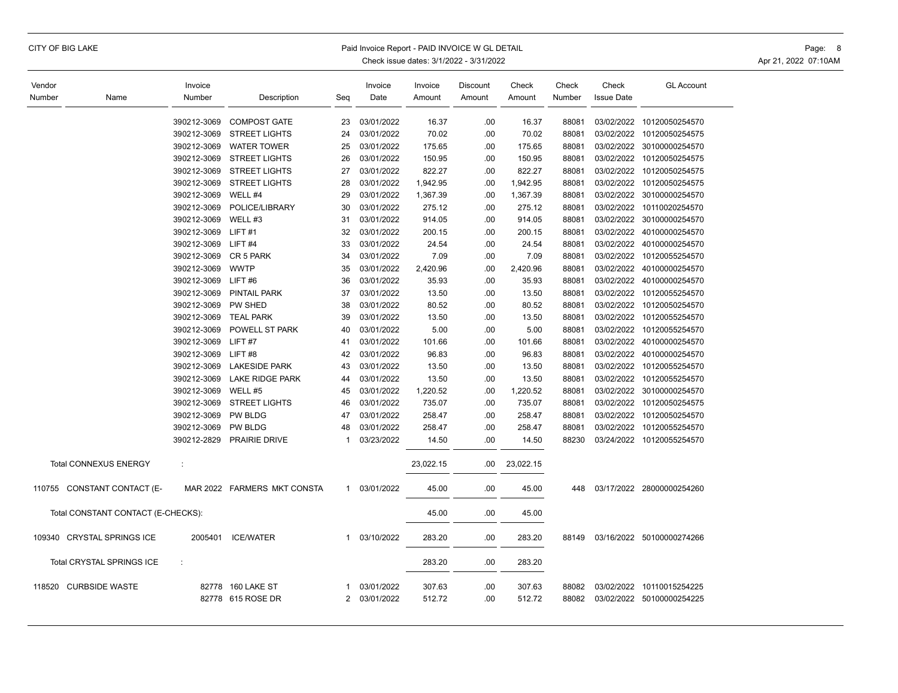| Vendor Number | Name | Invoice Number | Description | Seq | Invoice Date | Invoice Amount | Discount Amount | Check Amount | Check Number | Check Issue Date | GL Account |
|---|---|---|---|---|---|---|---|---|---|---|---|
| | | 390212-3069 | COMPOST GATE | 23 | 03/01/2022 | 16.37 | .00 | 16.37 | 88081 | 03/02/2022 | 10120050254570 |
| | | 390212-3069 | STREET LIGHTS | 24 | 03/01/2022 | 70.02 | .00 | 70.02 | 88081 | 03/02/2022 | 10120050254575 |
| | | 390212-3069 | WATER TOWER | 25 | 03/01/2022 | 175.65 | .00 | 175.65 | 88081 | 03/02/2022 | 30100000254570 |
| | | 390212-3069 | STREET LIGHTS | 26 | 03/01/2022 | 150.95 | .00 | 150.95 | 88081 | 03/02/2022 | 10120050254575 |
| | | 390212-3069 | STREET LIGHTS | 27 | 03/01/2022 | 822.27 | .00 | 822.27 | 88081 | 03/02/2022 | 10120050254575 |
| | | 390212-3069 | STREET LIGHTS | 28 | 03/01/2022 | 1,942.95 | .00 | 1,942.95 | 88081 | 03/02/2022 | 10120050254575 |
| | | 390212-3069 | WELL #4 | 29 | 03/01/2022 | 1,367.39 | .00 | 1,367.39 | 88081 | 03/02/2022 | 30100000254570 |
| | | 390212-3069 | POLICE/LIBRARY | 30 | 03/01/2022 | 275.12 | .00 | 275.12 | 88081 | 03/02/2022 | 10110020254570 |
| | | 390212-3069 | WELL #3 | 31 | 03/01/2022 | 914.05 | .00 | 914.05 | 88081 | 03/02/2022 | 30100000254570 |
| | | 390212-3069 | LIFT #1 | 32 | 03/01/2022 | 200.15 | .00 | 200.15 | 88081 | 03/02/2022 | 40100000254570 |
| | | 390212-3069 | LIFT #4 | 33 | 03/01/2022 | 24.54 | .00 | 24.54 | 88081 | 03/02/2022 | 40100000254570 |
| | | 390212-3069 | CR 5 PARK | 34 | 03/01/2022 | 7.09 | .00 | 7.09 | 88081 | 03/02/2022 | 10120055254570 |
| | | 390212-3069 | WWTP | 35 | 03/01/2022 | 2,420.96 | .00 | 2,420.96 | 88081 | 03/02/2022 | 40100000254570 |
| | | 390212-3069 | LIFT #6 | 36 | 03/01/2022 | 35.93 | .00 | 35.93 | 88081 | 03/02/2022 | 40100000254570 |
| | | 390212-3069 | PINTAIL PARK | 37 | 03/01/2022 | 13.50 | .00 | 13.50 | 88081 | 03/02/2022 | 10120055254570 |
| | | 390212-3069 | PW SHED | 38 | 03/01/2022 | 80.52 | .00 | 80.52 | 88081 | 03/02/2022 | 10120050254570 |
| | | 390212-3069 | TEAL PARK | 39 | 03/01/2022 | 13.50 | .00 | 13.50 | 88081 | 03/02/2022 | 10120055254570 |
| | | 390212-3069 | POWELL ST PARK | 40 | 03/01/2022 | 5.00 | .00 | 5.00 | 88081 | 03/02/2022 | 10120055254570 |
| | | 390212-3069 | LIFT #7 | 41 | 03/01/2022 | 101.66 | .00 | 101.66 | 88081 | 03/02/2022 | 40100000254570 |
| | | 390212-3069 | LIFT #8 | 42 | 03/01/2022 | 96.83 | .00 | 96.83 | 88081 | 03/02/2022 | 40100000254570 |
| | | 390212-3069 | LAKESIDE PARK | 43 | 03/01/2022 | 13.50 | .00 | 13.50 | 88081 | 03/02/2022 | 10120055254570 |
| | | 390212-3069 | LAKE RIDGE PARK | 44 | 03/01/2022 | 13.50 | .00 | 13.50 | 88081 | 03/02/2022 | 10120055254570 |
| | | 390212-3069 | WELL #5 | 45 | 03/01/2022 | 1,220.52 | .00 | 1,220.52 | 88081 | 03/02/2022 | 30100000254570 |
| | | 390212-3069 | STREET LIGHTS | 46 | 03/01/2022 | 735.07 | .00 | 735.07 | 88081 | 03/02/2022 | 10120050254575 |
| | | 390212-3069 | PW BLDG | 47 | 03/01/2022 | 258.47 | .00 | 258.47 | 88081 | 03/02/2022 | 10120050254570 |
| | | 390212-3069 | PW BLDG | 48 | 03/01/2022 | 258.47 | .00 | 258.47 | 88081 | 03/02/2022 | 10120055254570 |
| | | 390212-2829 | PRAIRIE DRIVE | 1 | 03/23/2022 | 14.50 | .00 | 14.50 | 88230 | 03/24/2022 | 10120055254570 |
| | Total CONNEXUS ENERGY : | | | | | 23,022.15 | .00 | 23,022.15 | | | |
| 110755 | CONSTANT CONTACT (E- | MAR 2022 | FARMERS MKT CONSTA | 1 | 03/01/2022 | 45.00 | .00 | 45.00 | 448 | 03/17/2022 | 28000000254260 |
| | Total CONSTANT CONTACT (E-CHECKS): | | | | | 45.00 | .00 | 45.00 | | | |
| 109340 | CRYSTAL SPRINGS ICE | 2005401 | ICE/WATER | 1 | 03/10/2022 | 283.20 | .00 | 283.20 | 88149 | 03/16/2022 | 50100000274266 |
| | Total CRYSTAL SPRINGS ICE : | | | | | 283.20 | .00 | 283.20 | | | |
| 118520 | CURBSIDE WASTE | 82778 | 160 LAKE ST | 1 | 03/01/2022 | 307.63 | .00 | 307.63 | 88082 | 03/02/2022 | 10110015254225 |
| | | 82778 | 615 ROSE DR | 2 | 03/01/2022 | 512.72 | .00 | 512.72 | 88082 | 03/02/2022 | 50100000254225 |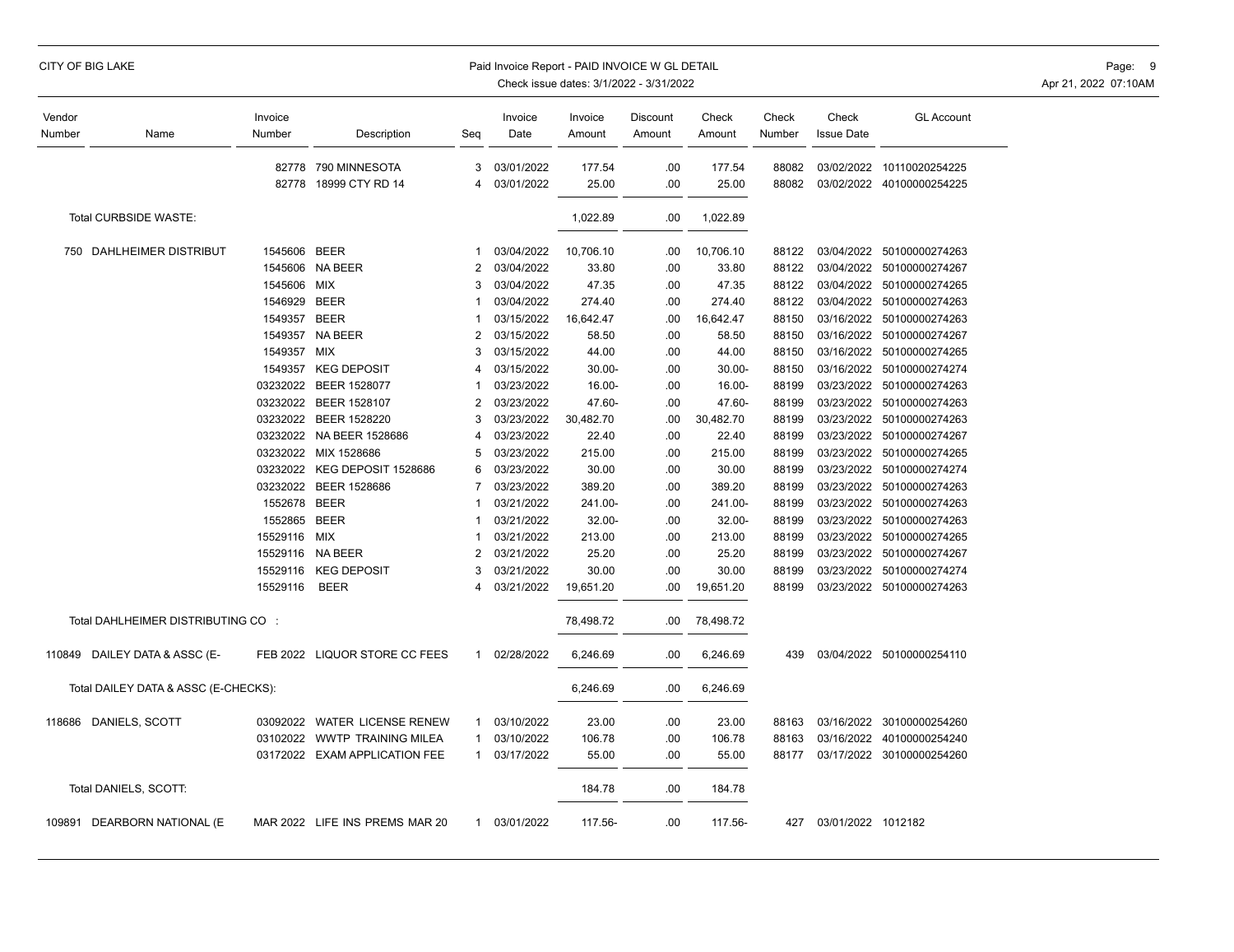| Vendor Number | Name | Invoice Number | Description | Seq | Invoice Date | Invoice Amount | Discount Amount | Check Amount | Check Number | Check Issue Date | GL Account |
|---|---|---|---|---|---|---|---|---|---|---|---|
| | | 82778 | 790 MINNESOTA | 3 | 03/01/2022 | 177.54 | .00 | 177.54 | 88082 | 03/02/2022 | 10110020254225 |
| | | 82778 | 18999 CTY RD 14 | 4 | 03/01/2022 | 25.00 | .00 | 25.00 | 88082 | 03/02/2022 | 40100000254225 |
| | Total CURBSIDE WASTE: | | | | | 1,022.89 | .00 | 1,022.89 | | | |
| 750 | DAHLHEIMER DISTRIBUT | 1545606 | BEER | 1 | 03/04/2022 | 10,706.10 | .00 | 10,706.10 | 88122 | 03/04/2022 | 50100000274263 |
| | | 1545606 | NA BEER | 2 | 03/04/2022 | 33.80 | .00 | 33.80 | 88122 | 03/04/2022 | 50100000274267 |
| | | 1545606 | MIX | 3 | 03/04/2022 | 47.35 | .00 | 47.35 | 88122 | 03/04/2022 | 50100000274265 |
| | | 1546929 | BEER | 1 | 03/04/2022 | 274.40 | .00 | 274.40 | 88122 | 03/04/2022 | 50100000274263 |
| | | 1549357 | BEER | 1 | 03/15/2022 | 16,642.47 | .00 | 16,642.47 | 88150 | 03/16/2022 | 50100000274263 |
| | | 1549357 | NA BEER | 2 | 03/15/2022 | 58.50 | .00 | 58.50 | 88150 | 03/16/2022 | 50100000274267 |
| | | 1549357 | MIX | 3 | 03/15/2022 | 44.00 | .00 | 44.00 | 88150 | 03/16/2022 | 50100000274265 |
| | | 1549357 | KEG DEPOSIT | 4 | 03/15/2022 | 30.00- | .00 | 30.00- | 88150 | 03/16/2022 | 50100000274274 |
| | | 03232022 | BEER 1528077 | 1 | 03/23/2022 | 16.00- | .00 | 16.00- | 88199 | 03/23/2022 | 50100000274263 |
| | | 03232022 | BEER 1528107 | 2 | 03/23/2022 | 47.60- | .00 | 47.60- | 88199 | 03/23/2022 | 50100000274263 |
| | | 03232022 | BEER 1528220 | 3 | 03/23/2022 | 30,482.70 | .00 | 30,482.70 | 88199 | 03/23/2022 | 50100000274263 |
| | | 03232022 | NA BEER 1528686 | 4 | 03/23/2022 | 22.40 | .00 | 22.40 | 88199 | 03/23/2022 | 50100000274267 |
| | | 03232022 | MIX 1528686 | 5 | 03/23/2022 | 215.00 | .00 | 215.00 | 88199 | 03/23/2022 | 50100000274265 |
| | | 03232022 | KEG DEPOSIT 1528686 | 6 | 03/23/2022 | 30.00 | .00 | 30.00 | 88199 | 03/23/2022 | 50100000274274 |
| | | 03232022 | BEER 1528686 | 7 | 03/23/2022 | 389.20 | .00 | 389.20 | 88199 | 03/23/2022 | 50100000274263 |
| | | 1552678 | BEER | 1 | 03/21/2022 | 241.00- | .00 | 241.00- | 88199 | 03/23/2022 | 50100000274263 |
| | | 1552865 | BEER | 1 | 03/21/2022 | 32.00- | .00 | 32.00- | 88199 | 03/23/2022 | 50100000274263 |
| | | 15529116 | MIX | 1 | 03/21/2022 | 213.00 | .00 | 213.00 | 88199 | 03/23/2022 | 50100000274265 |
| | | 15529116 | NA BEER | 2 | 03/21/2022 | 25.20 | .00 | 25.20 | 88199 | 03/23/2022 | 50100000274267 |
| | | 15529116 | KEG DEPOSIT | 3 | 03/21/2022 | 30.00 | .00 | 30.00 | 88199 | 03/23/2022 | 50100000274274 |
| | | 15529116 | BEER | 4 | 03/21/2022 | 19,651.20 | .00 | 19,651.20 | 88199 | 03/23/2022 | 50100000274263 |
| | Total DAHLHEIMER DISTRIBUTING CO : | | | | | 78,498.72 | .00 | 78,498.72 | | | |
| 110849 | DAILEY DATA & ASSC (E- | FEB 2022 | LIQUOR STORE CC FEES | 1 | 02/28/2022 | 6,246.69 | .00 | 6,246.69 | 439 | 03/04/2022 | 50100000254110 |
| | Total DAILEY DATA & ASSC (E-CHECKS): | | | | | 6,246.69 | .00 | 6,246.69 | | | |
| 118686 | DANIELS, SCOTT | 03092022 | WATER LICENSE RENEW | 1 | 03/10/2022 | 23.00 | .00 | 23.00 | 88163 | 03/16/2022 | 30100000254260 |
| | | 03102022 | WWTP TRAINING MILEA | 1 | 03/10/2022 | 106.78 | .00 | 106.78 | 88163 | 03/16/2022 | 40100000254240 |
| | | 03172022 | EXAM APPLICATION FEE | 1 | 03/17/2022 | 55.00 | .00 | 55.00 | 88177 | 03/17/2022 | 30100000254260 |
| | Total DANIELS, SCOTT: | | | | | 184.78 | .00 | 184.78 | | | |
| 109891 | DEARBORN NATIONAL (E | MAR 2022 | LIFE INS PREMS MAR 20 | 1 | 03/01/2022 | 117.56- | .00 | 117.56- | 427 | 03/01/2022 | 1012182 |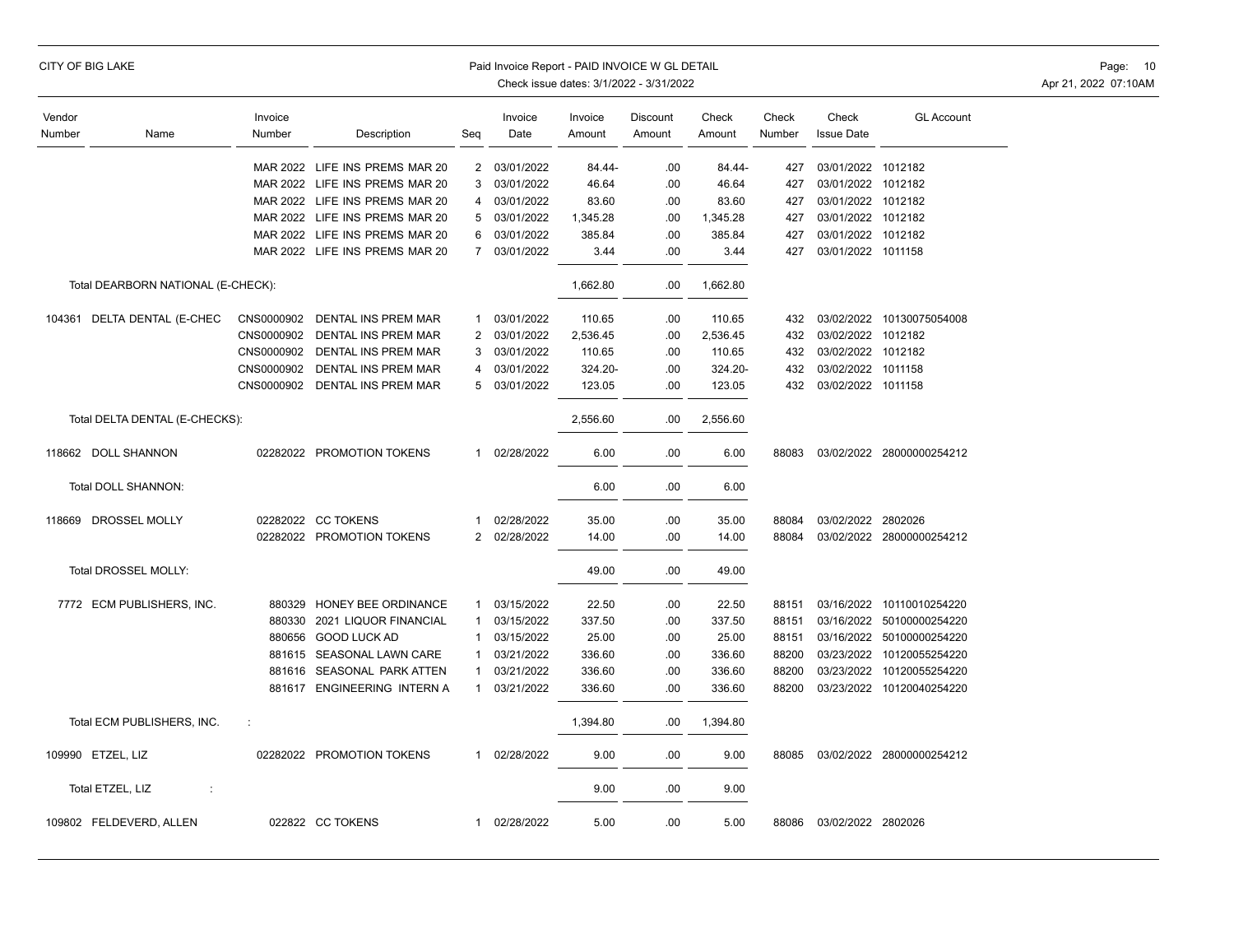| Vendor Number | Name | Invoice Number | Description | Seq | Invoice Date | Invoice Amount | Discount Amount | Check Amount | Check Number | Check Issue Date | GL Account |
|---|---|---|---|---|---|---|---|---|---|---|---|
| | | MAR 2022 | LIFE INS PREMS MAR 20 | 2 | 03/01/2022 | 84.44- | .00 | 84.44- | 427 | 03/01/2022 | 1012182 |
| | | MAR 2022 | LIFE INS PREMS MAR 20 | 3 | 03/01/2022 | 46.64 | .00 | 46.64 | 427 | 03/01/2022 | 1012182 |
| | | MAR 2022 | LIFE INS PREMS MAR 20 | 4 | 03/01/2022 | 83.60 | .00 | 83.60 | 427 | 03/01/2022 | 1012182 |
| | | MAR 2022 | LIFE INS PREMS MAR 20 | 5 | 03/01/2022 | 1,345.28 | .00 | 1,345.28 | 427 | 03/01/2022 | 1012182 |
| | | MAR 2022 | LIFE INS PREMS MAR 20 | 6 | 03/01/2022 | 385.84 | .00 | 385.84 | 427 | 03/01/2022 | 1012182 |
| | | MAR 2022 | LIFE INS PREMS MAR 20 | 7 | 03/01/2022 | 3.44 | .00 | 3.44 | 427 | 03/01/2022 | 1011158 |
| | Total DEARBORN NATIONAL (E-CHECK): | | | | | 1,662.80 | .00 | 1,662.80 | | | |
| 104361 | DELTA DENTAL (E-CHEC | CNS0000902 | DENTAL INS PREM MAR | 1 | 03/01/2022 | 110.65 | .00 | 110.65 | 432 | 03/02/2022 | 10130075054008 |
| | | CNS0000902 | DENTAL INS PREM MAR | 2 | 03/01/2022 | 2,536.45 | .00 | 2,536.45 | 432 | 03/02/2022 | 1012182 |
| | | CNS0000902 | DENTAL INS PREM MAR | 3 | 03/01/2022 | 110.65 | .00 | 110.65 | 432 | 03/02/2022 | 1012182 |
| | | CNS0000902 | DENTAL INS PREM MAR | 4 | 03/01/2022 | 324.20- | .00 | 324.20- | 432 | 03/02/2022 | 1011158 |
| | | CNS0000902 | DENTAL INS PREM MAR | 5 | 03/01/2022 | 123.05 | .00 | 123.05 | 432 | 03/02/2022 | 1011158 |
| | Total DELTA DENTAL (E-CHECKS): | | | | | 2,556.60 | .00 | 2,556.60 | | | |
| 118662 | DOLL SHANNON | 02282022 | PROMOTION TOKENS | 1 | 02/28/2022 | 6.00 | .00 | 6.00 | 88083 | 03/02/2022 | 28000000254212 |
| | Total DOLL SHANNON: | | | | | 6.00 | .00 | 6.00 | | | |
| 118669 | DROSSEL MOLLY | 02282022 | CC TOKENS | 1 | 02/28/2022 | 35.00 | .00 | 35.00 | 88084 | 03/02/2022 | 2802026 |
| | | 02282022 | PROMOTION TOKENS | 2 | 02/28/2022 | 14.00 | .00 | 14.00 | 88084 | 03/02/2022 | 28000000254212 |
| | Total DROSSEL MOLLY: | | | | | 49.00 | .00 | 49.00 | | | |
| 7772 | ECM PUBLISHERS, INC. | 880329 | HONEY BEE ORDINANCE | 1 | 03/15/2022 | 22.50 | .00 | 22.50 | 88151 | 03/16/2022 | 10110010254220 |
| | | 880330 | 2021 LIQUOR FINANCIAL | 1 | 03/15/2022 | 337.50 | .00 | 337.50 | 88151 | 03/16/2022 | 50100000254220 |
| | | 880656 | GOOD LUCK AD | 1 | 03/15/2022 | 25.00 | .00 | 25.00 | 88151 | 03/16/2022 | 50100000254220 |
| | | 881615 | SEASONAL LAWN CARE | 1 | 03/21/2022 | 336.60 | .00 | 336.60 | 88200 | 03/23/2022 | 10120055254220 |
| | | 881616 | SEASONAL PARK ATTEN | 1 | 03/21/2022 | 336.60 | .00 | 336.60 | 88200 | 03/23/2022 | 10120055254220 |
| | | 881617 | ENGINEERING INTERN A | 1 | 03/21/2022 | 336.60 | .00 | 336.60 | 88200 | 03/23/2022 | 10120040254220 |
| | Total ECM PUBLISHERS, INC. : | | | | | 1,394.80 | .00 | 1,394.80 | | | |
| 109990 | ETZEL, LIZ | 02282022 | PROMOTION TOKENS | 1 | 02/28/2022 | 9.00 | .00 | 9.00 | 88085 | 03/02/2022 | 28000000254212 |
| | Total ETZEL, LIZ : | | | | | 9.00 | .00 | 9.00 | | | |
| 109802 | FELDEVERD, ALLEN | 022822 | CC TOKENS | 1 | 02/28/2022 | 5.00 | .00 | 5.00 | 88086 | 03/02/2022 | 2802026 |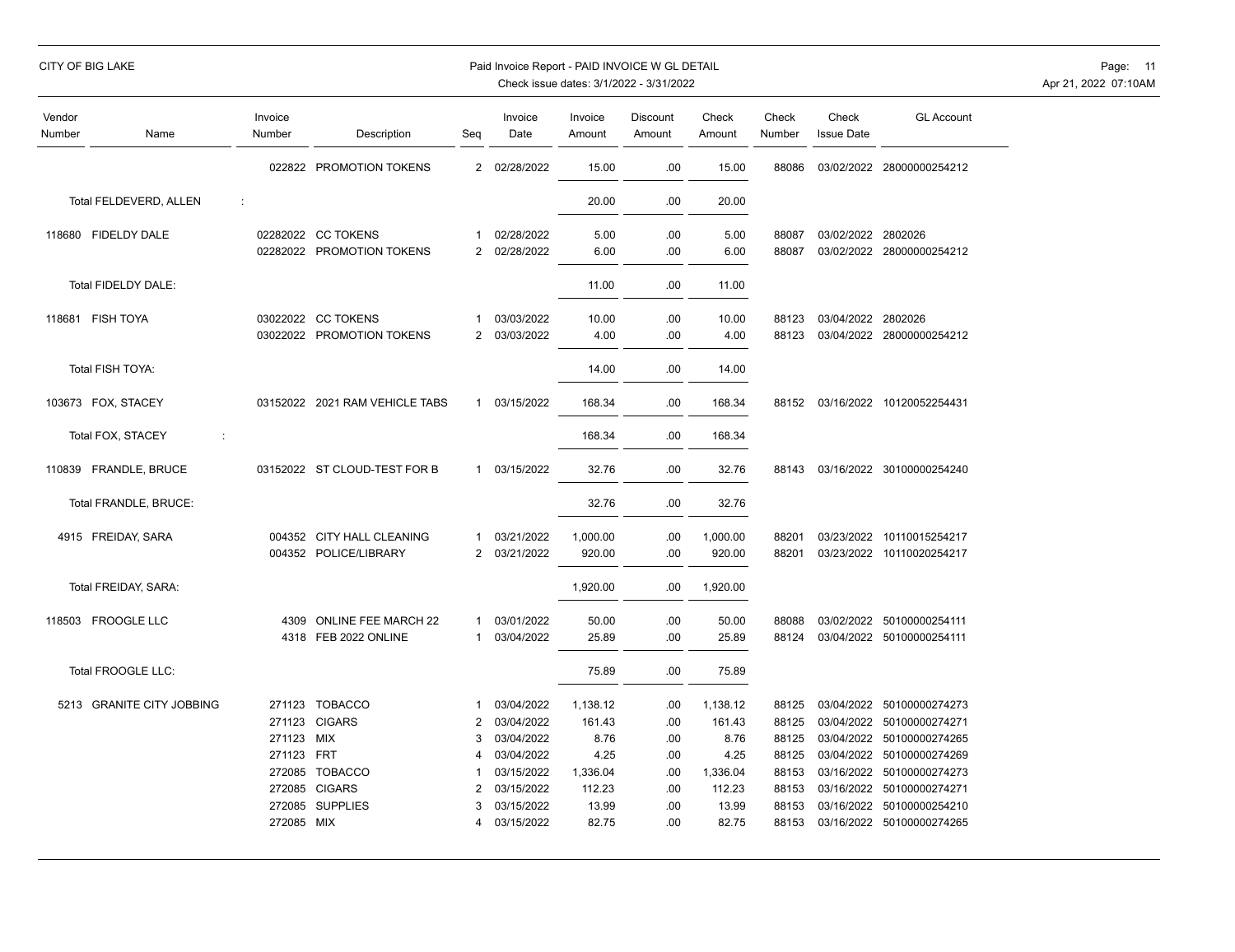CITY OF BIG LAKE

Paid Invoice Report - PAID INVOICE W GL DETAIL
Check issue dates: 3/1/2022 - 3/31/2022

| Vendor Number | Name | Invoice Number | Description | Seq | Invoice Date | Invoice Amount | Discount Amount | Check Amount | Check Number | Check Issue Date | GL Account |
|---|---|---|---|---|---|---|---|---|---|---|---|
| | | 022822 | PROMOTION TOKENS | 2 | 02/28/2022 | 15.00 | .00 | 15.00 | 88086 | 03/02/2022 | 28000000254212 |
| | Total FELDEVERD, ALLEN : | | | | | 20.00 | .00 | 20.00 | | | |
| 118680 | FIDELDY DALE | 02282022 | CC TOKENS | 1 | 02/28/2022 | 5.00 | .00 | 5.00 | 88087 | 03/02/2022 | 2802026 |
| | | 02282022 | PROMOTION TOKENS | 2 | 02/28/2022 | 6.00 | .00 | 6.00 | 88087 | 03/02/2022 | 28000000254212 |
| | Total FIDELDY DALE: | | | | | 11.00 | .00 | 11.00 | | | |
| 118681 | FISH TOYA | 03022022 | CC TOKENS | 1 | 03/03/2022 | 10.00 | .00 | 10.00 | 88123 | 03/04/2022 | 2802026 |
| | | 03022022 | PROMOTION TOKENS | 2 | 03/03/2022 | 4.00 | .00 | 4.00 | 88123 | 03/04/2022 | 28000000254212 |
| | Total FISH TOYA: | | | | | 14.00 | .00 | 14.00 | | | |
| 103673 | FOX, STACEY | 03152022 | 2021 RAM VEHICLE TABS | 1 | 03/15/2022 | 168.34 | .00 | 168.34 | 88152 | 03/16/2022 | 10120052254431 |
| | Total FOX, STACEY : | | | | | 168.34 | .00 | 168.34 | | | |
| 110839 | FRANDLE, BRUCE | 03152022 | ST CLOUD-TEST FOR B | 1 | 03/15/2022 | 32.76 | .00 | 32.76 | 88143 | 03/16/2022 | 30100000254240 |
| | Total FRANDLE, BRUCE: | | | | | 32.76 | .00 | 32.76 | | | |
| 4915 | FREIDAY, SARA | 004352 | CITY HALL CLEANING | 1 | 03/21/2022 | 1,000.00 | .00 | 1,000.00 | 88201 | 03/23/2022 | 10110015254217 |
| | | 004352 | POLICE/LIBRARY | 2 | 03/21/2022 | 920.00 | .00 | 920.00 | 88201 | 03/23/2022 | 10110020254217 |
| | Total FREIDAY, SARA: | | | | | 1,920.00 | .00 | 1,920.00 | | | |
| 118503 | FROOGLE LLC | 4309 | ONLINE FEE MARCH 22 | 1 | 03/01/2022 | 50.00 | .00 | 50.00 | 88088 | 03/02/2022 | 50100000254111 |
| | | 4318 | FEB 2022 ONLINE | 1 | 03/04/2022 | 25.89 | .00 | 25.89 | 88124 | 03/04/2022 | 50100000254111 |
| | Total FROOGLE LLC: | | | | | 75.89 | .00 | 75.89 | | | |
| 5213 | GRANITE CITY JOBBING | 271123 | TOBACCO | 1 | 03/04/2022 | 1,138.12 | .00 | 1,138.12 | 88125 | 03/04/2022 | 50100000274273 |
| | | 271123 | CIGARS | 2 | 03/04/2022 | 161.43 | .00 | 161.43 | 88125 | 03/04/2022 | 50100000274271 |
| | | 271123 | MIX | 3 | 03/04/2022 | 8.76 | .00 | 8.76 | 88125 | 03/04/2022 | 50100000274265 |
| | | 271123 | FRT | 4 | 03/04/2022 | 4.25 | .00 | 4.25 | 88125 | 03/04/2022 | 50100000274269 |
| | | 272085 | TOBACCO | 1 | 03/15/2022 | 1,336.04 | .00 | 1,336.04 | 88153 | 03/16/2022 | 50100000274273 |
| | | 272085 | CIGARS | 2 | 03/15/2022 | 112.23 | .00 | 112.23 | 88153 | 03/16/2022 | 50100000274271 |
| | | 272085 | SUPPLIES | 3 | 03/15/2022 | 13.99 | .00 | 13.99 | 88153 | 03/16/2022 | 50100000254210 |
| | | 272085 | MIX | 4 | 03/15/2022 | 82.75 | .00 | 82.75 | 88153 | 03/16/2022 | 50100000274265 |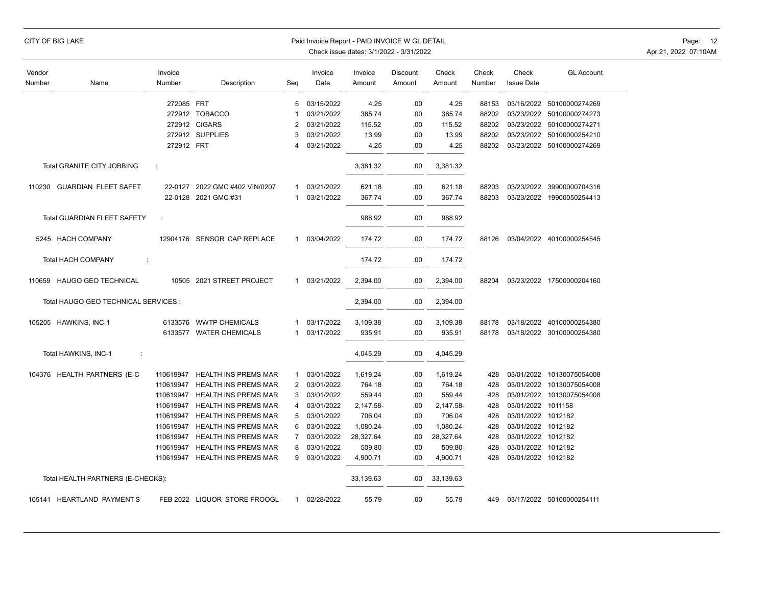| Vendor Number | Name | Invoice Number | Description | Seq | Invoice Date | Invoice Amount | Discount Amount | Check Amount | Check Number | Check Issue Date | GL Account |
|---|---|---|---|---|---|---|---|---|---|---|---|
| | | 272085 | FRT | 5 | 03/15/2022 | 4.25 | .00 | 4.25 | 88153 | 03/16/2022 | 50100000274269 |
| | | 272912 | TOBACCO | 1 | 03/21/2022 | 385.74 | .00 | 385.74 | 88202 | 03/23/2022 | 50100000274273 |
| | | 272912 | CIGARS | 2 | 03/21/2022 | 115.52 | .00 | 115.52 | 88202 | 03/23/2022 | 50100000274271 |
| | | 272912 | SUPPLIES | 3 | 03/21/2022 | 13.99 | .00 | 13.99 | 88202 | 03/23/2022 | 50100000254210 |
| | | 272912 | FRT | 4 | 03/21/2022 | 4.25 | .00 | 4.25 | 88202 | 03/23/2022 | 50100000274269 |
| | Total GRANITE CITY JOBBING : | | | | | 3,381.32 | .00 | 3,381.32 | | | |
| 110230 | GUARDIAN FLEET SAFET | 22-0127 | 2022 GMC #402 VIN/0207 | 1 | 03/21/2022 | 621.18 | .00 | 621.18 | 88203 | 03/23/2022 | 39900000704316 |
| | | 22-0128 | 2021 GMC #31 | 1 | 03/21/2022 | 367.74 | .00 | 367.74 | 88203 | 03/23/2022 | 19900050254413 |
| | Total GUARDIAN FLEET SAFETY : | | | | | 988.92 | .00 | 988.92 | | | |
| 5245 | HACH COMPANY | 12904176 | SENSOR CAP REPLACE | 1 | 03/04/2022 | 174.72 | .00 | 174.72 | 88126 | 03/04/2022 | 40100000254545 |
| | Total HACH COMPANY : | | | | | 174.72 | .00 | 174.72 | | | |
| 110659 | HAUGO GEO TECHNICAL | 10505 | 2021 STREET PROJECT | 1 | 03/21/2022 | 2,394.00 | .00 | 2,394.00 | 88204 | 03/23/2022 | 17500000204160 |
| | Total HAUGO GEO TECHNICAL SERVICES : | | | | | 2,394.00 | .00 | 2,394.00 | | | |
| 105205 | HAWKINS, INC-1 | 6133576 | WWTP CHEMICALS | 1 | 03/17/2022 | 3,109.38 | .00 | 3,109.38 | 88178 | 03/18/2022 | 40100000254380 |
| | | 6133577 | WATER CHEMICALS | 1 | 03/17/2022 | 935.91 | .00 | 935.91 | 88178 | 03/18/2022 | 30100000254380 |
| | Total HAWKINS, INC-1 : | | | | | 4,045.29 | .00 | 4,045.29 | | | |
| 104376 | HEALTH PARTNERS (E-C | 110619947 | HEALTH INS PREMS MAR | 1 | 03/01/2022 | 1,619.24 | .00 | 1,619.24 | 428 | 03/01/2022 | 10130075054008 |
| | | 110619947 | HEALTH INS PREMS MAR | 2 | 03/01/2022 | 764.18 | .00 | 764.18 | 428 | 03/01/2022 | 10130075054008 |
| | | 110619947 | HEALTH INS PREMS MAR | 3 | 03/01/2022 | 559.44 | .00 | 559.44 | 428 | 03/01/2022 | 10130075054008 |
| | | 110619947 | HEALTH INS PREMS MAR | 4 | 03/01/2022 | 2,147.58- | .00 | 2,147.58- | 428 | 03/01/2022 | 1011158 |
| | | 110619947 | HEALTH INS PREMS MAR | 5 | 03/01/2022 | 706.04 | .00 | 706.04 | 428 | 03/01/2022 | 1012182 |
| | | 110619947 | HEALTH INS PREMS MAR | 6 | 03/01/2022 | 1,080.24- | .00 | 1,080.24- | 428 | 03/01/2022 | 1012182 |
| | | 110619947 | HEALTH INS PREMS MAR | 7 | 03/01/2022 | 28,327.64 | .00 | 28,327.64 | 428 | 03/01/2022 | 1012182 |
| | | 110619947 | HEALTH INS PREMS MAR | 8 | 03/01/2022 | 509.80- | .00 | 509.80- | 428 | 03/01/2022 | 1012182 |
| | | 110619947 | HEALTH INS PREMS MAR | 9 | 03/01/2022 | 4,900.71 | .00 | 4,900.71 | 428 | 03/01/2022 | 1012182 |
| | Total HEALTH PARTNERS (E-CHECKS): | | | | | 33,139.63 | .00 | 33,139.63 | | | |
| 105141 | HEARTLAND PAYMENT S | FEB 2022 | LIQUOR STORE FROOGL | 1 | 02/28/2022 | 55.79 | .00 | 55.79 | 449 | 03/17/2022 | 50100000254111 |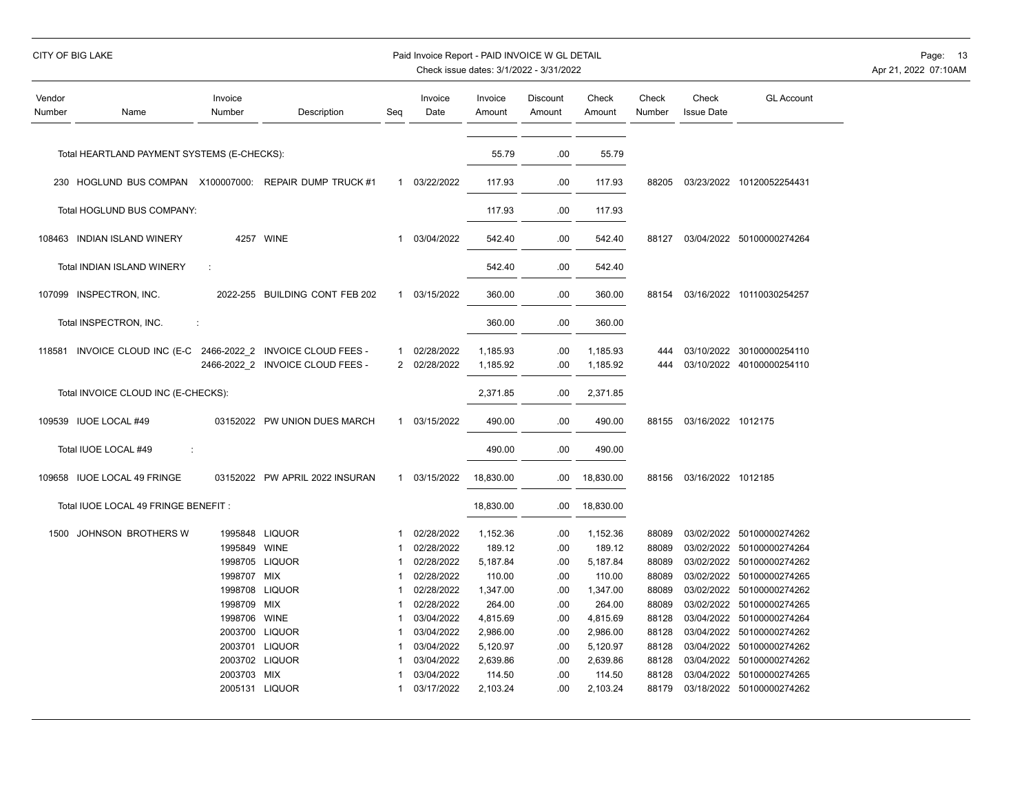CITY OF BIG LAKE

Paid Invoice Report - PAID INVOICE W GL DETAIL
Check issue dates: 3/1/2022 - 3/31/2022

| Vendor Number | Name | Invoice Number | Description | Seq | Invoice Date | Invoice Amount | Discount Amount | Check Amount | Check Number | Check Issue Date | GL Account |
|---|---|---|---|---|---|---|---|---|---|---|---|
| | Total HEARTLAND PAYMENT SYSTEMS (E-CHECKS): | | | | | 55.79 | .00 | 55.79 | | | |
| 230 | HOGLUND BUS COMPAN | X100007000: | REPAIR DUMP TRUCK #1 | 1 | 03/22/2022 | 117.93 | .00 | 117.93 | 88205 | 03/23/2022 | 10120052254431 |
| | Total HOGLUND BUS COMPANY: | | | | | 117.93 | .00 | 117.93 | | | |
| 108463 | INDIAN ISLAND WINERY | 4257 | WINE | 1 | 03/04/2022 | 542.40 | .00 | 542.40 | 88127 | 03/04/2022 | 50100000274264 |
| | Total INDIAN ISLAND WINERY : | | | | | 542.40 | .00 | 542.40 | | | |
| 107099 | INSPECTRON, INC. | 2022-255 | BUILDING CONT FEB 202 | 1 | 03/15/2022 | 360.00 | .00 | 360.00 | 88154 | 03/16/2022 | 10110030254257 |
| | Total INSPECTRON, INC. : | | | | | 360.00 | .00 | 360.00 | | | |
| 118581 | INVOICE CLOUD INC (E-C | 2466-2022_2 | INVOICE CLOUD FEES - | 1 | 02/28/2022 | 1,185.93 | .00 | 1,185.93 | 444 | 03/10/2022 | 30100000254110 |
| | | 2466-2022_2 | INVOICE CLOUD FEES - | 2 | 02/28/2022 | 1,185.92 | .00 | 1,185.92 | 444 | 03/10/2022 | 40100000254110 |
| | Total INVOICE CLOUD INC (E-CHECKS): | | | | | 2,371.85 | .00 | 2,371.85 | | | |
| 109539 | IUOE LOCAL #49 | 03152022 | PW UNION DUES MARCH | 1 | 03/15/2022 | 490.00 | .00 | 490.00 | 88155 | 03/16/2022 | 1012175 |
| | Total IUOE LOCAL #49 : | | | | | 490.00 | .00 | 490.00 | | | |
| 109658 | IUOE LOCAL 49 FRINGE | 03152022 | PW APRIL 2022 INSURAN | 1 | 03/15/2022 | 18,830.00 | .00 | 18,830.00 | 88156 | 03/16/2022 | 1012185 |
| | Total IUOE LOCAL 49 FRINGE BENEFIT : | | | | | 18,830.00 | .00 | 18,830.00 | | | |
| 1500 | JOHNSON BROTHERS W | 1995848 | LIQUOR | 1 | 02/28/2022 | 1,152.36 | .00 | 1,152.36 | 88089 | 03/02/2022 | 50100000274262 |
| | | 1995849 | WINE | 1 | 02/28/2022 | 189.12 | .00 | 189.12 | 88089 | 03/02/2022 | 50100000274264 |
| | | 1998705 | LIQUOR | 1 | 02/28/2022 | 5,187.84 | .00 | 5,187.84 | 88089 | 03/02/2022 | 50100000274262 |
| | | 1998707 | MIX | 1 | 02/28/2022 | 110.00 | .00 | 110.00 | 88089 | 03/02/2022 | 50100000274265 |
| | | 1998708 | LIQUOR | 1 | 02/28/2022 | 1,347.00 | .00 | 1,347.00 | 88089 | 03/02/2022 | 50100000274262 |
| | | 1998709 | MIX | 1 | 02/28/2022 | 264.00 | .00 | 264.00 | 88089 | 03/02/2022 | 50100000274265 |
| | | 1998706 | WINE | 1 | 03/04/2022 | 4,815.69 | .00 | 4,815.69 | 88128 | 03/04/2022 | 50100000274264 |
| | | 2003700 | LIQUOR | 1 | 03/04/2022 | 2,986.00 | .00 | 2,986.00 | 88128 | 03/04/2022 | 50100000274262 |
| | | 2003701 | LIQUOR | 1 | 03/04/2022 | 5,120.97 | .00 | 5,120.97 | 88128 | 03/04/2022 | 50100000274262 |
| | | 2003702 | LIQUOR | 1 | 03/04/2022 | 2,639.86 | .00 | 2,639.86 | 88128 | 03/04/2022 | 50100000274262 |
| | | 2003703 | MIX | 1 | 03/04/2022 | 114.50 | .00 | 114.50 | 88128 | 03/04/2022 | 50100000274265 |
| | | 2005131 | LIQUOR | 1 | 03/17/2022 | 2,103.24 | .00 | 2,103.24 | 88179 | 03/18/2022 | 50100000274262 |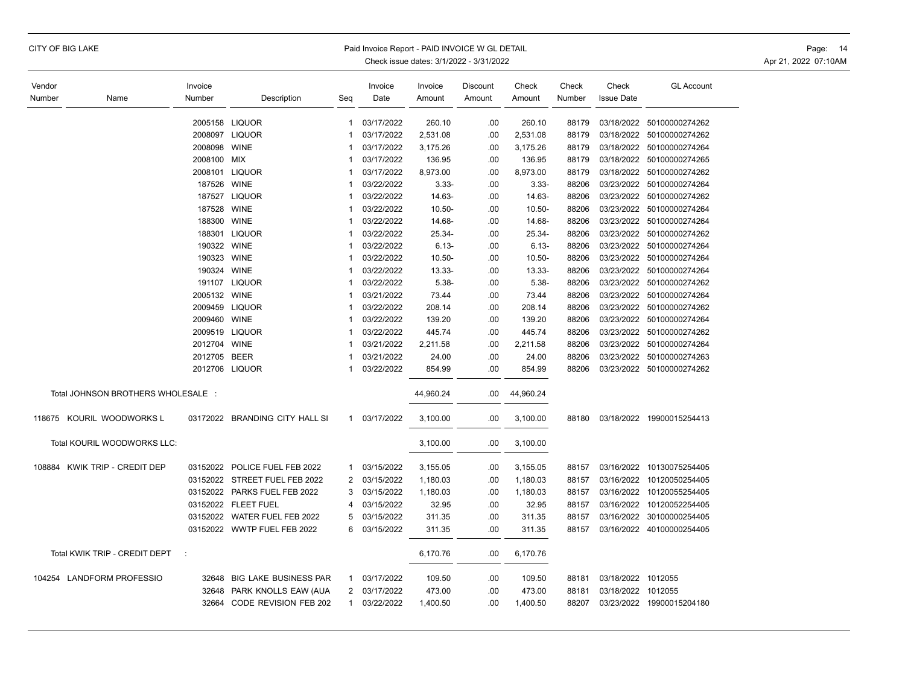CITY OF BIG LAKE

Paid Invoice Report - PAID INVOICE W GL DETAIL
Check issue dates: 3/1/2022 - 3/31/2022

| Vendor Number | Name | Invoice Number | Description | Seq | Invoice Date | Invoice Amount | Discount Amount | Check Amount | Check Number | Check Issue Date | GL Account |
|---|---|---|---|---|---|---|---|---|---|---|---|
| | | 2005158 | LIQUOR | 1 | 03/17/2022 | 260.10 | .00 | 260.10 | 88179 | 03/18/2022 | 50100000274262 |
| | | 2008097 | LIQUOR | 1 | 03/17/2022 | 2,531.08 | .00 | 2,531.08 | 88179 | 03/18/2022 | 50100000274262 |
| | | 2008098 | WINE | 1 | 03/17/2022 | 3,175.26 | .00 | 3,175.26 | 88179 | 03/18/2022 | 50100000274264 |
| | | 2008100 | MIX | 1 | 03/17/2022 | 136.95 | .00 | 136.95 | 88179 | 03/18/2022 | 50100000274265 |
| | | 2008101 | LIQUOR | 1 | 03/17/2022 | 8,973.00 | .00 | 8,973.00 | 88179 | 03/18/2022 | 50100000274262 |
| | | 187526 | WINE | 1 | 03/22/2022 | 3.33- | .00 | 3.33- | 88206 | 03/23/2022 | 50100000274264 |
| | | 187527 | LIQUOR | 1 | 03/22/2022 | 14.63- | .00 | 14.63- | 88206 | 03/23/2022 | 50100000274262 |
| | | 187528 | WINE | 1 | 03/22/2022 | 10.50- | .00 | 10.50- | 88206 | 03/23/2022 | 50100000274264 |
| | | 188300 | WINE | 1 | 03/22/2022 | 14.68- | .00 | 14.68- | 88206 | 03/23/2022 | 50100000274264 |
| | | 188301 | LIQUOR | 1 | 03/22/2022 | 25.34- | .00 | 25.34- | 88206 | 03/23/2022 | 50100000274262 |
| | | 190322 | WINE | 1 | 03/22/2022 | 6.13- | .00 | 6.13- | 88206 | 03/23/2022 | 50100000274264 |
| | | 190323 | WINE | 1 | 03/22/2022 | 10.50- | .00 | 10.50- | 88206 | 03/23/2022 | 50100000274264 |
| | | 190324 | WINE | 1 | 03/22/2022 | 13.33- | .00 | 13.33- | 88206 | 03/23/2022 | 50100000274264 |
| | | 191107 | LIQUOR | 1 | 03/22/2022 | 5.38- | .00 | 5.38- | 88206 | 03/23/2022 | 50100000274262 |
| | | 2005132 | WINE | 1 | 03/21/2022 | 73.44 | .00 | 73.44 | 88206 | 03/23/2022 | 50100000274264 |
| | | 2009459 | LIQUOR | 1 | 03/22/2022 | 208.14 | .00 | 208.14 | 88206 | 03/23/2022 | 50100000274262 |
| | | 2009460 | WINE | 1 | 03/22/2022 | 139.20 | .00 | 139.20 | 88206 | 03/23/2022 | 50100000274264 |
| | | 2009519 | LIQUOR | 1 | 03/22/2022 | 445.74 | .00 | 445.74 | 88206 | 03/23/2022 | 50100000274262 |
| | | 2012704 | WINE | 1 | 03/21/2022 | 2,211.58 | .00 | 2,211.58 | 88206 | 03/23/2022 | 50100000274264 |
| | | 2012705 | BEER | 1 | 03/21/2022 | 24.00 | .00 | 24.00 | 88206 | 03/23/2022 | 50100000274263 |
| | | 2012706 | LIQUOR | 1 | 03/22/2022 | 854.99 | .00 | 854.99 | 88206 | 03/23/2022 | 50100000274262 |
| | Total JOHNSON BROTHERS WHOLESALE : | | | | | 44,960.24 | .00 | 44,960.24 | | | |
| 118675 | KOURIL WOODWORKS L | 03172022 | BRANDING CITY HALL SI | 1 | 03/17/2022 | 3,100.00 | .00 | 3,100.00 | 88180 | 03/18/2022 | 19900015254413 |
| | Total KOURIL WOODWORKS LLC: | | | | | 3,100.00 | .00 | 3,100.00 | | | |
| 108884 | KWIK TRIP - CREDIT DEP | 03152022 | POLICE FUEL FEB 2022 | 1 | 03/15/2022 | 3,155.05 | .00 | 3,155.05 | 88157 | 03/16/2022 | 10130075254405 |
| | | 03152022 | STREET FUEL FEB 2022 | 2 | 03/15/2022 | 1,180.03 | .00 | 1,180.03 | 88157 | 03/16/2022 | 10120050254405 |
| | | 03152022 | PARKS FUEL FEB 2022 | 3 | 03/15/2022 | 1,180.03 | .00 | 1,180.03 | 88157 | 03/16/2022 | 10120055254405 |
| | | 03152022 | FLEET FUEL | 4 | 03/15/2022 | 32.95 | .00 | 32.95 | 88157 | 03/16/2022 | 10120052254405 |
| | | 03152022 | WATER FUEL FEB 2022 | 5 | 03/15/2022 | 311.35 | .00 | 311.35 | 88157 | 03/16/2022 | 30100000254405 |
| | | 03152022 | WWTP FUEL FEB 2022 | 6 | 03/15/2022 | 311.35 | .00 | 311.35 | 88157 | 03/16/2022 | 40100000254405 |
| | Total KWIK TRIP - CREDIT DEPT : | | | | | 6,170.76 | .00 | 6,170.76 | | | |
| 104254 | LANDFORM PROFESSIO | 32648 | BIG LAKE BUSINESS PAR | 1 | 03/17/2022 | 109.50 | .00 | 109.50 | 88181 | 03/18/2022 | 1012055 |
| | | 32648 | PARK KNOLLS EAW (AUA | 2 | 03/17/2022 | 473.00 | .00 | 473.00 | 88181 | 03/18/2022 | 1012055 |
| | | 32664 | CODE REVISION FEB 202 | 1 | 03/22/2022 | 1,400.50 | .00 | 1,400.50 | 88207 | 03/23/2022 | 19900015204180 |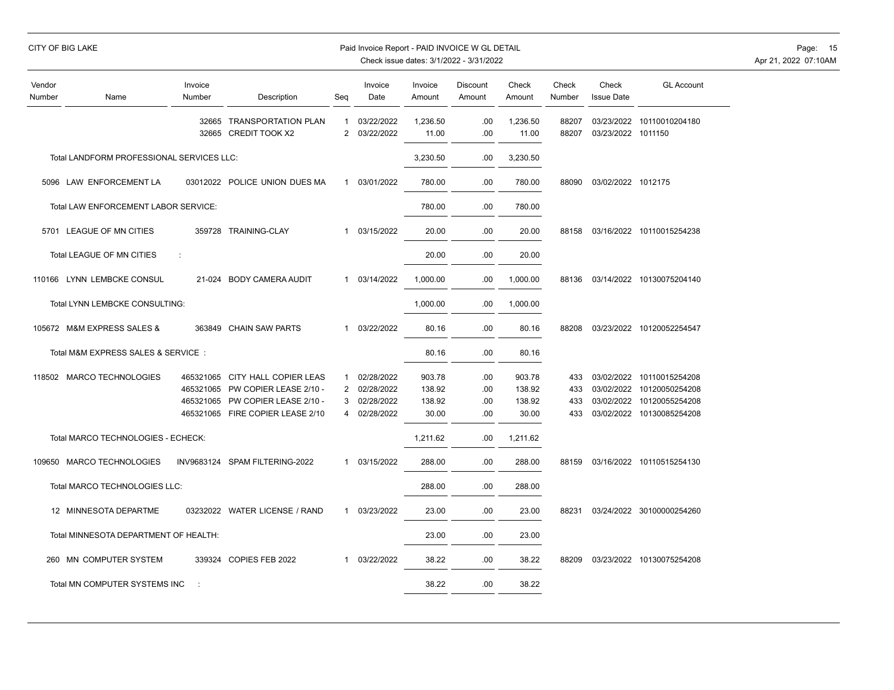| Vendor Number | Name | Invoice Number | Description | Seq | Invoice Date | Invoice Amount | Discount Amount | Check Amount | Check Number | Check Issue Date | GL Account |
|---|---|---|---|---|---|---|---|---|---|---|---|
| | | 32665 | TRANSPORTATION PLAN | 1 | 03/22/2022 | 1,236.50 | .00 | 1,236.50 | 88207 | 03/23/2022 | 10110010204180 |
| | | 32665 | CREDIT TOOK X2 | 2 | 03/22/2022 | 11.00 | .00 | 11.00 | 88207 | 03/23/2022 | 1011150 |
| | Total LANDFORM PROFESSIONAL SERVICES LLC: | | | | | 3,230.50 | .00 | 3,230.50 | | | |
| 5096 | LAW ENFORCEMENT LA | 03012022 | POLICE UNION DUES MA | 1 | 03/01/2022 | 780.00 | .00 | 780.00 | 88090 | 03/02/2022 | 1012175 |
| | Total LAW ENFORCEMENT LABOR SERVICE: | | | | | 780.00 | .00 | 780.00 | | | |
| 5701 | LEAGUE OF MN CITIES | 359728 | TRAINING-CLAY | 1 | 03/15/2022 | 20.00 | .00 | 20.00 | 88158 | 03/16/2022 | 10110015254238 |
| | Total LEAGUE OF MN CITIES : | | | | | 20.00 | .00 | 20.00 | | | |
| 110166 | LYNN LEMBCKE CONSUL | 21-024 | BODY CAMERA AUDIT | 1 | 03/14/2022 | 1,000.00 | .00 | 1,000.00 | 88136 | 03/14/2022 | 10130075204140 |
| | Total LYNN LEMBCKE CONSULTING: | | | | | 1,000.00 | .00 | 1,000.00 | | | |
| 105672 | M&M EXPRESS SALES & | 363849 | CHAIN SAW PARTS | 1 | 03/22/2022 | 80.16 | .00 | 80.16 | 88208 | 03/23/2022 | 10120052254547 |
| | Total M&M EXPRESS SALES & SERVICE : | | | | | 80.16 | .00 | 80.16 | | | |
| 118502 | MARCO TECHNOLOGIES | 465321065 | CITY HALL COPIER LEAS | 1 | 02/28/2022 | 903.78 | .00 | 903.78 | 433 | 03/02/2022 | 10110015254208 |
| | | 465321065 | PW COPIER LEASE 2/10 - | 2 | 02/28/2022 | 138.92 | .00 | 138.92 | 433 | 03/02/2022 | 10120050254208 |
| | | 465321065 | PW COPIER LEASE 2/10 - | 3 | 02/28/2022 | 138.92 | .00 | 138.92 | 433 | 03/02/2022 | 10120055254208 |
| | | 465321065 | FIRE COPIER LEASE 2/10 | 4 | 02/28/2022 | 30.00 | .00 | 30.00 | 433 | 03/02/2022 | 10130085254208 |
| | Total MARCO TECHNOLOGIES - ECHECK: | | | | | 1,211.62 | .00 | 1,211.62 | | | |
| 109650 | MARCO TECHNOLOGIES | INV9683124 | SPAM FILTERING-2022 | 1 | 03/15/2022 | 288.00 | .00 | 288.00 | 88159 | 03/16/2022 | 10110515254130 |
| | Total MARCO TECHNOLOGIES LLC: | | | | | 288.00 | .00 | 288.00 | | | |
| 12 | MINNESOTA DEPARTME | 03232022 | WATER LICENSE / RAND | 1 | 03/23/2022 | 23.00 | .00 | 23.00 | 88231 | 03/24/2022 | 30100000254260 |
| | Total MINNESOTA DEPARTMENT OF HEALTH: | | | | | 23.00 | .00 | 23.00 | | | |
| 260 | MN COMPUTER SYSTEM | 339324 | COPIES FEB 2022 | 1 | 03/22/2022 | 38.22 | .00 | 38.22 | 88209 | 03/23/2022 | 10130075254208 |
| | Total MN COMPUTER SYSTEMS INC : | | | | | 38.22 | .00 | 38.22 | | | |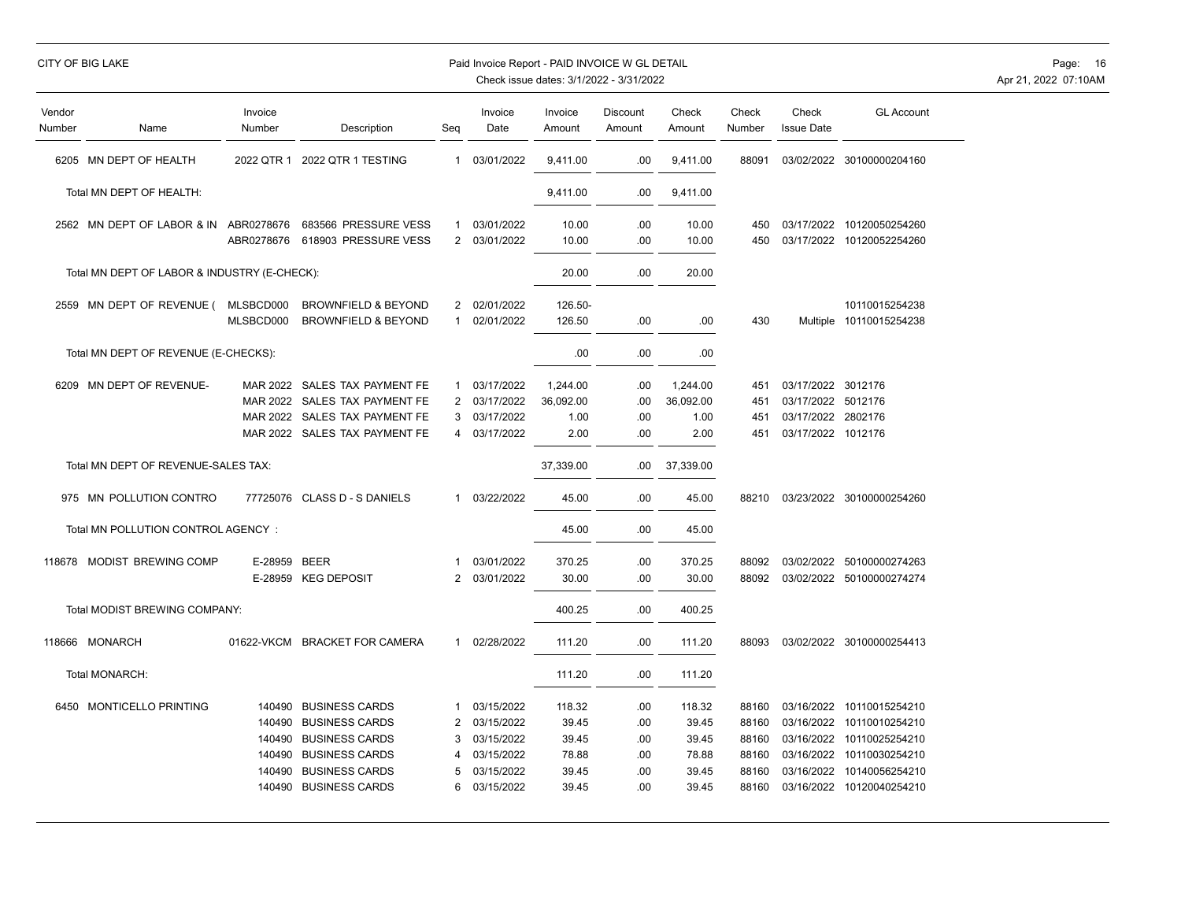CITY OF BIG LAKE

Paid Invoice Report - PAID INVOICE W GL DETAIL
Check issue dates: 3/1/2022 - 3/31/2022

| Vendor Number | Name | Invoice Number | Description | Seq | Invoice Date | Invoice Amount | Discount Amount | Check Amount | Check Number | Check Issue Date | GL Account |
|---|---|---|---|---|---|---|---|---|---|---|---|
| 6205 | MN DEPT OF HEALTH | 2022 QTR 1 | 2022 QTR 1 TESTING | 1 | 03/01/2022 | 9,411.00 | .00 | 9,411.00 | 88091 | 03/02/2022 | 30100000204160 |
| | Total MN DEPT OF HEALTH: | | | | | 9,411.00 | .00 | 9,411.00 | | | |
| 2562 | MN DEPT OF LABOR & IN | ABR0278676 | 683566 PRESSURE VESS | 1 | 03/01/2022 | 10.00 | .00 | 10.00 | 450 | 03/17/2022 | 10120050254260 |
| | | ABR0278676 | 618903 PRESSURE VESS | 2 | 03/01/2022 | 10.00 | .00 | 10.00 | 450 | 03/17/2022 | 10120052254260 |
| | Total MN DEPT OF LABOR & INDUSTRY (E-CHECK): | | | | | 20.00 | .00 | 20.00 | | | |
| 2559 | MN DEPT OF REVENUE ( | MLSBCD000 | BROWNFIELD & BEYOND | 2 | 02/01/2022 | 126.50- | | | | | 10110015254238 |
| | | MLSBCD000 | BROWNFIELD & BEYOND | 1 | 02/01/2022 | 126.50 | .00 | .00 | 430 | Multiple | 10110015254238 |
| | Total MN DEPT OF REVENUE (E-CHECKS): | | | | | .00 | .00 | .00 | | | |
| 6209 | MN DEPT OF REVENUE- | MAR 2022 | SALES TAX PAYMENT FE | 1 | 03/17/2022 | 1,244.00 | .00 | 1,244.00 | 451 | 03/17/2022 | 3012176 |
| | | MAR 2022 | SALES TAX PAYMENT FE | 2 | 03/17/2022 | 36,092.00 | .00 | 36,092.00 | 451 | 03/17/2022 | 5012176 |
| | | MAR 2022 | SALES TAX PAYMENT FE | 3 | 03/17/2022 | 1.00 | .00 | 1.00 | 451 | 03/17/2022 | 2802176 |
| | | MAR 2022 | SALES TAX PAYMENT FE | 4 | 03/17/2022 | 2.00 | .00 | 2.00 | 451 | 03/17/2022 | 1012176 |
| | Total MN DEPT OF REVENUE-SALES TAX: | | | | | 37,339.00 | .00 | 37,339.00 | | | |
| 975 | MN POLLUTION CONTRO | 77725076 | CLASS D - S DANIELS | 1 | 03/22/2022 | 45.00 | .00 | 45.00 | 88210 | 03/23/2022 | 30100000254260 |
| | Total MN POLLUTION CONTROL AGENCY : | | | | | 45.00 | .00 | 45.00 | | | |
| 118678 | MODIST BREWING COMP | E-28959 | BEER | 1 | 03/01/2022 | 370.25 | .00 | 370.25 | 88092 | 03/02/2022 | 50100000274263 |
| | | E-28959 | KEG DEPOSIT | 2 | 03/01/2022 | 30.00 | .00 | 30.00 | 88092 | 03/02/2022 | 50100000274274 |
| | Total MODIST BREWING COMPANY: | | | | | 400.25 | .00 | 400.25 | | | |
| 118666 | MONARCH | 01622-VKCM | BRACKET FOR CAMERA | 1 | 02/28/2022 | 111.20 | .00 | 111.20 | 88093 | 03/02/2022 | 30100000254413 |
| | Total MONARCH: | | | | | 111.20 | .00 | 111.20 | | | |
| 6450 | MONTICELLO PRINTING | 140490 | BUSINESS CARDS | 1 | 03/15/2022 | 118.32 | .00 | 118.32 | 88160 | 03/16/2022 | 10110015254210 |
| | | 140490 | BUSINESS CARDS | 2 | 03/15/2022 | 39.45 | .00 | 39.45 | 88160 | 03/16/2022 | 10110010254210 |
| | | 140490 | BUSINESS CARDS | 3 | 03/15/2022 | 39.45 | .00 | 39.45 | 88160 | 03/16/2022 | 10110025254210 |
| | | 140490 | BUSINESS CARDS | 4 | 03/15/2022 | 78.88 | .00 | 78.88 | 88160 | 03/16/2022 | 10110030254210 |
| | | 140490 | BUSINESS CARDS | 5 | 03/15/2022 | 39.45 | .00 | 39.45 | 88160 | 03/16/2022 | 10140056254210 |
| | | 140490 | BUSINESS CARDS | 6 | 03/15/2022 | 39.45 | .00 | 39.45 | 88160 | 03/16/2022 | 10120040254210 |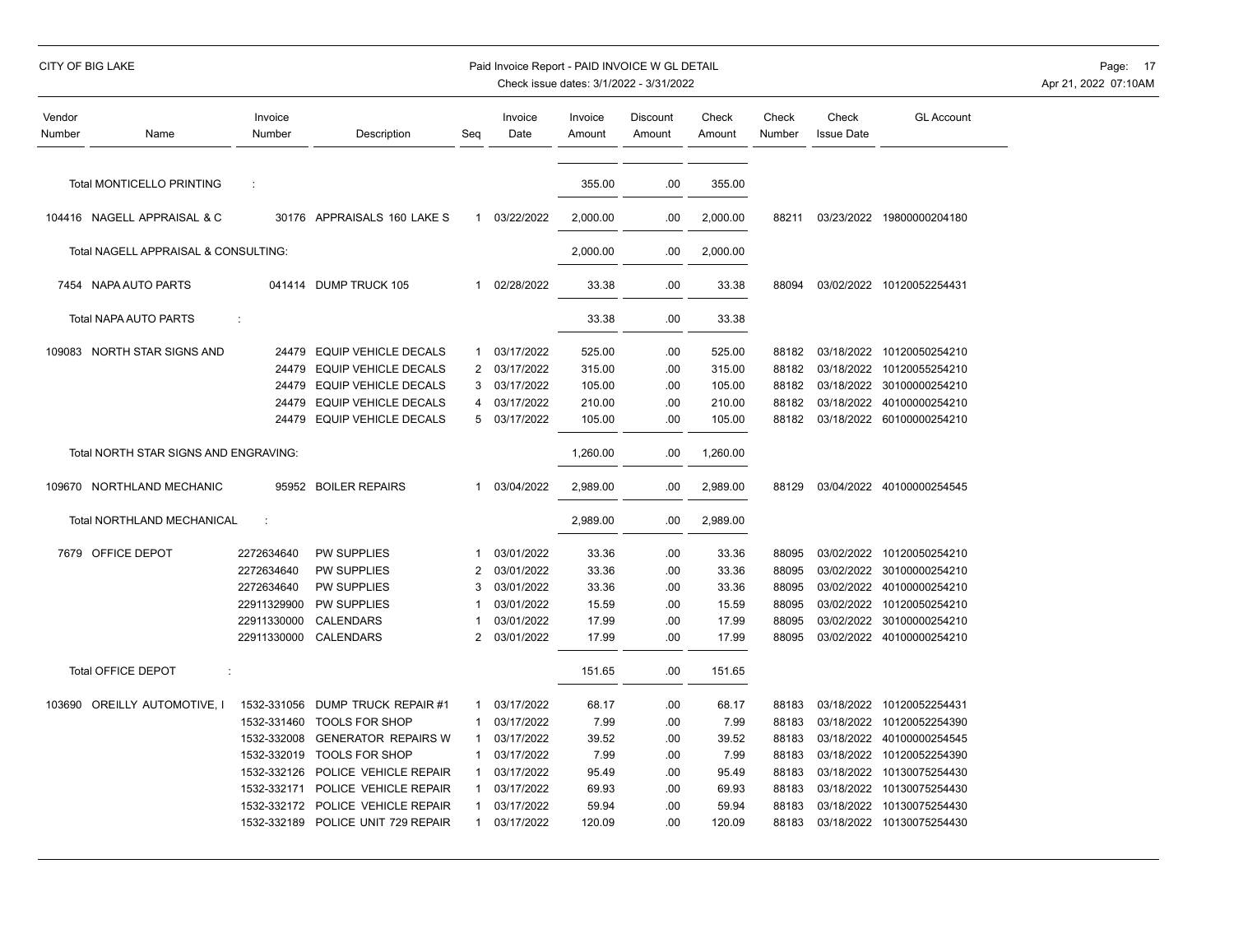CITY OF BIG LAKE

Paid Invoice Report - PAID INVOICE W GL DETAIL
Check issue dates: 3/1/2022 - 3/31/2022

| Vendor Number | Name | Invoice Number | Description | Seq | Invoice Date | Invoice Amount | Discount Amount | Check Amount | Check Number | Check Issue Date | GL Account |
|---|---|---|---|---|---|---|---|---|---|---|---|
| | Total MONTICELLO PRINTING : | | | | | 355.00 | .00 | 355.00 | | | |
| 104416 | NAGELL APPRAISAL & C | 30176 | APPRAISALS 160 LAKE S | 1 | 03/22/2022 | 2,000.00 | .00 | 2,000.00 | 88211 | 03/23/2022 | 19800000204180 |
| | Total NAGELL APPRAISAL & CONSULTING: | | | | | 2,000.00 | .00 | 2,000.00 | | | |
| 7454 | NAPA AUTO PARTS | 041414 | DUMP TRUCK 105 | 1 | 02/28/2022 | 33.38 | .00 | 33.38 | 88094 | 03/02/2022 | 10120052254431 |
| | Total NAPA AUTO PARTS : | | | | | 33.38 | .00 | 33.38 | | | |
| 109083 | NORTH STAR SIGNS AND | 24479 | EQUIP VEHICLE DECALS | 1 | 03/17/2022 | 525.00 | .00 | 525.00 | 88182 | 03/18/2022 | 10120050254210 |
| | | 24479 | EQUIP VEHICLE DECALS | 2 | 03/17/2022 | 315.00 | .00 | 315.00 | 88182 | 03/18/2022 | 10120055254210 |
| | | 24479 | EQUIP VEHICLE DECALS | 3 | 03/17/2022 | 105.00 | .00 | 105.00 | 88182 | 03/18/2022 | 30100000254210 |
| | | 24479 | EQUIP VEHICLE DECALS | 4 | 03/17/2022 | 210.00 | .00 | 210.00 | 88182 | 03/18/2022 | 40100000254210 |
| | | 24479 | EQUIP VEHICLE DECALS | 5 | 03/17/2022 | 105.00 | .00 | 105.00 | 88182 | 03/18/2022 | 60100000254210 |
| | Total NORTH STAR SIGNS AND ENGRAVING: | | | | | 1,260.00 | .00 | 1,260.00 | | | |
| 109670 | NORTHLAND MECHANIC | 95952 | BOILER REPAIRS | 1 | 03/04/2022 | 2,989.00 | .00 | 2,989.00 | 88129 | 03/04/2022 | 40100000254545 |
| | Total NORTHLAND MECHANICAL : | | | | | 2,989.00 | .00 | 2,989.00 | | | |
| 7679 | OFFICE DEPOT | 2272634640 | PW SUPPLIES | 1 | 03/01/2022 | 33.36 | .00 | 33.36 | 88095 | 03/02/2022 | 10120050254210 |
| | | 2272634640 | PW SUPPLIES | 2 | 03/01/2022 | 33.36 | .00 | 33.36 | 88095 | 03/02/2022 | 30100000254210 |
| | | 2272634640 | PW SUPPLIES | 3 | 03/01/2022 | 33.36 | .00 | 33.36 | 88095 | 03/02/2022 | 40100000254210 |
| | | 22911329900 | PW SUPPLIES | 1 | 03/01/2022 | 15.59 | .00 | 15.59 | 88095 | 03/02/2022 | 10120050254210 |
| | | 22911330000 | CALENDARS | 1 | 03/01/2022 | 17.99 | .00 | 17.99 | 88095 | 03/02/2022 | 30100000254210 |
| | | 22911330000 | CALENDARS | 2 | 03/01/2022 | 17.99 | .00 | 17.99 | 88095 | 03/02/2022 | 40100000254210 |
| | Total OFFICE DEPOT : | | | | | 151.65 | .00 | 151.65 | | | |
| 103690 | OREILLY AUTOMOTIVE, I | 1532-331056 | DUMP TRUCK REPAIR #1 | 1 | 03/17/2022 | 68.17 | .00 | 68.17 | 88183 | 03/18/2022 | 10120052254431 |
| | | 1532-331460 | TOOLS FOR SHOP | 1 | 03/17/2022 | 7.99 | .00 | 7.99 | 88183 | 03/18/2022 | 10120052254390 |
| | | 1532-332008 | GENERATOR REPAIRS W | 1 | 03/17/2022 | 39.52 | .00 | 39.52 | 88183 | 03/18/2022 | 40100000254545 |
| | | 1532-332019 | TOOLS FOR SHOP | 1 | 03/17/2022 | 7.99 | .00 | 7.99 | 88183 | 03/18/2022 | 10120052254390 |
| | | 1532-332126 | POLICE VEHICLE REPAIR | 1 | 03/17/2022 | 95.49 | .00 | 95.49 | 88183 | 03/18/2022 | 10130075254430 |
| | | 1532-332171 | POLICE VEHICLE REPAIR | 1 | 03/17/2022 | 69.93 | .00 | 69.93 | 88183 | 03/18/2022 | 10130075254430 |
| | | 1532-332172 | POLICE VEHICLE REPAIR | 1 | 03/17/2022 | 59.94 | .00 | 59.94 | 88183 | 03/18/2022 | 10130075254430 |
| | | 1532-332189 | POLICE UNIT 729 REPAIR | 1 | 03/17/2022 | 120.09 | .00 | 120.09 | 88183 | 03/18/2022 | 10130075254430 |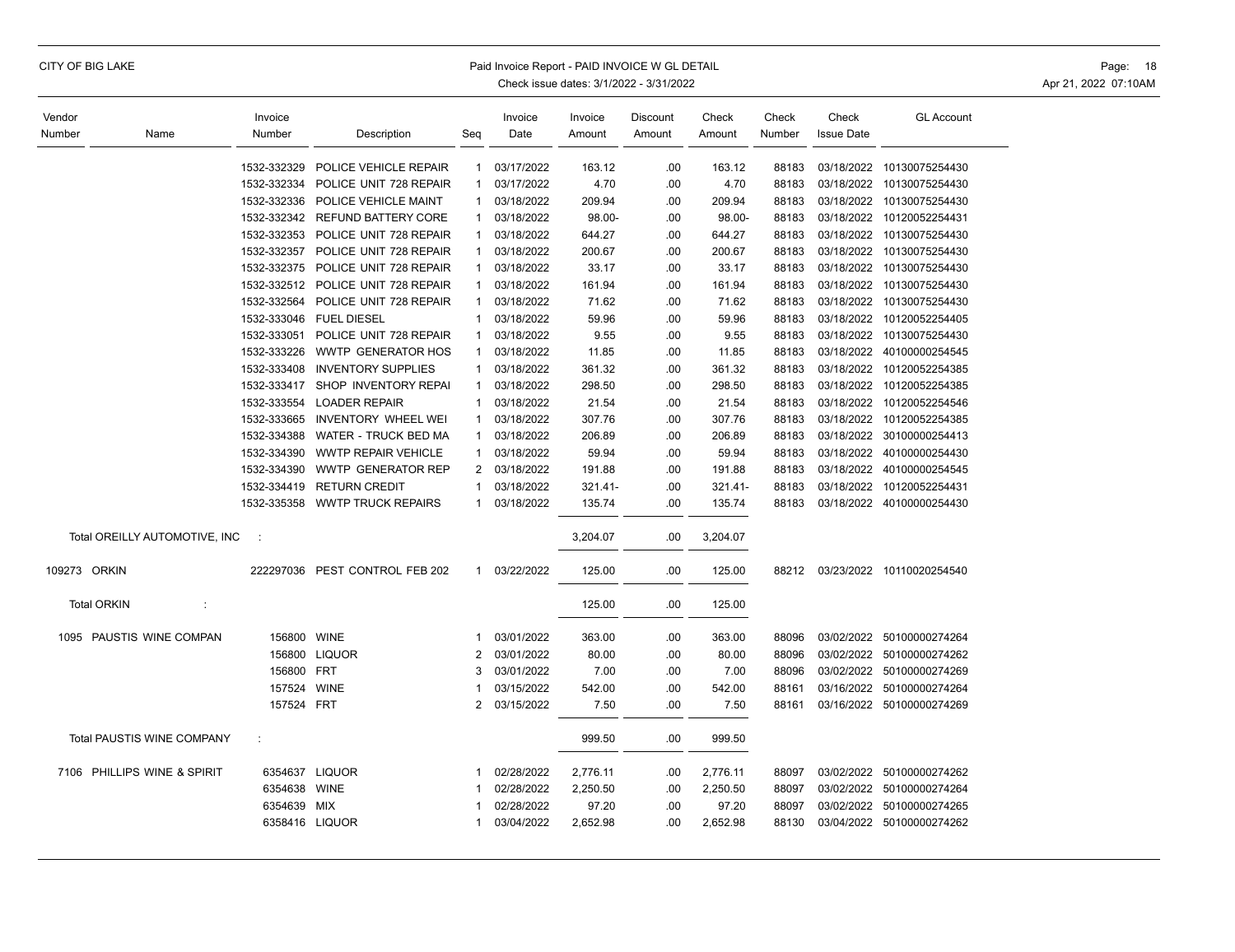| Vendor Number | Name | Invoice Number | Description | Seq | Invoice Date | Invoice Amount | Discount Amount | Check Amount | Check Number | Check Issue Date | GL Account |
|---|---|---|---|---|---|---|---|---|---|---|---|
| | | 1532-332329 | POLICE VEHICLE REPAIR | 1 | 03/17/2022 | 163.12 | .00 | 163.12 | 88183 | 03/18/2022 | 10130075254430 |
| | | 1532-332334 | POLICE UNIT 728 REPAIR | 1 | 03/17/2022 | 4.70 | .00 | 4.70 | 88183 | 03/18/2022 | 10130075254430 |
| | | 1532-332336 | POLICE VEHICLE MAINT | 1 | 03/18/2022 | 209.94 | .00 | 209.94 | 88183 | 03/18/2022 | 10130075254430 |
| | | 1532-332342 | REFUND BATTERY CORE | 1 | 03/18/2022 | 98.00- | .00 | 98.00- | 88183 | 03/18/2022 | 10120052254431 |
| | | 1532-332353 | POLICE UNIT 728 REPAIR | 1 | 03/18/2022 | 644.27 | .00 | 644.27 | 88183 | 03/18/2022 | 10130075254430 |
| | | 1532-332357 | POLICE UNIT 728 REPAIR | 1 | 03/18/2022 | 200.67 | .00 | 200.67 | 88183 | 03/18/2022 | 10130075254430 |
| | | 1532-332375 | POLICE UNIT 728 REPAIR | 1 | 03/18/2022 | 33.17 | .00 | 33.17 | 88183 | 03/18/2022 | 10130075254430 |
| | | 1532-332512 | POLICE UNIT 728 REPAIR | 1 | 03/18/2022 | 161.94 | .00 | 161.94 | 88183 | 03/18/2022 | 10130075254430 |
| | | 1532-332564 | POLICE UNIT 728 REPAIR | 1 | 03/18/2022 | 71.62 | .00 | 71.62 | 88183 | 03/18/2022 | 10130075254430 |
| | | 1532-333046 | FUEL DIESEL | 1 | 03/18/2022 | 59.96 | .00 | 59.96 | 88183 | 03/18/2022 | 10120052254405 |
| | | 1532-333051 | POLICE UNIT 728 REPAIR | 1 | 03/18/2022 | 9.55 | .00 | 9.55 | 88183 | 03/18/2022 | 10130075254430 |
| | | 1532-333226 | WWTP GENERATOR HOS | 1 | 03/18/2022 | 11.85 | .00 | 11.85 | 88183 | 03/18/2022 | 40100000254545 |
| | | 1532-333408 | INVENTORY SUPPLIES | 1 | 03/18/2022 | 361.32 | .00 | 361.32 | 88183 | 03/18/2022 | 10120052254385 |
| | | 1532-333417 | SHOP INVENTORY REPAI | 1 | 03/18/2022 | 298.50 | .00 | 298.50 | 88183 | 03/18/2022 | 10120052254385 |
| | | 1532-333554 | LOADER REPAIR | 1 | 03/18/2022 | 21.54 | .00 | 21.54 | 88183 | 03/18/2022 | 10120052254546 |
| | | 1532-333665 | INVENTORY WHEEL WEI | 1 | 03/18/2022 | 307.76 | .00 | 307.76 | 88183 | 03/18/2022 | 10120052254385 |
| | | 1532-334388 | WATER - TRUCK BED MA | 1 | 03/18/2022 | 206.89 | .00 | 206.89 | 88183 | 03/18/2022 | 30100000254413 |
| | | 1532-334390 | WWTP REPAIR VEHICLE | 1 | 03/18/2022 | 59.94 | .00 | 59.94 | 88183 | 03/18/2022 | 40100000254430 |
| | | 1532-334390 | WWTP GENERATOR REP | 2 | 03/18/2022 | 191.88 | .00 | 191.88 | 88183 | 03/18/2022 | 40100000254545 |
| | | 1532-334419 | RETURN CREDIT | 1 | 03/18/2022 | 321.41- | .00 | 321.41- | 88183 | 03/18/2022 | 10120052254431 |
| | | 1532-335358 | WWTP TRUCK REPAIRS | 1 | 03/18/2022 | 135.74 | .00 | 135.74 | 88183 | 03/18/2022 | 40100000254430 |
| | Total OREILLY AUTOMOTIVE, INC : | | | | | 3,204.07 | .00 | 3,204.07 | | | |
| 109273 | ORKIN | 222297036 | PEST CONTROL FEB 202 | 1 | 03/22/2022 | 125.00 | .00 | 125.00 | 88212 | 03/23/2022 | 10110020254540 |
| | Total ORKIN : | | | | | 125.00 | .00 | 125.00 | | | |
| 1095 | PAUSTIS WINE COMPAN | 156800 | WINE | 1 | 03/01/2022 | 363.00 | .00 | 363.00 | 88096 | 03/02/2022 | 50100000274264 |
| | | 156800 | LIQUOR | 2 | 03/01/2022 | 80.00 | .00 | 80.00 | 88096 | 03/02/2022 | 50100000274262 |
| | | 156800 | FRT | 3 | 03/01/2022 | 7.00 | .00 | 7.00 | 88096 | 03/02/2022 | 50100000274269 |
| | | 157524 | WINE | 1 | 03/15/2022 | 542.00 | .00 | 542.00 | 88161 | 03/16/2022 | 50100000274264 |
| | | 157524 | FRT | 2 | 03/15/2022 | 7.50 | .00 | 7.50 | 88161 | 03/16/2022 | 50100000274269 |
| | Total PAUSTIS WINE COMPANY : | | | | | 999.50 | .00 | 999.50 | | | |
| 7106 | PHILLIPS WINE & SPIRIT | 6354637 | LIQUOR | 1 | 02/28/2022 | 2,776.11 | .00 | 2,776.11 | 88097 | 03/02/2022 | 50100000274262 |
| | | 6354638 | WINE | 1 | 02/28/2022 | 2,250.50 | .00 | 2,250.50 | 88097 | 03/02/2022 | 50100000274264 |
| | | 6354639 | MIX | 1 | 02/28/2022 | 97.20 | .00 | 97.20 | 88097 | 03/02/2022 | 50100000274265 |
| | | 6358416 | LIQUOR | 1 | 03/04/2022 | 2,652.98 | .00 | 2,652.98 | 88130 | 03/04/2022 | 50100000274262 |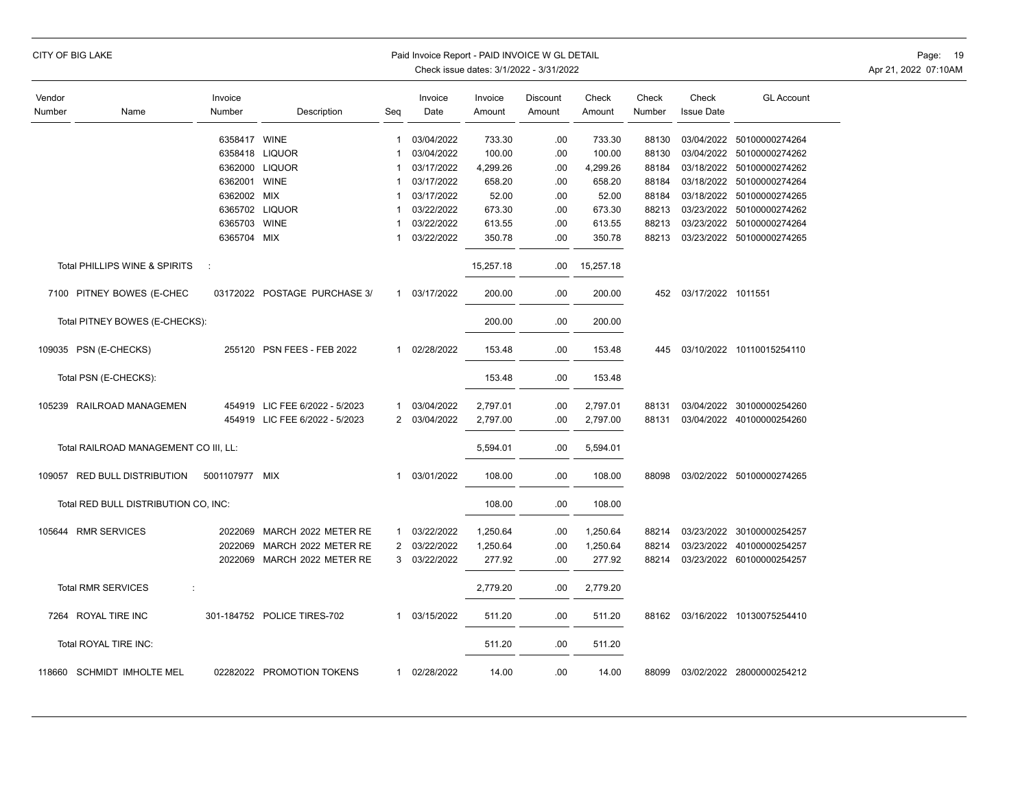| Vendor Number | Name | Invoice Number | Description | Seq | Invoice Date | Invoice Amount | Discount Amount | Check Amount | Check Number | Check Issue Date | GL Account |
|---|---|---|---|---|---|---|---|---|---|---|---|
| | | 6358417 | WINE | 1 | 03/04/2022 | 733.30 | .00 | 733.30 | 88130 | 03/04/2022 | 50100000274264 |
| | | 6358418 | LIQUOR | 1 | 03/04/2022 | 100.00 | .00 | 100.00 | 88130 | 03/04/2022 | 50100000274262 |
| | | 6362000 | LIQUOR | 1 | 03/17/2022 | 4,299.26 | .00 | 4,299.26 | 88184 | 03/18/2022 | 50100000274262 |
| | | 6362001 | WINE | 1 | 03/17/2022 | 658.20 | .00 | 658.20 | 88184 | 03/18/2022 | 50100000274264 |
| | | 6362002 | MIX | 1 | 03/17/2022 | 52.00 | .00 | 52.00 | 88184 | 03/18/2022 | 50100000274265 |
| | | 6365702 | LIQUOR | 1 | 03/22/2022 | 673.30 | .00 | 673.30 | 88213 | 03/23/2022 | 50100000274262 |
| | | 6365703 | WINE | 1 | 03/22/2022 | 613.55 | .00 | 613.55 | 88213 | 03/23/2022 | 50100000274264 |
| | | 6365704 | MIX | 1 | 03/22/2022 | 350.78 | .00 | 350.78 | 88213 | 03/23/2022 | 50100000274265 |
| | Total PHILLIPS WINE & SPIRITS : | | | | | 15,257.18 | .00 | 15,257.18 | | | |
| 7100 | PITNEY BOWES (E-CHEC | 03172022 | POSTAGE PURCHASE 3/ | 1 | 03/17/2022 | 200.00 | .00 | 200.00 | 452 | 03/17/2022 | 1011551 |
| | Total PITNEY BOWES (E-CHECKS): | | | | | 200.00 | .00 | 200.00 | | | |
| 109035 | PSN (E-CHECKS) | 255120 | PSN FEES - FEB 2022 | 1 | 02/28/2022 | 153.48 | .00 | 153.48 | 445 | 03/10/2022 | 10110015254110 |
| | Total PSN (E-CHECKS): | | | | | 153.48 | .00 | 153.48 | | | |
| 105239 | RAILROAD MANAGEMEN | 454919 | LIC FEE 6/2022 - 5/2023 | 1 | 03/04/2022 | 2,797.01 | .00 | 2,797.01 | 88131 | 03/04/2022 | 30100000254260 |
| | | 454919 | LIC FEE 6/2022 - 5/2023 | 2 | 03/04/2022 | 2,797.00 | .00 | 2,797.00 | 88131 | 03/04/2022 | 40100000254260 |
| | Total RAILROAD MANAGEMENT CO III, LL: | | | | | 5,594.01 | .00 | 5,594.01 | | | |
| 109057 | RED BULL DISTRIBUTION | 5001107977 | MIX | 1 | 03/01/2022 | 108.00 | .00 | 108.00 | 88098 | 03/02/2022 | 50100000274265 |
| | Total RED BULL DISTRIBUTION CO, INC: | | | | | 108.00 | .00 | 108.00 | | | |
| 105644 | RMR SERVICES | 2022069 | MARCH 2022 METER RE | 1 | 03/22/2022 | 1,250.64 | .00 | 1,250.64 | 88214 | 03/23/2022 | 30100000254257 |
| | | 2022069 | MARCH 2022 METER RE | 2 | 03/22/2022 | 1,250.64 | .00 | 1,250.64 | 88214 | 03/23/2022 | 40100000254257 |
| | | 2022069 | MARCH 2022 METER RE | 3 | 03/22/2022 | 277.92 | .00 | 277.92 | 88214 | 03/23/2022 | 60100000254257 |
| | Total RMR SERVICES : | | | | | 2,779.20 | .00 | 2,779.20 | | | |
| 7264 | ROYAL TIRE INC | 301-184752 | POLICE TIRES-702 | 1 | 03/15/2022 | 511.20 | .00 | 511.20 | 88162 | 03/16/2022 | 10130075254410 |
| | Total ROYAL TIRE INC: | | | | | 511.20 | .00 | 511.20 | | | |
| 118660 | SCHMIDT IMHOLTE MEL | 02282022 | PROMOTION TOKENS | 1 | 02/28/2022 | 14.00 | .00 | 14.00 | 88099 | 03/02/2022 | 28000000254212 |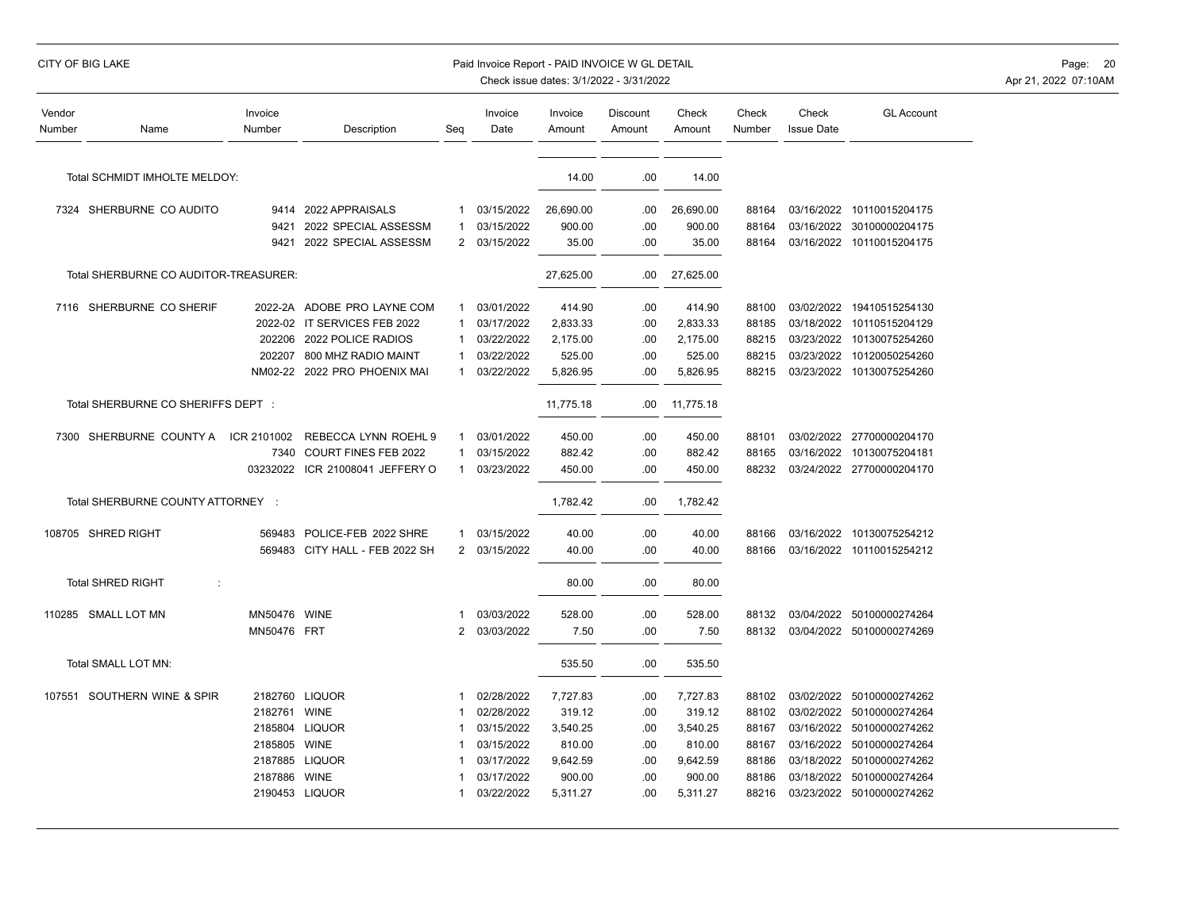| Vendor Number | Name | Invoice Number | Description | Seq | Invoice Date | Invoice Amount | Discount Amount | Check Amount | Check Number | Check Issue Date | GL Account |
|---|---|---|---|---|---|---|---|---|---|---|---|
| | Total SCHMIDT IMHOLTE MELDOY: | | | | | 14.00 | .00 | 14.00 | | | |
| 7324 | SHERBURNE CO AUDITO | 9414 | 2022 APPRAISALS | 1 | 03/15/2022 | 26,690.00 | .00 | 26,690.00 | 88164 | 03/16/2022 | 10110015204175 |
| | | 9421 | 2022 SPECIAL ASSESSM | 1 | 03/15/2022 | 900.00 | .00 | 900.00 | 88164 | 03/16/2022 | 30100000204175 |
| | | 9421 | 2022 SPECIAL ASSESSM | 2 | 03/15/2022 | 35.00 | .00 | 35.00 | 88164 | 03/16/2022 | 10110015204175 |
| | Total SHERBURNE CO AUDITOR-TREASURER: | | | | | 27,625.00 | .00 | 27,625.00 | | | |
| 7116 | SHERBURNE CO SHERIF | 2022-2A | ADOBE PRO LAYNE COM | 1 | 03/01/2022 | 414.90 | .00 | 414.90 | 88100 | 03/02/2022 | 19410515254130 |
| | | 2022-02 | IT SERVICES FEB 2022 | 1 | 03/17/2022 | 2,833.33 | .00 | 2,833.33 | 88185 | 03/18/2022 | 10110515204129 |
| | | 202206 | 2022 POLICE RADIOS | 1 | 03/22/2022 | 2,175.00 | .00 | 2,175.00 | 88215 | 03/23/2022 | 10130075254260 |
| | | 202207 | 800 MHZ RADIO MAINT | 1 | 03/22/2022 | 525.00 | .00 | 525.00 | 88215 | 03/23/2022 | 10120050254260 |
| | | NM02-22 | 2022 PRO PHOENIX MAI | 1 | 03/22/2022 | 5,826.95 | .00 | 5,826.95 | 88215 | 03/23/2022 | 10130075254260 |
| | Total SHERBURNE CO SHERIFFS DEPT : | | | | | 11,775.18 | .00 | 11,775.18 | | | |
| 7300 | SHERBURNE COUNTY A | ICR 2101002 | REBECCA LYNN ROEHL 9 | 1 | 03/01/2022 | 450.00 | .00 | 450.00 | 88101 | 03/02/2022 | 27700000204170 |
| | | 7340 | COURT FINES FEB 2022 | 1 | 03/15/2022 | 882.42 | .00 | 882.42 | 88165 | 03/16/2022 | 10130075204181 |
| | | 03232022 | ICR 21008041 JEFFERY O | 1 | 03/23/2022 | 450.00 | .00 | 450.00 | 88232 | 03/24/2022 | 27700000204170 |
| | Total SHERBURNE COUNTY ATTORNEY : | | | | | 1,782.42 | .00 | 1,782.42 | | | |
| 108705 | SHRED RIGHT | 569483 | POLICE-FEB 2022 SHRE | 1 | 03/15/2022 | 40.00 | .00 | 40.00 | 88166 | 03/16/2022 | 10130075254212 |
| | | 569483 | CITY HALL - FEB 2022 SH | 2 | 03/15/2022 | 40.00 | .00 | 40.00 | 88166 | 03/16/2022 | 10110015254212 |
| | Total SHRED RIGHT : | | | | | 80.00 | .00 | 80.00 | | | |
| 110285 | SMALL LOT MN | MN50476 | WINE | 1 | 03/03/2022 | 528.00 | .00 | 528.00 | 88132 | 03/04/2022 | 50100000274264 |
| | | MN50476 | FRT | 2 | 03/03/2022 | 7.50 | .00 | 7.50 | 88132 | 03/04/2022 | 50100000274269 |
| | Total SMALL LOT MN: | | | | | 535.50 | .00 | 535.50 | | | |
| 107551 | SOUTHERN WINE & SPIR | 2182760 | LIQUOR | 1 | 02/28/2022 | 7,727.83 | .00 | 7,727.83 | 88102 | 03/02/2022 | 50100000274262 |
| | | 2182761 | WINE | 1 | 02/28/2022 | 319.12 | .00 | 319.12 | 88102 | 03/02/2022 | 50100000274264 |
| | | 2185804 | LIQUOR | 1 | 03/15/2022 | 3,540.25 | .00 | 3,540.25 | 88167 | 03/16/2022 | 50100000274262 |
| | | 2185805 | WINE | 1 | 03/15/2022 | 810.00 | .00 | 810.00 | 88167 | 03/16/2022 | 50100000274264 |
| | | 2187885 | LIQUOR | 1 | 03/17/2022 | 9,642.59 | .00 | 9,642.59 | 88186 | 03/18/2022 | 50100000274262 |
| | | 2187886 | WINE | 1 | 03/17/2022 | 900.00 | .00 | 900.00 | 88186 | 03/18/2022 | 50100000274264 |
| | | 2190453 | LIQUOR | 1 | 03/22/2022 | 5,311.27 | .00 | 5,311.27 | 88216 | 03/23/2022 | 50100000274262 |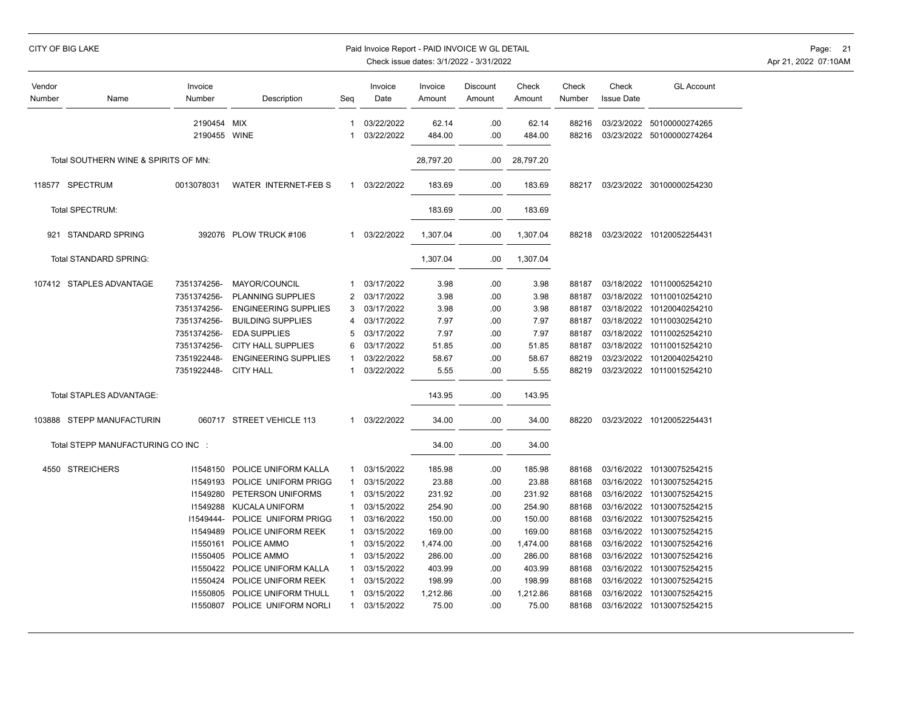| Vendor Number | Name | Invoice Number | Description | Seq | Invoice Date | Invoice Amount | Discount Amount | Check Amount | Check Number | Check Issue Date | GL Account |
|---|---|---|---|---|---|---|---|---|---|---|---|
| | | 2190454 | MIX | 1 | 03/22/2022 | 62.14 | .00 | 62.14 | 88216 | 03/23/2022 | 50100000274265 |
| | | 2190455 | WINE | 1 | 03/22/2022 | 484.00 | .00 | 484.00 | 88216 | 03/23/2022 | 50100000274264 |
| | Total SOUTHERN WINE & SPIRITS OF MN: | | | | | 28,797.20 | .00 | 28,797.20 | | | |
| 118577 | SPECTRUM | 0013078031 | WATER INTERNET-FEB S | 1 | 03/22/2022 | 183.69 | .00 | 183.69 | 88217 | 03/23/2022 | 30100000254230 |
| | Total SPECTRUM: | | | | | 183.69 | .00 | 183.69 | | | |
| 921 | STANDARD SPRING | 392076 | PLOW TRUCK #106 | 1 | 03/22/2022 | 1,307.04 | .00 | 1,307.04 | 88218 | 03/23/2022 | 10120052254431 |
| | Total STANDARD SPRING: | | | | | 1,307.04 | .00 | 1,307.04 | | | |
| 107412 | STAPLES ADVANTAGE | 7351374256- | MAYOR/COUNCIL | 1 | 03/17/2022 | 3.98 | .00 | 3.98 | 88187 | 03/18/2022 | 10110005254210 |
| | | 7351374256- | PLANNING SUPPLIES | 2 | 03/17/2022 | 3.98 | .00 | 3.98 | 88187 | 03/18/2022 | 10110010254210 |
| | | 7351374256- | ENGINEERING SUPPLIES | 3 | 03/17/2022 | 3.98 | .00 | 3.98 | 88187 | 03/18/2022 | 10120040254210 |
| | | 7351374256- | BUILDING SUPPLIES | 4 | 03/17/2022 | 7.97 | .00 | 7.97 | 88187 | 03/18/2022 | 10110030254210 |
| | | 7351374256- | EDA SUPPLIES | 5 | 03/17/2022 | 7.97 | .00 | 7.97 | 88187 | 03/18/2022 | 10110025254210 |
| | | 7351374256- | CITY HALL SUPPLIES | 6 | 03/17/2022 | 51.85 | .00 | 51.85 | 88187 | 03/18/2022 | 10110015254210 |
| | | 7351922448- | ENGINEERING SUPPLIES | 1 | 03/22/2022 | 58.67 | .00 | 58.67 | 88219 | 03/23/2022 | 10120040254210 |
| | | 7351922448- | CITY HALL | 1 | 03/22/2022 | 5.55 | .00 | 5.55 | 88219 | 03/23/2022 | 10110015254210 |
| | Total STAPLES ADVANTAGE: | | | | | 143.95 | .00 | 143.95 | | | |
| 103888 | STEPP MANUFACTURIN | 060717 | STREET VEHICLE 113 | 1 | 03/22/2022 | 34.00 | .00 | 34.00 | 88220 | 03/23/2022 | 10120052254431 |
| | Total STEPP MANUFACTURING CO INC : | | | | | 34.00 | .00 | 34.00 | | | |
| 4550 | STREICHERS | I1548150 | POLICE UNIFORM KALLA | 1 | 03/15/2022 | 185.98 | .00 | 185.98 | 88168 | 03/16/2022 | 10130075254215 |
| | | I1549193 | POLICE UNIFORM PRIGG | 1 | 03/15/2022 | 23.88 | .00 | 23.88 | 88168 | 03/16/2022 | 10130075254215 |
| | | I1549280 | PETERSON UNIFORMS | 1 | 03/15/2022 | 231.92 | .00 | 231.92 | 88168 | 03/16/2022 | 10130075254215 |
| | | I1549288 | KUCALA UNIFORM | 1 | 03/15/2022 | 254.90 | .00 | 254.90 | 88168 | 03/16/2022 | 10130075254215 |
| | | I1549444- | POLICE UNIFORM PRIGG | 1 | 03/16/2022 | 150.00 | .00 | 150.00 | 88168 | 03/16/2022 | 10130075254215 |
| | | I1549489 | POLICE UNIFORM REEK | 1 | 03/15/2022 | 169.00 | .00 | 169.00 | 88168 | 03/16/2022 | 10130075254215 |
| | | I1550161 | POLICE AMMO | 1 | 03/15/2022 | 1,474.00 | .00 | 1,474.00 | 88168 | 03/16/2022 | 10130075254216 |
| | | I1550405 | POLICE AMMO | 1 | 03/15/2022 | 286.00 | .00 | 286.00 | 88168 | 03/16/2022 | 10130075254216 |
| | | I1550422 | POLICE UNIFORM KALLA | 1 | 03/15/2022 | 403.99 | .00 | 403.99 | 88168 | 03/16/2022 | 10130075254215 |
| | | I1550424 | POLICE UNIFORM REEK | 1 | 03/15/2022 | 198.99 | .00 | 198.99 | 88168 | 03/16/2022 | 10130075254215 |
| | | I1550805 | POLICE UNIFORM THULL | 1 | 03/15/2022 | 1,212.86 | .00 | 1,212.86 | 88168 | 03/16/2022 | 10130075254215 |
| | | I1550807 | POLICE UNIFORM NORLI | 1 | 03/15/2022 | 75.00 | .00 | 75.00 | 88168 | 03/16/2022 | 10130075254215 |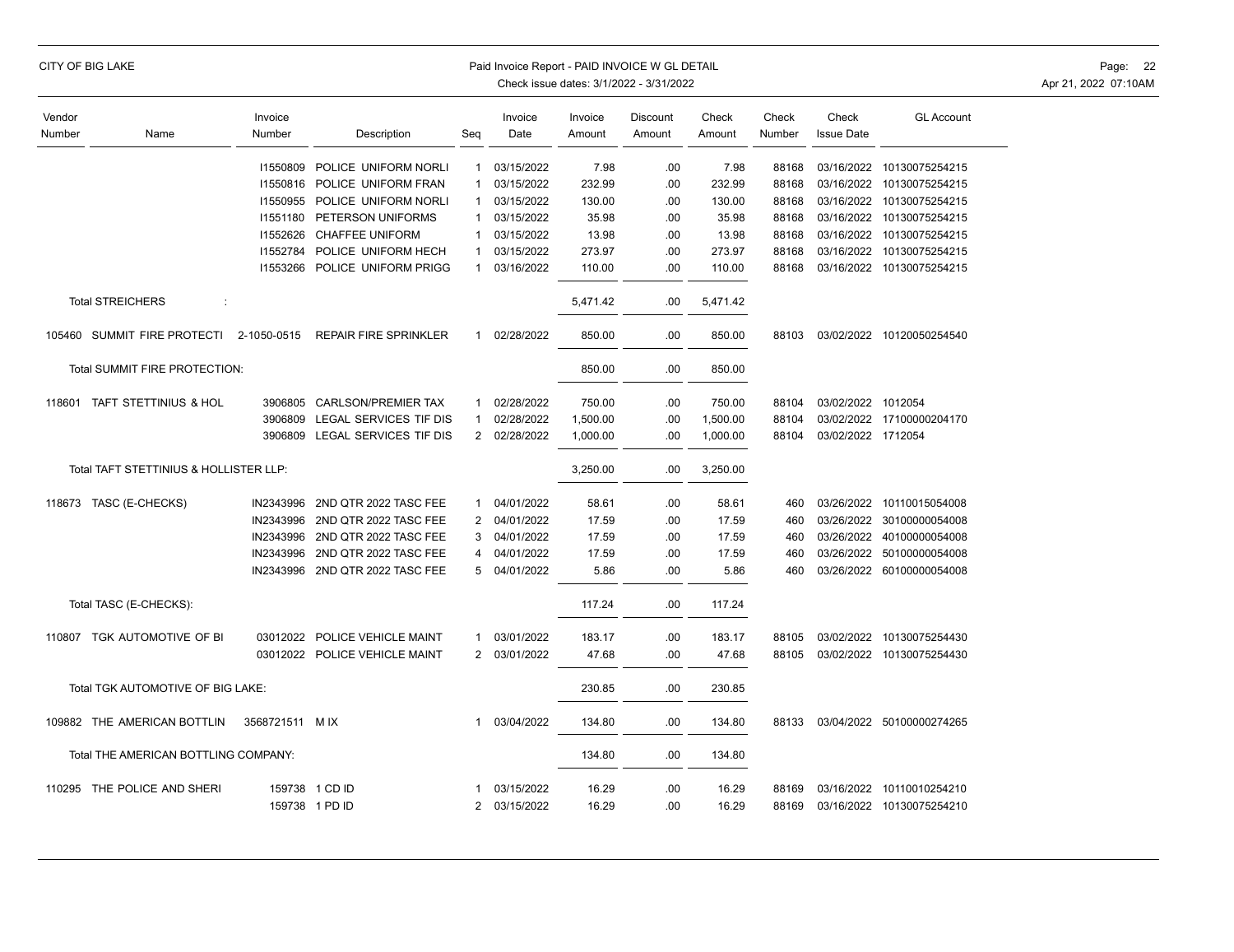| Vendor Number | Name | Invoice Number | Description | Seq | Invoice Date | Invoice Amount | Discount Amount | Check Amount | Check Number | Check Issue Date | GL Account |
|---|---|---|---|---|---|---|---|---|---|---|---|
| | | I1550809 | POLICE UNIFORM NORLI | 1 | 03/15/2022 | 7.98 | .00 | 7.98 | 88168 | 03/16/2022 | 10130075254215 |
| | | I1550816 | POLICE UNIFORM FRAN | 1 | 03/15/2022 | 232.99 | .00 | 232.99 | 88168 | 03/16/2022 | 10130075254215 |
| | | I1550955 | POLICE UNIFORM NORLI | 1 | 03/15/2022 | 130.00 | .00 | 130.00 | 88168 | 03/16/2022 | 10130075254215 |
| | | I1551180 | PETERSON UNIFORMS | 1 | 03/15/2022 | 35.98 | .00 | 35.98 | 88168 | 03/16/2022 | 10130075254215 |
| | | I1552626 | CHAFFEE UNIFORM | 1 | 03/15/2022 | 13.98 | .00 | 13.98 | 88168 | 03/16/2022 | 10130075254215 |
| | | I1552784 | POLICE UNIFORM HECH | 1 | 03/15/2022 | 273.97 | .00 | 273.97 | 88168 | 03/16/2022 | 10130075254215 |
| | | I1553266 | POLICE UNIFORM PRIGG | 1 | 03/16/2022 | 110.00 | .00 | 110.00 | 88168 | 03/16/2022 | 10130075254215 |
| | Total STREICHERS : | | | | | 5,471.42 | .00 | 5,471.42 | | | |
| 105460 | SUMMIT FIRE PROTECTI | 2-1050-0515 | REPAIR FIRE SPRINKLER | 1 | 02/28/2022 | 850.00 | .00 | 850.00 | 88103 | 03/02/2022 | 10120050254540 |
| | Total SUMMIT FIRE PROTECTION: | | | | | 850.00 | .00 | 850.00 | | | |
| 118601 | TAFT STETTINIUS & HOL | 3906805 | CARLSON/PREMIER TAX | 1 | 02/28/2022 | 750.00 | .00 | 750.00 | 88104 | 03/02/2022 | 1012054 |
| | | 3906809 | LEGAL SERVICES TIF DIS | 1 | 02/28/2022 | 1,500.00 | .00 | 1,500.00 | 88104 | 03/02/2022 | 17100000204170 |
| | | 3906809 | LEGAL SERVICES TIF DIS | 2 | 02/28/2022 | 1,000.00 | .00 | 1,000.00 | 88104 | 03/02/2022 | 1712054 |
| | Total TAFT STETTINIUS & HOLLISTER LLP: | | | | | 3,250.00 | .00 | 3,250.00 | | | |
| 118673 | TASC (E-CHECKS) | IN2343996 | 2ND QTR 2022 TASC FEE | 1 | 04/01/2022 | 58.61 | .00 | 58.61 | 460 | 03/26/2022 | 10110015054008 |
| | | IN2343996 | 2ND QTR 2022 TASC FEE | 2 | 04/01/2022 | 17.59 | .00 | 17.59 | 460 | 03/26/2022 | 30100000054008 |
| | | IN2343996 | 2ND QTR 2022 TASC FEE | 3 | 04/01/2022 | 17.59 | .00 | 17.59 | 460 | 03/26/2022 | 40100000054008 |
| | | IN2343996 | 2ND QTR 2022 TASC FEE | 4 | 04/01/2022 | 17.59 | .00 | 17.59 | 460 | 03/26/2022 | 50100000054008 |
| | | IN2343996 | 2ND QTR 2022 TASC FEE | 5 | 04/01/2022 | 5.86 | .00 | 5.86 | 460 | 03/26/2022 | 60100000054008 |
| | Total TASC (E-CHECKS): | | | | | 117.24 | .00 | 117.24 | | | |
| 110807 | TGK AUTOMOTIVE OF BI | 03012022 | POLICE VEHICLE MAINT | 1 | 03/01/2022 | 183.17 | .00 | 183.17 | 88105 | 03/02/2022 | 10130075254430 |
| | | 03012022 | POLICE VEHICLE MAINT | 2 | 03/01/2022 | 47.68 | .00 | 47.68 | 88105 | 03/02/2022 | 10130075254430 |
| | Total TGK AUTOMOTIVE OF BIG LAKE: | | | | | 230.85 | .00 | 230.85 | | | |
| 109882 | THE AMERICAN BOTTLIN | 3568721511 | M IX | 1 | 03/04/2022 | 134.80 | .00 | 134.80 | 88133 | 03/04/2022 | 50100000274265 |
| | Total THE AMERICAN BOTTLING COMPANY: | | | | | 134.80 | .00 | 134.80 | | | |
| 110295 | THE POLICE AND SHERI | 159738 | 1 CD ID | 1 | 03/15/2022 | 16.29 | .00 | 16.29 | 88169 | 03/16/2022 | 10110010254210 |
| | | 159738 | 1 PD ID | 2 | 03/15/2022 | 16.29 | .00 | 16.29 | 88169 | 03/16/2022 | 10130075254210 |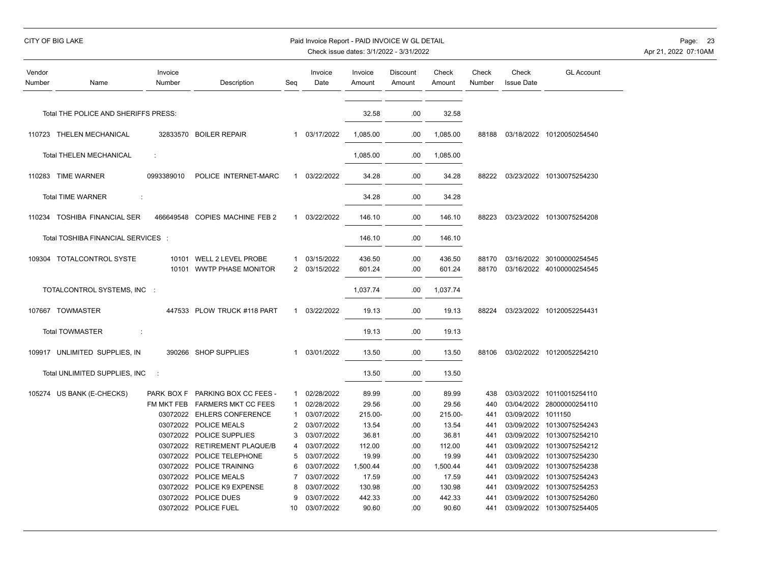CITY OF BIG LAKE

Paid Invoice Report - PAID INVOICE W GL DETAIL
Check issue dates: 3/1/2022 - 3/31/2022

| Vendor Number | Name | Invoice Number | Description | Seq | Invoice Date | Invoice Amount | Discount Amount | Check Amount | Check Number | Check Issue Date | GL Account |
|---|---|---|---|---|---|---|---|---|---|---|---|
| | Total THE POLICE AND SHERIFFS PRESS: | | | | | 32.58 | .00 | 32.58 | | | |
| 110723 | THELEN MECHANICAL | 32833570 | BOILER REPAIR | 1 | 03/17/2022 | 1,085.00 | .00 | 1,085.00 | 88188 | 03/18/2022 | 10120050254540 |
| | Total THELEN MECHANICAL : | | | | | 1,085.00 | .00 | 1,085.00 | | | |
| 110283 | TIME WARNER | 0993389010 | POLICE INTERNET-MARC | 1 | 03/22/2022 | 34.28 | .00 | 34.28 | 88222 | 03/23/2022 | 10130075254230 |
| | Total TIME WARNER : | | | | | 34.28 | .00 | 34.28 | | | |
| 110234 | TOSHIBA FINANCIAL SER | 466649548 | COPIES MACHINE FEB 2 | 1 | 03/22/2022 | 146.10 | .00 | 146.10 | 88223 | 03/23/2022 | 10130075254208 |
| | Total TOSHIBA FINANCIAL SERVICES : | | | | | 146.10 | .00 | 146.10 | | | |
| 109304 | TOTALCONTROL SYSTE | 10101 | WELL 2 LEVEL PROBE | 1 | 03/15/2022 | 436.50 | .00 | 436.50 | 88170 | 03/16/2022 | 30100000254545 |
| | | 10101 | WWTP PHASE MONITOR | 2 | 03/15/2022 | 601.24 | .00 | 601.24 | 88170 | 03/16/2022 | 40100000254545 |
| | TOTALCONTROL SYSTEMS, INC : | | | | | 1,037.74 | .00 | 1,037.74 | | | |
| 107667 | TOWMASTER | 447533 | PLOW TRUCK #118 PART | 1 | 03/22/2022 | 19.13 | .00 | 19.13 | 88224 | 03/23/2022 | 10120052254431 |
| | Total TOWMASTER : | | | | | 19.13 | .00 | 19.13 | | | |
| 109917 | UNLIMITED SUPPLIES, IN | 390266 | SHOP SUPPLIES | 1 | 03/01/2022 | 13.50 | .00 | 13.50 | 88106 | 03/02/2022 | 10120052254210 |
| | Total UNLIMITED SUPPLIES, INC : | | | | | 13.50 | .00 | 13.50 | | | |
| 105274 | US BANK (E-CHECKS) | PARK BOX F | PARKING BOX CC FEES - | 1 | 02/28/2022 | 89.99 | .00 | 89.99 | 438 | 03/03/2022 | 10110015254110 |
| | | FM MKT FEB | FARMERS MKT CC FEES | 1 | 02/28/2022 | 29.56 | .00 | 29.56 | 440 | 03/04/2022 | 28000000254110 |
| | | 03072022 | EHLERS CONFERENCE | 1 | 03/07/2022 | 215.00- | .00 | 215.00- | 441 | 03/09/2022 | 1011150 |
| | | 03072022 | POLICE MEALS | 2 | 03/07/2022 | 13.54 | .00 | 13.54 | 441 | 03/09/2022 | 10130075254243 |
| | | 03072022 | POLICE SUPPLIES | 3 | 03/07/2022 | 36.81 | .00 | 36.81 | 441 | 03/09/2022 | 10130075254210 |
| | | 03072022 | RETIREMENT PLAQUE/B | 4 | 03/07/2022 | 112.00 | .00 | 112.00 | 441 | 03/09/2022 | 10130075254212 |
| | | 03072022 | POLICE TELEPHONE | 5 | 03/07/2022 | 19.99 | .00 | 19.99 | 441 | 03/09/2022 | 10130075254230 |
| | | 03072022 | POLICE TRAINING | 6 | 03/07/2022 | 1,500.44 | .00 | 1,500.44 | 441 | 03/09/2022 | 10130075254238 |
| | | 03072022 | POLICE MEALS | 7 | 03/07/2022 | 17.59 | .00 | 17.59 | 441 | 03/09/2022 | 10130075254243 |
| | | 03072022 | POLICE K9 EXPENSE | 8 | 03/07/2022 | 130.98 | .00 | 130.98 | 441 | 03/09/2022 | 10130075254253 |
| | | 03072022 | POLICE DUES | 9 | 03/07/2022 | 442.33 | .00 | 442.33 | 441 | 03/09/2022 | 10130075254260 |
| | | 03072022 | POLICE FUEL | 10 | 03/07/2022 | 90.60 | .00 | 90.60 | 441 | 03/09/2022 | 10130075254405 |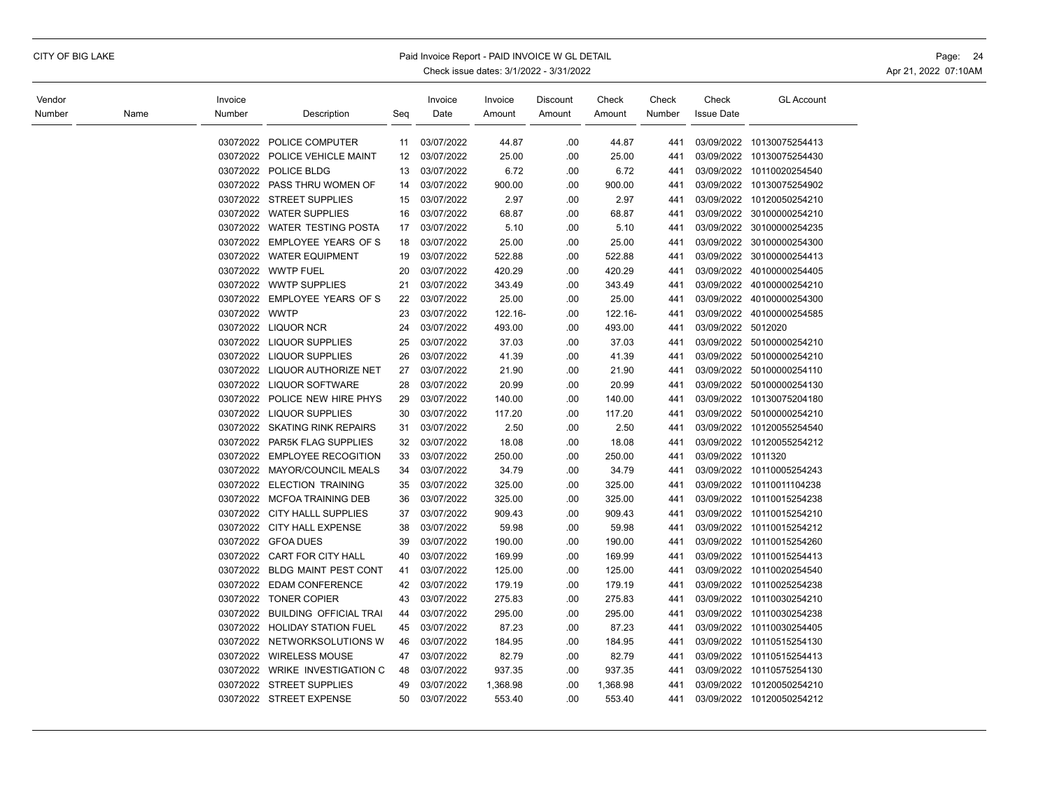| Vendor Number | Name | Invoice Number | Description | Seq | Invoice Date | Invoice Amount | Discount Amount | Check Amount | Check Number | Check Issue Date | GL Account |
|---|---|---|---|---|---|---|---|---|---|---|---|
| | | 03072022 | POLICE COMPUTER | 11 | 03/07/2022 | 44.87 | .00 | 44.87 | 441 | 03/09/2022 | 10130075254413 |
| | | 03072022 | POLICE VEHICLE MAINT | 12 | 03/07/2022 | 25.00 | .00 | 25.00 | 441 | 03/09/2022 | 10130075254430 |
| | | 03072022 | POLICE BLDG | 13 | 03/07/2022 | 6.72 | .00 | 6.72 | 441 | 03/09/2022 | 10110020254540 |
| | | 03072022 | PASS THRU WOMEN OF | 14 | 03/07/2022 | 900.00 | .00 | 900.00 | 441 | 03/09/2022 | 10130075254902 |
| | | 03072022 | STREET SUPPLIES | 15 | 03/07/2022 | 2.97 | .00 | 2.97 | 441 | 03/09/2022 | 10120050254210 |
| | | 03072022 | WATER SUPPLIES | 16 | 03/07/2022 | 68.87 | .00 | 68.87 | 441 | 03/09/2022 | 30100000254210 |
| | | 03072022 | WATER TESTING POSTA | 17 | 03/07/2022 | 5.10 | .00 | 5.10 | 441 | 03/09/2022 | 30100000254235 |
| | | 03072022 | EMPLOYEE YEARS OF S | 18 | 03/07/2022 | 25.00 | .00 | 25.00 | 441 | 03/09/2022 | 30100000254300 |
| | | 03072022 | WATER EQUIPMENT | 19 | 03/07/2022 | 522.88 | .00 | 522.88 | 441 | 03/09/2022 | 30100000254413 |
| | | 03072022 | WWTP FUEL | 20 | 03/07/2022 | 420.29 | .00 | 420.29 | 441 | 03/09/2022 | 40100000254405 |
| | | 03072022 | WWTP SUPPLIES | 21 | 03/07/2022 | 343.49 | .00 | 343.49 | 441 | 03/09/2022 | 40100000254210 |
| | | 03072022 | EMPLOYEE YEARS OF S | 22 | 03/07/2022 | 25.00 | .00 | 25.00 | 441 | 03/09/2022 | 40100000254300 |
| | | 03072022 | WWTP | 23 | 03/07/2022 | 122.16- | .00 | 122.16- | 441 | 03/09/2022 | 40100000254585 |
| | | 03072022 | LIQUOR NCR | 24 | 03/07/2022 | 493.00 | .00 | 493.00 | 441 | 03/09/2022 | 5012020 |
| | | 03072022 | LIQUOR SUPPLIES | 25 | 03/07/2022 | 37.03 | .00 | 37.03 | 441 | 03/09/2022 | 50100000254210 |
| | | 03072022 | LIQUOR SUPPLIES | 26 | 03/07/2022 | 41.39 | .00 | 41.39 | 441 | 03/09/2022 | 50100000254210 |
| | | 03072022 | LIQUOR AUTHORIZE NET | 27 | 03/07/2022 | 21.90 | .00 | 21.90 | 441 | 03/09/2022 | 50100000254110 |
| | | 03072022 | LIQUOR SOFTWARE | 28 | 03/07/2022 | 20.99 | .00 | 20.99 | 441 | 03/09/2022 | 50100000254130 |
| | | 03072022 | POLICE NEW HIRE PHYS | 29 | 03/07/2022 | 140.00 | .00 | 140.00 | 441 | 03/09/2022 | 10130075204180 |
| | | 03072022 | LIQUOR SUPPLIES | 30 | 03/07/2022 | 117.20 | .00 | 117.20 | 441 | 03/09/2022 | 50100000254210 |
| | | 03072022 | SKATING RINK REPAIRS | 31 | 03/07/2022 | 2.50 | .00 | 2.50 | 441 | 03/09/2022 | 10120055254540 |
| | | 03072022 | PAR5K FLAG SUPPLIES | 32 | 03/07/2022 | 18.08 | .00 | 18.08 | 441 | 03/09/2022 | 10120055254212 |
| | | 03072022 | EMPLOYEE RECOGITION | 33 | 03/07/2022 | 250.00 | .00 | 250.00 | 441 | 03/09/2022 | 1011320 |
| | | 03072022 | MAYOR/COUNCIL MEALS | 34 | 03/07/2022 | 34.79 | .00 | 34.79 | 441 | 03/09/2022 | 10110005254243 |
| | | 03072022 | ELECTION TRAINING | 35 | 03/07/2022 | 325.00 | .00 | 325.00 | 441 | 03/09/2022 | 10110011104238 |
| | | 03072022 | MCFOA TRAINING DEB | 36 | 03/07/2022 | 325.00 | .00 | 325.00 | 441 | 03/09/2022 | 10110015254238 |
| | | 03072022 | CITY HALLL SUPPLIES | 37 | 03/07/2022 | 909.43 | .00 | 909.43 | 441 | 03/09/2022 | 10110015254210 |
| | | 03072022 | CITY HALL EXPENSE | 38 | 03/07/2022 | 59.98 | .00 | 59.98 | 441 | 03/09/2022 | 10110015254212 |
| | | 03072022 | GFOA DUES | 39 | 03/07/2022 | 190.00 | .00 | 190.00 | 441 | 03/09/2022 | 10110015254260 |
| | | 03072022 | CART FOR CITY HALL | 40 | 03/07/2022 | 169.99 | .00 | 169.99 | 441 | 03/09/2022 | 10110015254413 |
| | | 03072022 | BLDG MAINT PEST CONT | 41 | 03/07/2022 | 125.00 | .00 | 125.00 | 441 | 03/09/2022 | 10110020254540 |
| | | 03072022 | EDAM CONFERENCE | 42 | 03/07/2022 | 179.19 | .00 | 179.19 | 441 | 03/09/2022 | 10110025254238 |
| | | 03072022 | TONER COPIER | 43 | 03/07/2022 | 275.83 | .00 | 275.83 | 441 | 03/09/2022 | 10110030254210 |
| | | 03072022 | BUILDING OFFICIAL TRAI | 44 | 03/07/2022 | 295.00 | .00 | 295.00 | 441 | 03/09/2022 | 10110030254238 |
| | | 03072022 | HOLIDAY STATION FUEL | 45 | 03/07/2022 | 87.23 | .00 | 87.23 | 441 | 03/09/2022 | 10110030254405 |
| | | 03072022 | NETWORKSOLUTIONS W | 46 | 03/07/2022 | 184.95 | .00 | 184.95 | 441 | 03/09/2022 | 10110515254130 |
| | | 03072022 | WIRELESS MOUSE | 47 | 03/07/2022 | 82.79 | .00 | 82.79 | 441 | 03/09/2022 | 10110515254413 |
| | | 03072022 | WRIKE INVESTIGATION C | 48 | 03/07/2022 | 937.35 | .00 | 937.35 | 441 | 03/09/2022 | 10110575254130 |
| | | 03072022 | STREET SUPPLIES | 49 | 03/07/2022 | 1,368.98 | .00 | 1,368.98 | 441 | 03/09/2022 | 10120050254210 |
| | | 03072022 | STREET EXPENSE | 50 | 03/07/2022 | 553.40 | .00 | 553.40 | 441 | 03/09/2022 | 10120050254212 |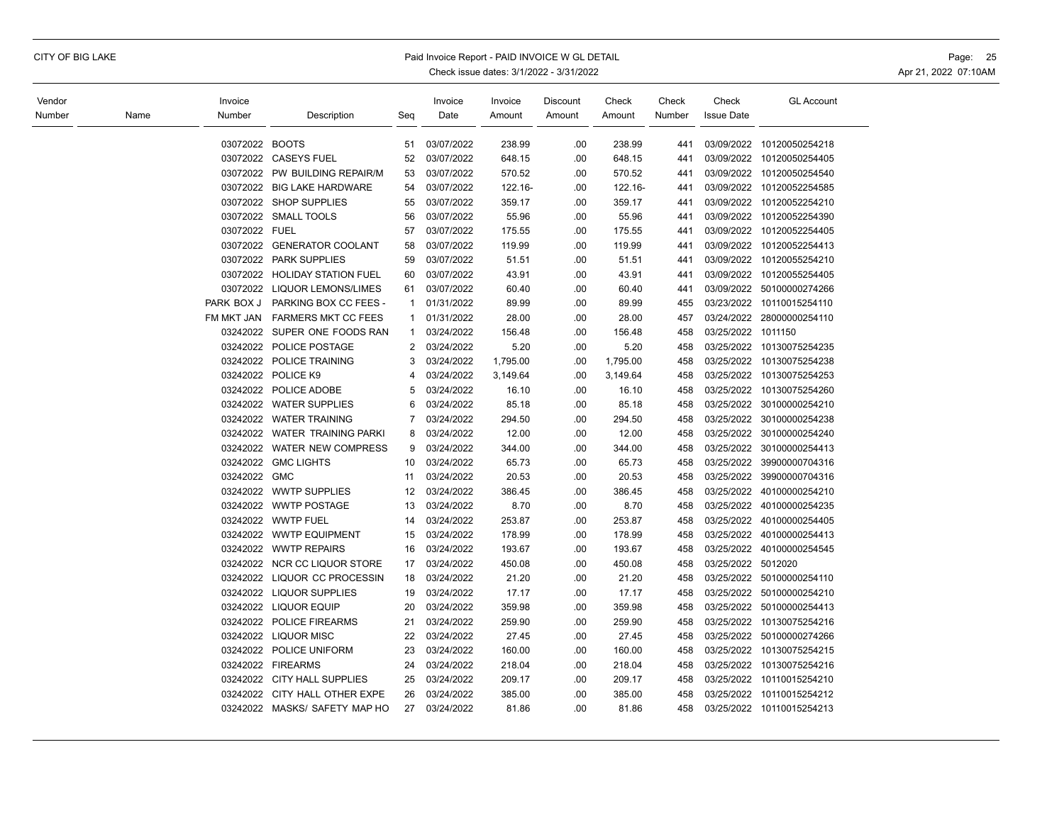| Vendor Number | Name | Invoice Number | Description | Seq | Invoice Date | Invoice Amount | Discount Amount | Check Amount | Check Number | Check Issue Date | GL Account |
|---|---|---|---|---|---|---|---|---|---|---|---|
| | | 03072022 | BOOTS | 51 | 03/07/2022 | 238.99 | .00 | 238.99 | 441 | 03/09/2022 | 10120050254218 |
| | | 03072022 | CASEYS FUEL | 52 | 03/07/2022 | 648.15 | .00 | 648.15 | 441 | 03/09/2022 | 10120050254405 |
| | | 03072022 | PW BUILDING REPAIR/M | 53 | 03/07/2022 | 570.52 | .00 | 570.52 | 441 | 03/09/2022 | 10120050254540 |
| | | 03072022 | BIG LAKE HARDWARE | 54 | 03/07/2022 | 122.16- | .00 | 122.16- | 441 | 03/09/2022 | 10120052254585 |
| | | 03072022 | SHOP SUPPLIES | 55 | 03/07/2022 | 359.17 | .00 | 359.17 | 441 | 03/09/2022 | 10120052254210 |
| | | 03072022 | SMALL TOOLS | 56 | 03/07/2022 | 55.96 | .00 | 55.96 | 441 | 03/09/2022 | 10120052254390 |
| | | 03072022 | FUEL | 57 | 03/07/2022 | 175.55 | .00 | 175.55 | 441 | 03/09/2022 | 10120052254405 |
| | | 03072022 | GENERATOR COOLANT | 58 | 03/07/2022 | 119.99 | .00 | 119.99 | 441 | 03/09/2022 | 10120052254413 |
| | | 03072022 | PARK SUPPLIES | 59 | 03/07/2022 | 51.51 | .00 | 51.51 | 441 | 03/09/2022 | 10120055254210 |
| | | 03072022 | HOLIDAY STATION FUEL | 60 | 03/07/2022 | 43.91 | .00 | 43.91 | 441 | 03/09/2022 | 10120055254405 |
| | | 03072022 | LIQUOR LEMONS/LIMES | 61 | 03/07/2022 | 60.40 | .00 | 60.40 | 441 | 03/09/2022 | 50100000274266 |
| | | PARK BOX J | PARKING BOX CC FEES - | 1 | 01/31/2022 | 89.99 | .00 | 89.99 | 455 | 03/23/2022 | 10110015254110 |
| | | FM MKT JAN | FARMERS MKT CC FEES | 1 | 01/31/2022 | 28.00 | .00 | 28.00 | 457 | 03/24/2022 | 28000000254110 |
| | | 03242022 | SUPER ONE FOODS RAN | 1 | 03/24/2022 | 156.48 | .00 | 156.48 | 458 | 03/25/2022 | 1011150 |
| | | 03242022 | POLICE POSTAGE | 2 | 03/24/2022 | 5.20 | .00 | 5.20 | 458 | 03/25/2022 | 10130075254235 |
| | | 03242022 | POLICE TRAINING | 3 | 03/24/2022 | 1,795.00 | .00 | 1,795.00 | 458 | 03/25/2022 | 10130075254238 |
| | | 03242022 | POLICE K9 | 4 | 03/24/2022 | 3,149.64 | .00 | 3,149.64 | 458 | 03/25/2022 | 10130075254253 |
| | | 03242022 | POLICE ADOBE | 5 | 03/24/2022 | 16.10 | .00 | 16.10 | 458 | 03/25/2022 | 10130075254260 |
| | | 03242022 | WATER SUPPLIES | 6 | 03/24/2022 | 85.18 | .00 | 85.18 | 458 | 03/25/2022 | 30100000254210 |
| | | 03242022 | WATER TRAINING | 7 | 03/24/2022 | 294.50 | .00 | 294.50 | 458 | 03/25/2022 | 30100000254238 |
| | | 03242022 | WATER TRAINING PARKI | 8 | 03/24/2022 | 12.00 | .00 | 12.00 | 458 | 03/25/2022 | 30100000254240 |
| | | 03242022 | WATER NEW COMPRESS | 9 | 03/24/2022 | 344.00 | .00 | 344.00 | 458 | 03/25/2022 | 30100000254413 |
| | | 03242022 | GMC LIGHTS | 10 | 03/24/2022 | 65.73 | .00 | 65.73 | 458 | 03/25/2022 | 39900000704316 |
| | | 03242022 | GMC | 11 | 03/24/2022 | 20.53 | .00 | 20.53 | 458 | 03/25/2022 | 39900000704316 |
| | | 03242022 | WWTP SUPPLIES | 12 | 03/24/2022 | 386.45 | .00 | 386.45 | 458 | 03/25/2022 | 40100000254210 |
| | | 03242022 | WWTP POSTAGE | 13 | 03/24/2022 | 8.70 | .00 | 8.70 | 458 | 03/25/2022 | 40100000254235 |
| | | 03242022 | WWTP FUEL | 14 | 03/24/2022 | 253.87 | .00 | 253.87 | 458 | 03/25/2022 | 40100000254405 |
| | | 03242022 | WWTP EQUIPMENT | 15 | 03/24/2022 | 178.99 | .00 | 178.99 | 458 | 03/25/2022 | 40100000254413 |
| | | 03242022 | WWTP REPAIRS | 16 | 03/24/2022 | 193.67 | .00 | 193.67 | 458 | 03/25/2022 | 40100000254545 |
| | | 03242022 | NCR CC LIQUOR STORE | 17 | 03/24/2022 | 450.08 | .00 | 450.08 | 458 | 03/25/2022 | 5012020 |
| | | 03242022 | LIQUOR CC PROCESSIN | 18 | 03/24/2022 | 21.20 | .00 | 21.20 | 458 | 03/25/2022 | 50100000254110 |
| | | 03242022 | LIQUOR SUPPLIES | 19 | 03/24/2022 | 17.17 | .00 | 17.17 | 458 | 03/25/2022 | 50100000254210 |
| | | 03242022 | LIQUOR EQUIP | 20 | 03/24/2022 | 359.98 | .00 | 359.98 | 458 | 03/25/2022 | 50100000254413 |
| | | 03242022 | POLICE FIREARMS | 21 | 03/24/2022 | 259.90 | .00 | 259.90 | 458 | 03/25/2022 | 10130075254216 |
| | | 03242022 | LIQUOR MISC | 22 | 03/24/2022 | 27.45 | .00 | 27.45 | 458 | 03/25/2022 | 50100000274266 |
| | | 03242022 | POLICE UNIFORM | 23 | 03/24/2022 | 160.00 | .00 | 160.00 | 458 | 03/25/2022 | 10130075254215 |
| | | 03242022 | FIREARMS | 24 | 03/24/2022 | 218.04 | .00 | 218.04 | 458 | 03/25/2022 | 10130075254216 |
| | | 03242022 | CITY HALL SUPPLIES | 25 | 03/24/2022 | 209.17 | .00 | 209.17 | 458 | 03/25/2022 | 10110015254210 |
| | | 03242022 | CITY HALL OTHER EXPE | 26 | 03/24/2022 | 385.00 | .00 | 385.00 | 458 | 03/25/2022 | 10110015254212 |
| | | 03242022 | MASKS/ SAFETY MAP HO | 27 | 03/24/2022 | 81.86 | .00 | 81.86 | 458 | 03/25/2022 | 10110015254213 |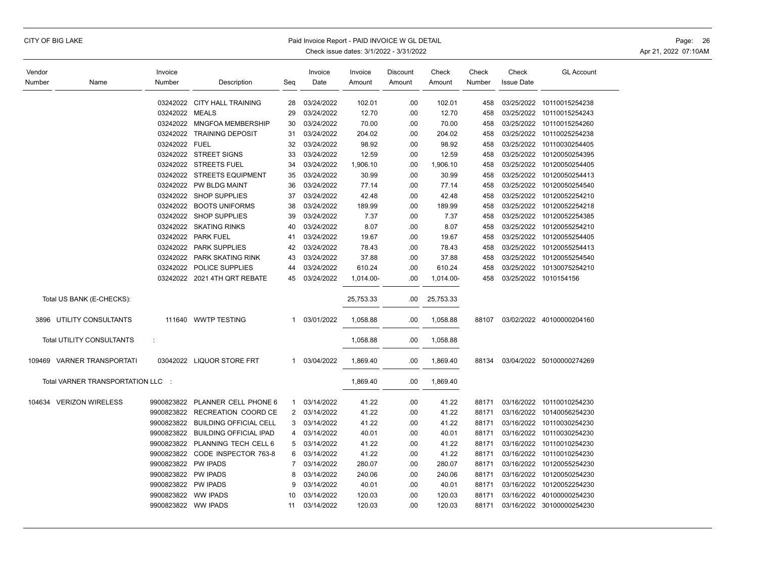| Vendor Number | Name | Invoice Number | Description | Seq | Invoice Date | Invoice Amount | Discount Amount | Check Amount | Check Number | Check Issue Date | GL Account |
|---|---|---|---|---|---|---|---|---|---|---|---|
| | | 03242022 | CITY HALL TRAINING | 28 | 03/24/2022 | 102.01 | .00 | 102.01 | 458 | 03/25/2022 | 10110015254238 |
| | | 03242022 | MEALS | 29 | 03/24/2022 | 12.70 | .00 | 12.70 | 458 | 03/25/2022 | 10110015254243 |
| | | 03242022 | MNGFOA MEMBERSHIP | 30 | 03/24/2022 | 70.00 | .00 | 70.00 | 458 | 03/25/2022 | 10110015254260 |
| | | 03242022 | TRAINING DEPOSIT | 31 | 03/24/2022 | 204.02 | .00 | 204.02 | 458 | 03/25/2022 | 10110025254238 |
| | | 03242022 | FUEL | 32 | 03/24/2022 | 98.92 | .00 | 98.92 | 458 | 03/25/2022 | 10110030254405 |
| | | 03242022 | STREET SIGNS | 33 | 03/24/2022 | 12.59 | .00 | 12.59 | 458 | 03/25/2022 | 10120050254395 |
| | | 03242022 | STREETS FUEL | 34 | 03/24/2022 | 1,906.10 | .00 | 1,906.10 | 458 | 03/25/2022 | 10120050254405 |
| | | 03242022 | STREETS EQUIPMENT | 35 | 03/24/2022 | 30.99 | .00 | 30.99 | 458 | 03/25/2022 | 10120050254413 |
| | | 03242022 | PW BLDG MAINT | 36 | 03/24/2022 | 77.14 | .00 | 77.14 | 458 | 03/25/2022 | 10120050254540 |
| | | 03242022 | SHOP SUPPLIES | 37 | 03/24/2022 | 42.48 | .00 | 42.48 | 458 | 03/25/2022 | 10120052254210 |
| | | 03242022 | BOOTS UNIFORMS | 38 | 03/24/2022 | 189.99 | .00 | 189.99 | 458 | 03/25/2022 | 10120052254218 |
| | | 03242022 | SHOP SUPPLIES | 39 | 03/24/2022 | 7.37 | .00 | 7.37 | 458 | 03/25/2022 | 10120052254385 |
| | | 03242022 | SKATING RINKS | 40 | 03/24/2022 | 8.07 | .00 | 8.07 | 458 | 03/25/2022 | 10120055254210 |
| | | 03242022 | PARK FUEL | 41 | 03/24/2022 | 19.67 | .00 | 19.67 | 458 | 03/25/2022 | 10120055254405 |
| | | 03242022 | PARK SUPPLIES | 42 | 03/24/2022 | 78.43 | .00 | 78.43 | 458 | 03/25/2022 | 10120055254413 |
| | | 03242022 | PARK SKATING RINK | 43 | 03/24/2022 | 37.88 | .00 | 37.88 | 458 | 03/25/2022 | 10120055254540 |
| | | 03242022 | POLICE SUPPLIES | 44 | 03/24/2022 | 610.24 | .00 | 610.24 | 458 | 03/25/2022 | 10130075254210 |
| | | 03242022 | 2021 4TH QRT REBATE | 45 | 03/24/2022 | 1,014.00- | .00 | 1,014.00- | 458 | 03/25/2022 | 1010154156 |
| | Total US BANK (E-CHECKS): | | | | | 25,753.33 | .00 | 25,753.33 | | | |
| 3896 | UTILITY CONSULTANTS | 111640 | WWTP TESTING | 1 | 03/01/2022 | 1,058.88 | .00 | 1,058.88 | 88107 | 03/02/2022 | 40100000204160 |
| | Total UTILITY CONSULTANTS : | | | | | 1,058.88 | .00 | 1,058.88 | | | |
| 109469 | VARNER TRANSPORTATI | 03042022 | LIQUOR STORE FRT | 1 | 03/04/2022 | 1,869.40 | .00 | 1,869.40 | 88134 | 03/04/2022 | 50100000274269 |
| | Total VARNER TRANSPORTATION LLC : | | | | | 1,869.40 | .00 | 1,869.40 | | | |
| 104634 | VERIZON WIRELESS | 9900823822 | PLANNER CELL PHONE 6 | 1 | 03/14/2022 | 41.22 | .00 | 41.22 | 88171 | 03/16/2022 | 10110010254230 |
| | | 9900823822 | RECREATION COORD CE | 2 | 03/14/2022 | 41.22 | .00 | 41.22 | 88171 | 03/16/2022 | 10140056254230 |
| | | 9900823822 | BUILDING OFFICIAL CELL | 3 | 03/14/2022 | 41.22 | .00 | 41.22 | 88171 | 03/16/2022 | 10110030254230 |
| | | 9900823822 | BUILDING OFFICIAL IPAD | 4 | 03/14/2022 | 40.01 | .00 | 40.01 | 88171 | 03/16/2022 | 10110030254230 |
| | | 9900823822 | PLANNING TECH CELL 6 | 5 | 03/14/2022 | 41.22 | .00 | 41.22 | 88171 | 03/16/2022 | 10110010254230 |
| | | 9900823822 | CODE INSPECTOR 763-8 | 6 | 03/14/2022 | 41.22 | .00 | 41.22 | 88171 | 03/16/2022 | 10110010254230 |
| | | 9900823822 | PW IPADS | 7 | 03/14/2022 | 280.07 | .00 | 280.07 | 88171 | 03/16/2022 | 10120055254230 |
| | | 9900823822 | PW IPADS | 8 | 03/14/2022 | 240.06 | .00 | 240.06 | 88171 | 03/16/2022 | 10120050254230 |
| | | 9900823822 | PW IPADS | 9 | 03/14/2022 | 40.01 | .00 | 40.01 | 88171 | 03/16/2022 | 10120052254230 |
| | | 9900823822 | WW IPADS | 10 | 03/14/2022 | 120.03 | .00 | 120.03 | 88171 | 03/16/2022 | 40100000254230 |
| | | 9900823822 | WW IPADS | 11 | 03/14/2022 | 120.03 | .00 | 120.03 | 88171 | 03/16/2022 | 30100000254230 |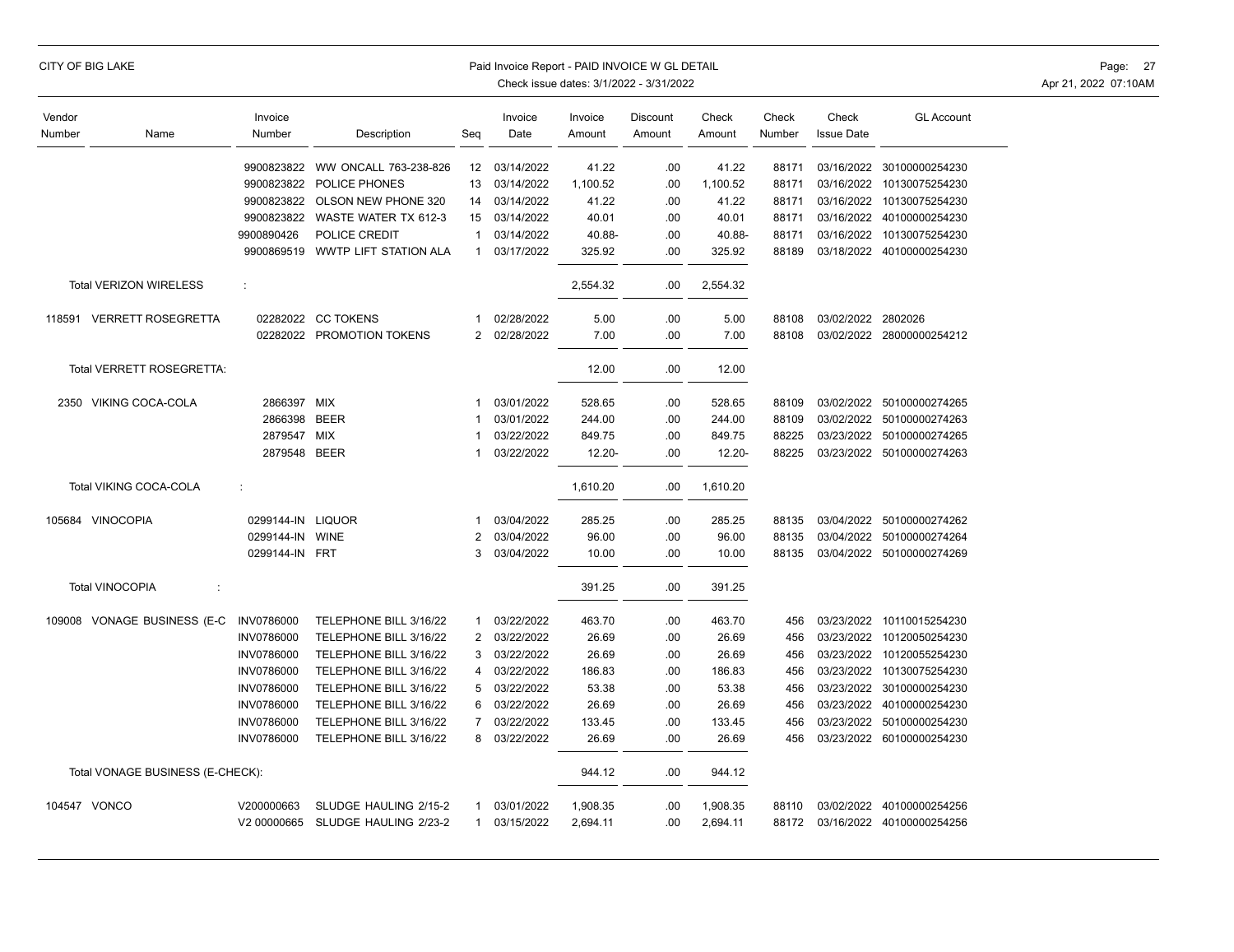| Vendor Number | Name | Invoice Number | Description | Seq | Invoice Date | Invoice Amount | Discount Amount | Check Amount | Check Number | Check Issue Date | GL Account |
|---|---|---|---|---|---|---|---|---|---|---|---|
| | | 9900823822 | WW ONCALL 763-238-826 | 12 | 03/14/2022 | 41.22 | .00 | 41.22 | 88171 | 03/16/2022 | 30100000254230 |
| | | 9900823822 | POLICE PHONES | 13 | 03/14/2022 | 1,100.52 | .00 | 1,100.52 | 88171 | 03/16/2022 | 10130075254230 |
| | | 9900823822 | OLSON NEW PHONE 320 | 14 | 03/14/2022 | 41.22 | .00 | 41.22 | 88171 | 03/16/2022 | 10130075254230 |
| | | 9900823822 | WASTE WATER TX 612-3 | 15 | 03/14/2022 | 40.01 | .00 | 40.01 | 88171 | 03/16/2022 | 40100000254230 |
| | | 9900890426 | POLICE CREDIT | 1 | 03/14/2022 | 40.88- | .00 | 40.88- | 88171 | 03/16/2022 | 10130075254230 |
| | | 9900869519 | WWTP LIFT STATION ALA | 1 | 03/17/2022 | 325.92 | .00 | 325.92 | 88189 | 03/18/2022 | 40100000254230 |
| | Total VERIZON WIRELESS : | | | | | 2,554.32 | .00 | 2,554.32 | | | |
| 118591 | VERRETT ROSEGRETTA | 02282022 | CC TOKENS | 1 | 02/28/2022 | 5.00 | .00 | 5.00 | 88108 | 03/02/2022 | 2802026 |
| | | 02282022 | PROMOTION TOKENS | 2 | 02/28/2022 | 7.00 | .00 | 7.00 | 88108 | 03/02/2022 | 28000000254212 |
| | Total VERRETT ROSEGRETTA: | | | | | 12.00 | .00 | 12.00 | | | |
| 2350 | VIKING COCA-COLA | 2866397 | MIX | 1 | 03/01/2022 | 528.65 | .00 | 528.65 | 88109 | 03/02/2022 | 50100000274265 |
| | | 2866398 | BEER | 1 | 03/01/2022 | 244.00 | .00 | 244.00 | 88109 | 03/02/2022 | 50100000274263 |
| | | 2879547 | MIX | 1 | 03/22/2022 | 849.75 | .00 | 849.75 | 88225 | 03/23/2022 | 50100000274265 |
| | | 2879548 | BEER | 1 | 03/22/2022 | 12.20- | .00 | 12.20- | 88225 | 03/23/2022 | 50100000274263 |
| | Total VIKING COCA-COLA : | | | | | 1,610.20 | .00 | 1,610.20 | | | |
| 105684 | VINOCOPIA | 0299144-IN | LIQUOR | 1 | 03/04/2022 | 285.25 | .00 | 285.25 | 88135 | 03/04/2022 | 50100000274262 |
| | | 0299144-IN | WINE | 2 | 03/04/2022 | 96.00 | .00 | 96.00 | 88135 | 03/04/2022 | 50100000274264 |
| | | 0299144-IN | FRT | 3 | 03/04/2022 | 10.00 | .00 | 10.00 | 88135 | 03/04/2022 | 50100000274269 |
| | Total VINOCOPIA : | | | | | 391.25 | .00 | 391.25 | | | |
| 109008 | VONAGE BUSINESS (E-C | INV0786000 | TELEPHONE BILL 3/16/22 | 1 | 03/22/2022 | 463.70 | .00 | 463.70 | 456 | 03/23/2022 | 10110015254230 |
| | | INV0786000 | TELEPHONE BILL 3/16/22 | 2 | 03/22/2022 | 26.69 | .00 | 26.69 | 456 | 03/23/2022 | 10120050254230 |
| | | INV0786000 | TELEPHONE BILL 3/16/22 | 3 | 03/22/2022 | 26.69 | .00 | 26.69 | 456 | 03/23/2022 | 10120055254230 |
| | | INV0786000 | TELEPHONE BILL 3/16/22 | 4 | 03/22/2022 | 186.83 | .00 | 186.83 | 456 | 03/23/2022 | 10130075254230 |
| | | INV0786000 | TELEPHONE BILL 3/16/22 | 5 | 03/22/2022 | 53.38 | .00 | 53.38 | 456 | 03/23/2022 | 30100000254230 |
| | | INV0786000 | TELEPHONE BILL 3/16/22 | 6 | 03/22/2022 | 26.69 | .00 | 26.69 | 456 | 03/23/2022 | 40100000254230 |
| | | INV0786000 | TELEPHONE BILL 3/16/22 | 7 | 03/22/2022 | 133.45 | .00 | 133.45 | 456 | 03/23/2022 | 50100000254230 |
| | | INV0786000 | TELEPHONE BILL 3/16/22 | 8 | 03/22/2022 | 26.69 | .00 | 26.69 | 456 | 03/23/2022 | 60100000254230 |
| | Total VONAGE BUSINESS (E-CHECK): | | | | | 944.12 | .00 | 944.12 | | | |
| 104547 | VONCO | V200000663 | SLUDGE HAULING 2/15-2 | 1 | 03/01/2022 | 1,908.35 | .00 | 1,908.35 | 88110 | 03/02/2022 | 40100000254256 |
| | | V2 00000665 | SLUDGE HAULING 2/23-2 | 1 | 03/15/2022 | 2,694.11 | .00 | 2,694.11 | 88172 | 03/16/2022 | 40100000254256 |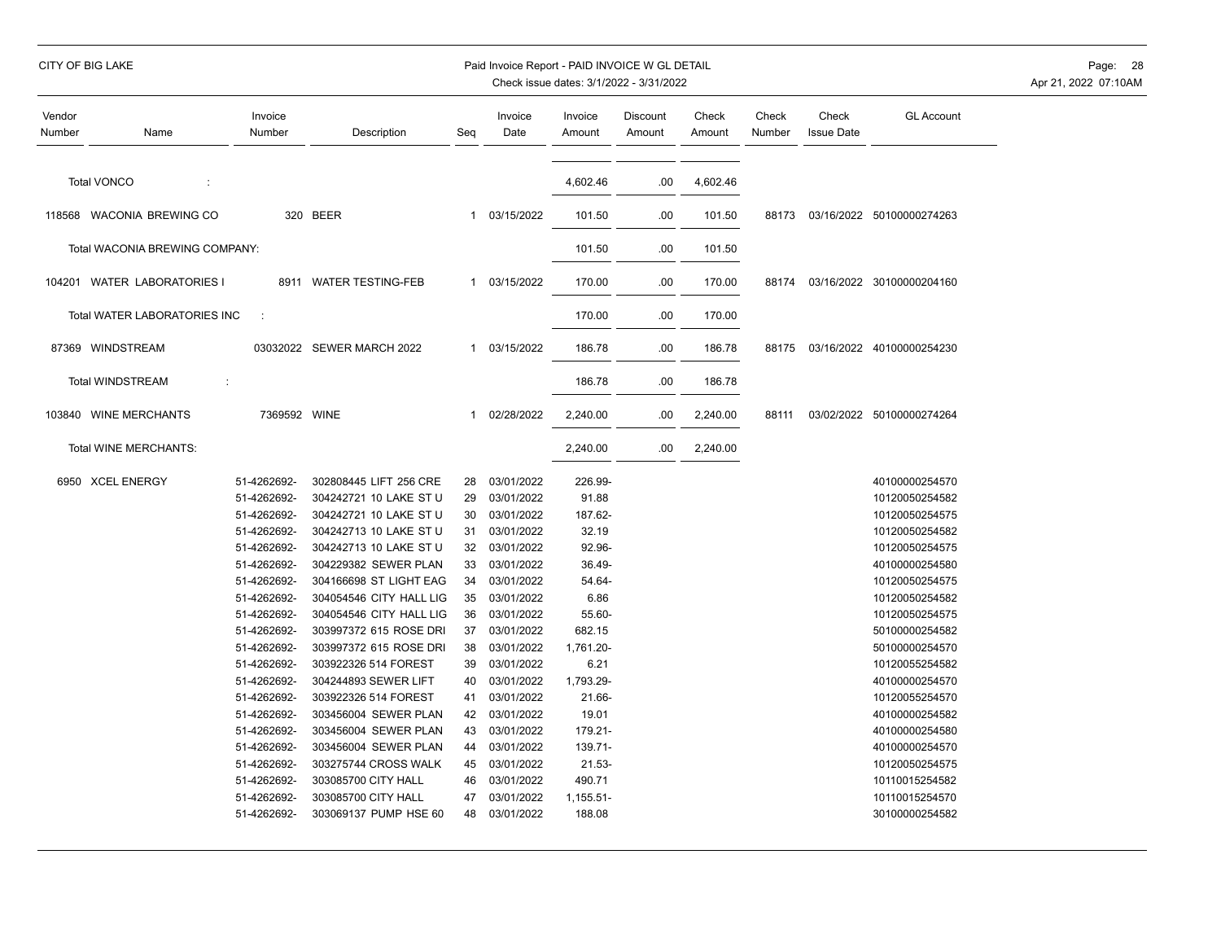CITY OF BIG LAKE

Paid Invoice Report - PAID INVOICE W GL DETAIL
Check issue dates: 3/1/2022 - 3/31/2022

| Vendor Number | Name | Invoice Number | Description | Seq | Invoice Date | Invoice Amount | Discount Amount | Check Amount | Check Number | Check Issue Date | GL Account |
|---|---|---|---|---|---|---|---|---|---|---|---|
| | Total VONCO : | | | | | 4,602.46 | .00 | 4,602.46 | | | |
| 118568 | WACONIA BREWING CO | 320 | BEER | 1 | 03/15/2022 | 101.50 | .00 | 101.50 | 88173 | 03/16/2022 | 50100000274263 |
| | Total WACONIA BREWING COMPANY: | | | | | 101.50 | .00 | 101.50 | | | |
| 104201 | WATER LABORATORIES I | 8911 | WATER TESTING-FEB | 1 | 03/15/2022 | 170.00 | .00 | 170.00 | 88174 | 03/16/2022 | 30100000204160 |
| | Total WATER LABORATORIES INC : | | | | | 170.00 | .00 | 170.00 | | | |
| 87369 | WINDSTREAM | 03032022 | SEWER MARCH 2022 | 1 | 03/15/2022 | 186.78 | .00 | 186.78 | 88175 | 03/16/2022 | 40100000254230 |
| | Total WINDSTREAM : | | | | | 186.78 | .00 | 186.78 | | | |
| 103840 | WINE MERCHANTS | 7369592 | WINE | 1 | 02/28/2022 | 2,240.00 | .00 | 2,240.00 | 88111 | 03/02/2022 | 50100000274264 |
| | Total WINE MERCHANTS: | | | | | 2,240.00 | .00 | 2,240.00 | | | |
| 6950 | XCEL ENERGY | 51-4262692- | 302808445 LIFT 256 CRE | 28 | 03/01/2022 | 226.99- | | | | | 40100000254570 |
| | | 51-4262692- | 304242721 10 LAKE ST U | 29 | 03/01/2022 | 91.88 | | | | | 10120050254582 |
| | | 51-4262692- | 304242721 10 LAKE ST U | 30 | 03/01/2022 | 187.62- | | | | | 10120050254575 |
| | | 51-4262692- | 304242713 10 LAKE ST U | 31 | 03/01/2022 | 32.19 | | | | | 10120050254582 |
| | | 51-4262692- | 304242713 10 LAKE ST U | 32 | 03/01/2022 | 92.96- | | | | | 10120050254575 |
| | | 51-4262692- | 304229382 SEWER PLAN | 33 | 03/01/2022 | 36.49- | | | | | 40100000254580 |
| | | 51-4262692- | 304166698 ST LIGHT EAG | 34 | 03/01/2022 | 54.64- | | | | | 10120050254575 |
| | | 51-4262692- | 304054546 CITY HALL LIG | 35 | 03/01/2022 | 6.86 | | | | | 10120050254582 |
| | | 51-4262692- | 304054546 CITY HALL LIG | 36 | 03/01/2022 | 55.60- | | | | | 10120050254575 |
| | | 51-4262692- | 303997372 615 ROSE DRI | 37 | 03/01/2022 | 682.15 | | | | | 50100000254582 |
| | | 51-4262692- | 303997372 615 ROSE DRI | 38 | 03/01/2022 | 1,761.20- | | | | | 50100000254570 |
| | | 51-4262692- | 303922326 514 FOREST | 39 | 03/01/2022 | 6.21 | | | | | 10120055254582 |
| | | 51-4262692- | 304244893 SEWER LIFT | 40 | 03/01/2022 | 1,793.29- | | | | | 40100000254570 |
| | | 51-4262692- | 303922326 514 FOREST | 41 | 03/01/2022 | 21.66- | | | | | 10120055254570 |
| | | 51-4262692- | 303456004 SEWER PLAN | 42 | 03/01/2022 | 19.01 | | | | | 40100000254582 |
| | | 51-4262692- | 303456004 SEWER PLAN | 43 | 03/01/2022 | 179.21- | | | | | 40100000254580 |
| | | 51-4262692- | 303456004 SEWER PLAN | 44 | 03/01/2022 | 139.71- | | | | | 40100000254570 |
| | | 51-4262692- | 303275744 CROSS WALK | 45 | 03/01/2022 | 21.53- | | | | | 10120050254575 |
| | | 51-4262692- | 303085700 CITY HALL | 46 | 03/01/2022 | 490.71 | | | | | 10110015254582 |
| | | 51-4262692- | 303085700 CITY HALL | 47 | 03/01/2022 | 1,155.51- | | | | | 10110015254570 |
| | | 51-4262692- | 303069137 PUMP HSE 60 | 48 | 03/01/2022 | 188.08 | | | | | 30100000254582 |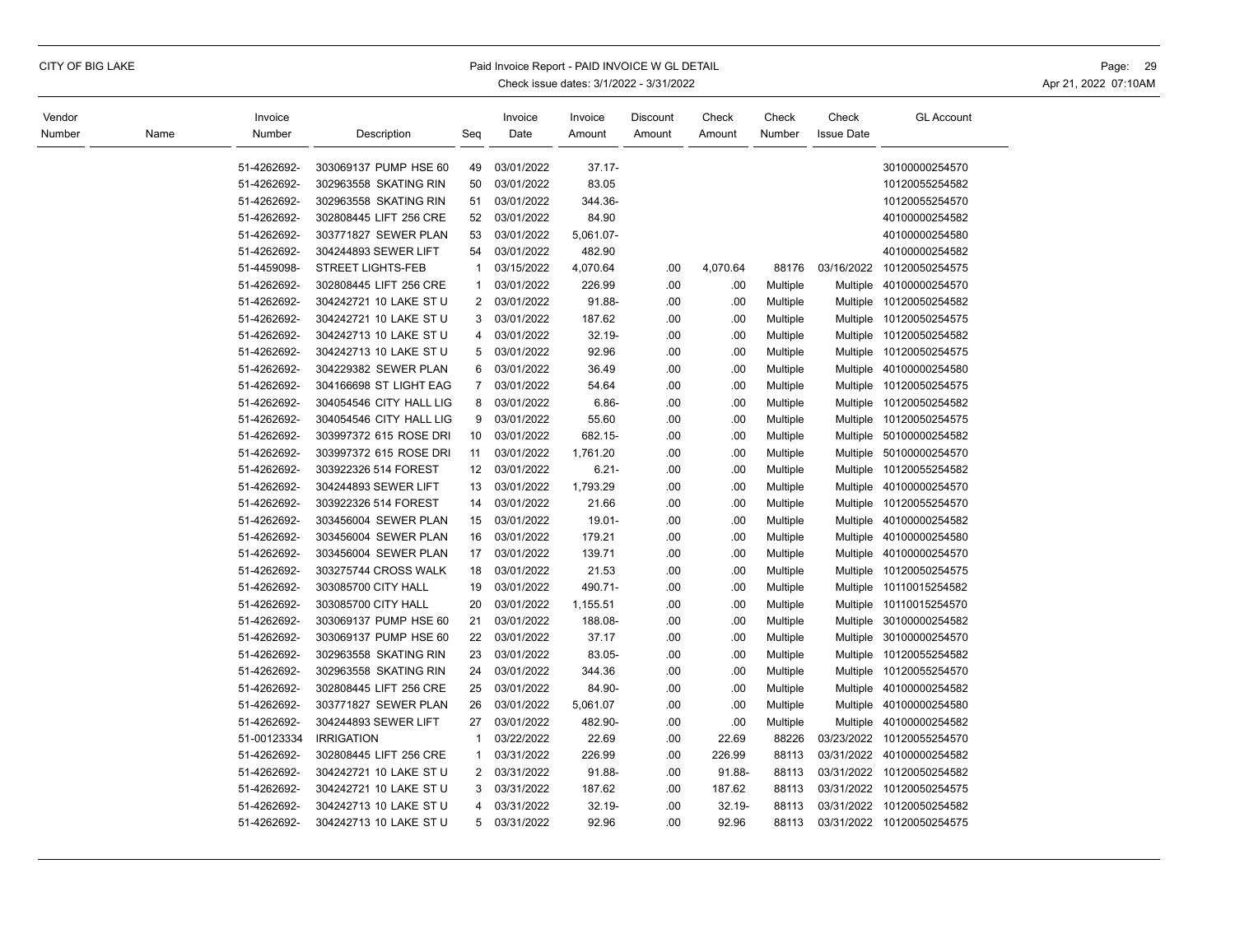| Vendor Number | Name | Invoice Number | Description | Seq | Invoice Date | Invoice Amount | Discount Amount | Check Amount | Check Number | Check Issue Date | GL Account |
|---|---|---|---|---|---|---|---|---|---|---|---|
| | | 51-4262692- | 303069137 PUMP HSE 60 | 49 | 03/01/2022 | 37.17- | | | | | 30100000254570 |
| | | 51-4262692- | 302963558 SKATING RIN | 50 | 03/01/2022 | 83.05 | | | | | 10120055254582 |
| | | 51-4262692- | 302963558 SKATING RIN | 51 | 03/01/2022 | 344.36- | | | | | 10120055254570 |
| | | 51-4262692- | 302808445 LIFT 256 CRE | 52 | 03/01/2022 | 84.90 | | | | | 40100000254582 |
| | | 51-4262692- | 303771827 SEWER PLAN | 53 | 03/01/2022 | 5,061.07- | | | | | 40100000254580 |
| | | 51-4262692- | 304244893 SEWER LIFT | 54 | 03/01/2022 | 482.90 | | | | | 40100000254582 |
| | | 51-4459098- | STREET LIGHTS-FEB | 1 | 03/15/2022 | 4,070.64 | .00 | 4,070.64 | 88176 | 03/16/2022 | 10120050254575 |
| | | 51-4262692- | 302808445 LIFT 256 CRE | 1 | 03/01/2022 | 226.99 | .00 | .00 | Multiple | Multiple | 40100000254570 |
| | | 51-4262692- | 304242721 10 LAKE ST U | 2 | 03/01/2022 | 91.88- | .00 | .00 | Multiple | Multiple | 10120050254582 |
| | | 51-4262692- | 304242721 10 LAKE ST U | 3 | 03/01/2022 | 187.62 | .00 | .00 | Multiple | Multiple | 10120050254575 |
| | | 51-4262692- | 304242713 10 LAKE ST U | 4 | 03/01/2022 | 32.19- | .00 | .00 | Multiple | Multiple | 10120050254582 |
| | | 51-4262692- | 304242713 10 LAKE ST U | 5 | 03/01/2022 | 92.96 | .00 | .00 | Multiple | Multiple | 10120050254575 |
| | | 51-4262692- | 304229382 SEWER PLAN | 6 | 03/01/2022 | 36.49 | .00 | .00 | Multiple | Multiple | 40100000254580 |
| | | 51-4262692- | 304166698 ST LIGHT EAG | 7 | 03/01/2022 | 54.64 | .00 | .00 | Multiple | Multiple | 10120050254575 |
| | | 51-4262692- | 304054546 CITY HALL LIG | 8 | 03/01/2022 | 6.86- | .00 | .00 | Multiple | Multiple | 10120050254582 |
| | | 51-4262692- | 304054546 CITY HALL LIG | 9 | 03/01/2022 | 55.60 | .00 | .00 | Multiple | Multiple | 10120050254575 |
| | | 51-4262692- | 303997372 615 ROSE DRI | 10 | 03/01/2022 | 682.15- | .00 | .00 | Multiple | Multiple | 50100000254582 |
| | | 51-4262692- | 303997372 615 ROSE DRI | 11 | 03/01/2022 | 1,761.20 | .00 | .00 | Multiple | Multiple | 50100000254570 |
| | | 51-4262692- | 303922326 514 FOREST | 12 | 03/01/2022 | 6.21- | .00 | .00 | Multiple | Multiple | 10120055254582 |
| | | 51-4262692- | 304244893 SEWER LIFT | 13 | 03/01/2022 | 1,793.29 | .00 | .00 | Multiple | Multiple | 40100000254570 |
| | | 51-4262692- | 303922326 514 FOREST | 14 | 03/01/2022 | 21.66 | .00 | .00 | Multiple | Multiple | 10120055254570 |
| | | 51-4262692- | 303456004 SEWER PLAN | 15 | 03/01/2022 | 19.01- | .00 | .00 | Multiple | Multiple | 40100000254582 |
| | | 51-4262692- | 303456004 SEWER PLAN | 16 | 03/01/2022 | 179.21 | .00 | .00 | Multiple | Multiple | 40100000254580 |
| | | 51-4262692- | 303456004 SEWER PLAN | 17 | 03/01/2022 | 139.71 | .00 | .00 | Multiple | Multiple | 40100000254570 |
| | | 51-4262692- | 303275744 CROSS WALK | 18 | 03/01/2022 | 21.53 | .00 | .00 | Multiple | Multiple | 10120050254575 |
| | | 51-4262692- | 303085700 CITY HALL | 19 | 03/01/2022 | 490.71- | .00 | .00 | Multiple | Multiple | 10110015254582 |
| | | 51-4262692- | 303085700 CITY HALL | 20 | 03/01/2022 | 1,155.51 | .00 | .00 | Multiple | Multiple | 10110015254570 |
| | | 51-4262692- | 303069137 PUMP HSE 60 | 21 | 03/01/2022 | 188.08- | .00 | .00 | Multiple | Multiple | 30100000254582 |
| | | 51-4262692- | 303069137 PUMP HSE 60 | 22 | 03/01/2022 | 37.17 | .00 | .00 | Multiple | Multiple | 30100000254570 |
| | | 51-4262692- | 302963558 SKATING RIN | 23 | 03/01/2022 | 83.05- | .00 | .00 | Multiple | Multiple | 10120055254582 |
| | | 51-4262692- | 302963558 SKATING RIN | 24 | 03/01/2022 | 344.36 | .00 | .00 | Multiple | Multiple | 10120055254570 |
| | | 51-4262692- | 302808445 LIFT 256 CRE | 25 | 03/01/2022 | 84.90- | .00 | .00 | Multiple | Multiple | 40100000254582 |
| | | 51-4262692- | 303771827 SEWER PLAN | 26 | 03/01/2022 | 5,061.07 | .00 | .00 | Multiple | Multiple | 40100000254580 |
| | | 51-4262692- | 304244893 SEWER LIFT | 27 | 03/01/2022 | 482.90- | .00 | .00 | Multiple | Multiple | 40100000254582 |
| | | 51-00123334 | IRRIGATION | 1 | 03/22/2022 | 22.69 | .00 | 22.69 | 88226 | 03/23/2022 | 10120055254570 |
| | | 51-4262692- | 302808445 LIFT 256 CRE | 1 | 03/31/2022 | 226.99 | .00 | 226.99 | 88113 | 03/31/2022 | 40100000254582 |
| | | 51-4262692- | 304242721 10 LAKE ST U | 2 | 03/31/2022 | 91.88- | .00 | 91.88- | 88113 | 03/31/2022 | 10120050254582 |
| | | 51-4262692- | 304242721 10 LAKE ST U | 3 | 03/31/2022 | 187.62 | .00 | 187.62 | 88113 | 03/31/2022 | 10120050254575 |
| | | 51-4262692- | 304242713 10 LAKE ST U | 4 | 03/31/2022 | 32.19- | .00 | 32.19- | 88113 | 03/31/2022 | 10120050254582 |
| | | 51-4262692- | 304242713 10 LAKE ST U | 5 | 03/31/2022 | 92.96 | .00 | 92.96 | 88113 | 03/31/2022 | 10120050254575 |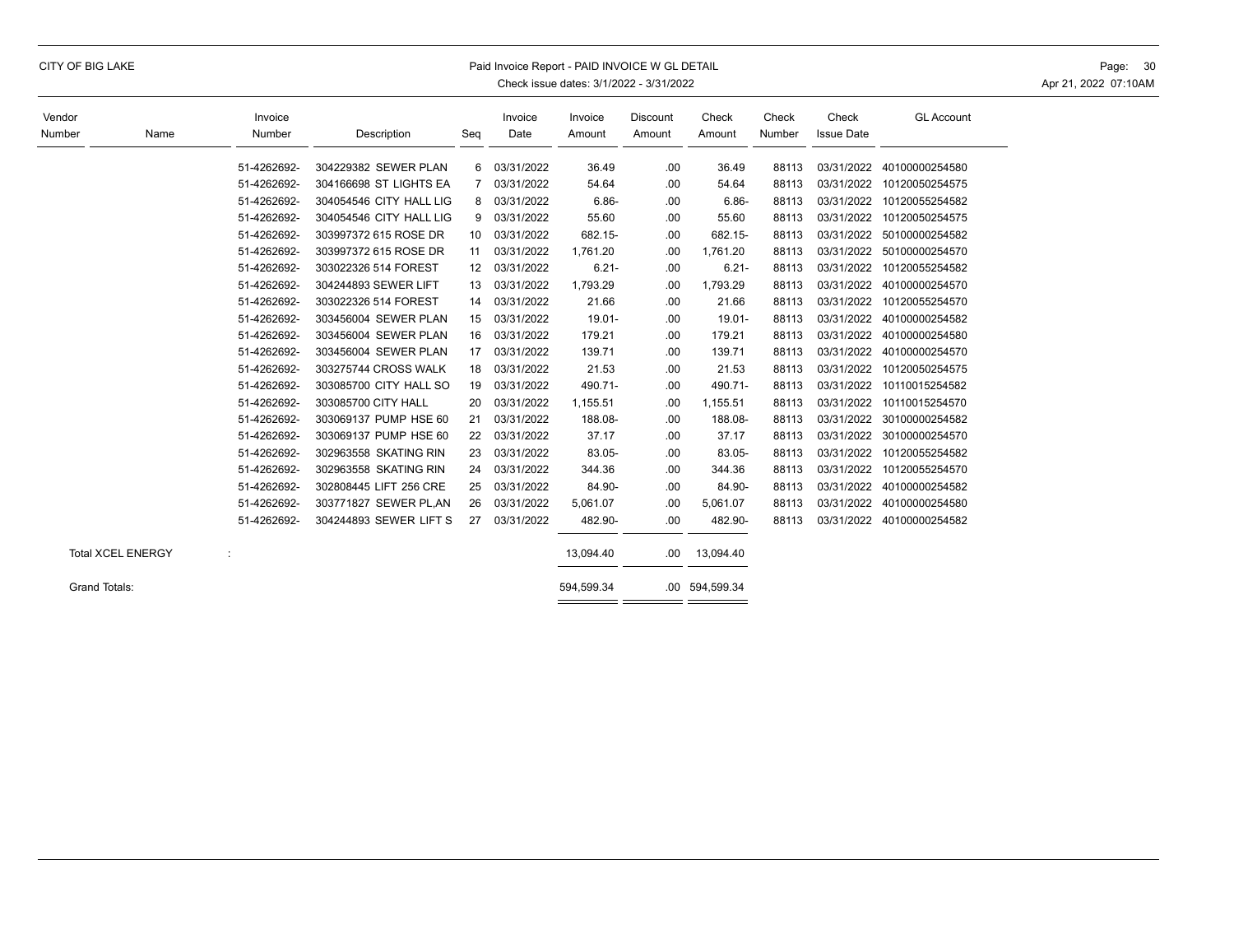CITY OF BIG LAKE

Paid Invoice Report - PAID INVOICE W GL DETAIL
Check issue dates: 3/1/2022 - 3/31/2022

| Vendor Number | Name | Invoice Number | Description | Seq | Invoice Date | Invoice Amount | Discount Amount | Check Amount | Check Number | Check Issue Date | GL Account |
|---|---|---|---|---|---|---|---|---|---|---|---|
| | | 51-4262692- | 304229382 SEWER PLAN | 6 | 03/31/2022 | 36.49 | .00 | 36.49 | 88113 | 03/31/2022 | 40100000254580 |
| | | 51-4262692- | 304166698 ST LIGHTS EA | 7 | 03/31/2022 | 54.64 | .00 | 54.64 | 88113 | 03/31/2022 | 10120050254575 |
| | | 51-4262692- | 304054546 CITY HALL LIG | 8 | 03/31/2022 | 6.86- | .00 | 6.86- | 88113 | 03/31/2022 | 10120055254582 |
| | | 51-4262692- | 304054546 CITY HALL LIG | 9 | 03/31/2022 | 55.60 | .00 | 55.60 | 88113 | 03/31/2022 | 10120050254575 |
| | | 51-4262692- | 303997372 615 ROSE DR | 10 | 03/31/2022 | 682.15- | .00 | 682.15- | 88113 | 03/31/2022 | 50100000254582 |
| | | 51-4262692- | 303997372 615 ROSE DR | 11 | 03/31/2022 | 1,761.20 | .00 | 1,761.20 | 88113 | 03/31/2022 | 50100000254570 |
| | | 51-4262692- | 303022326 514 FOREST | 12 | 03/31/2022 | 6.21- | .00 | 6.21- | 88113 | 03/31/2022 | 10120055254582 |
| | | 51-4262692- | 304244893 SEWER LIFT | 13 | 03/31/2022 | 1,793.29 | .00 | 1,793.29 | 88113 | 03/31/2022 | 40100000254570 |
| | | 51-4262692- | 303022326 514 FOREST | 14 | 03/31/2022 | 21.66 | .00 | 21.66 | 88113 | 03/31/2022 | 10120055254570 |
| | | 51-4262692- | 303456004 SEWER PLAN | 15 | 03/31/2022 | 19.01- | .00 | 19.01- | 88113 | 03/31/2022 | 40100000254582 |
| | | 51-4262692- | 303456004 SEWER PLAN | 16 | 03/31/2022 | 179.21 | .00 | 179.21 | 88113 | 03/31/2022 | 40100000254580 |
| | | 51-4262692- | 303456004 SEWER PLAN | 17 | 03/31/2022 | 139.71 | .00 | 139.71 | 88113 | 03/31/2022 | 40100000254570 |
| | | 51-4262692- | 303275744 CROSS WALK | 18 | 03/31/2022 | 21.53 | .00 | 21.53 | 88113 | 03/31/2022 | 10120050254575 |
| | | 51-4262692- | 303085700 CITY HALL SO | 19 | 03/31/2022 | 490.71- | .00 | 490.71- | 88113 | 03/31/2022 | 10110015254582 |
| | | 51-4262692- | 303085700 CITY HALL | 20 | 03/31/2022 | 1,155.51 | .00 | 1,155.51 | 88113 | 03/31/2022 | 10110015254570 |
| | | 51-4262692- | 303069137 PUMP HSE 60 | 21 | 03/31/2022 | 188.08- | .00 | 188.08- | 88113 | 03/31/2022 | 30100000254582 |
| | | 51-4262692- | 303069137 PUMP HSE 60 | 22 | 03/31/2022 | 37.17 | .00 | 37.17 | 88113 | 03/31/2022 | 30100000254570 |
| | | 51-4262692- | 302963558 SKATING RIN | 23 | 03/31/2022 | 83.05- | .00 | 83.05- | 88113 | 03/31/2022 | 10120055254582 |
| | | 51-4262692- | 302963558 SKATING RIN | 24 | 03/31/2022 | 344.36 | .00 | 344.36 | 88113 | 03/31/2022 | 10120055254570 |
| | | 51-4262692- | 302808445 LIFT 256 CRE | 25 | 03/31/2022 | 84.90- | .00 | 84.90- | 88113 | 03/31/2022 | 40100000254582 |
| | | 51-4262692- | 303771827 SEWER PL,AN | 26 | 03/31/2022 | 5,061.07 | .00 | 5,061.07 | 88113 | 03/31/2022 | 40100000254580 |
| | | 51-4262692- | 304244893 SEWER LIFT S | 27 | 03/31/2022 | 482.90- | .00 | 482.90- | 88113 | 03/31/2022 | 40100000254582 |
| Total XCEL ENERGY | : | | | | | 13,094.40 | .00 | 13,094.40 | | | |
| Grand Totals: | | | | | | 594,599.34 | .00 | 594,599.34 | | | |